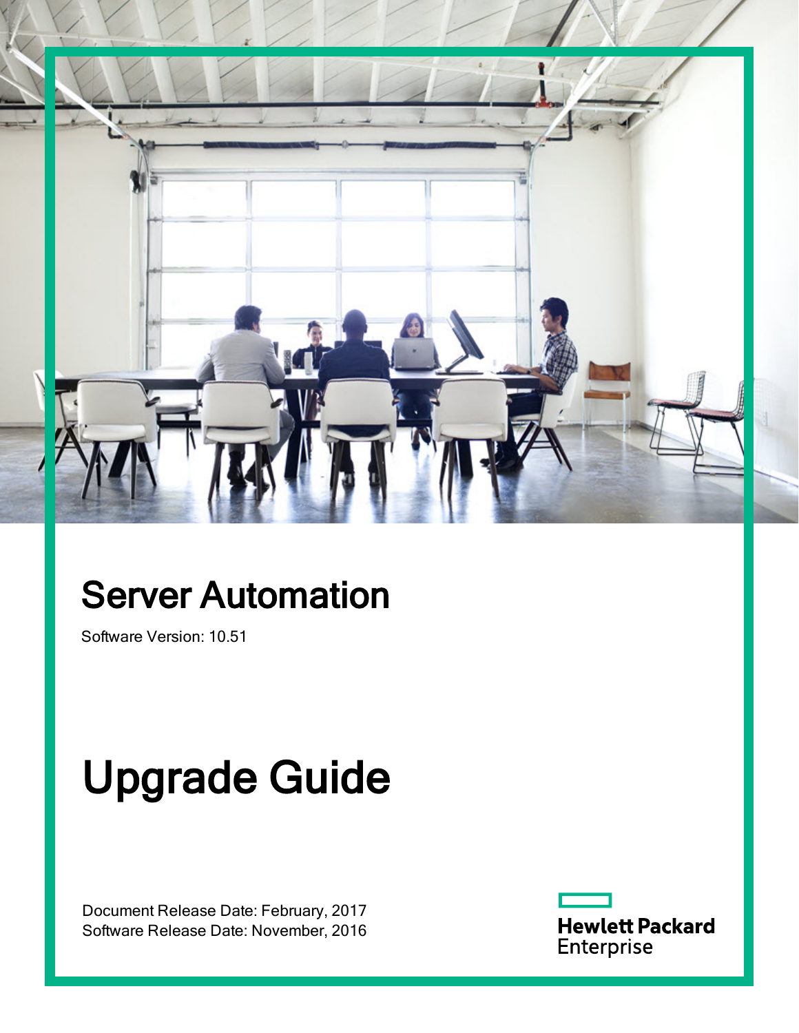# Server Automation

Software Version: 10.51

# Upgrade Guide

Document Release Date: February, 2017
Software Release Date: November, 2016

Hewlett Packard Enterprise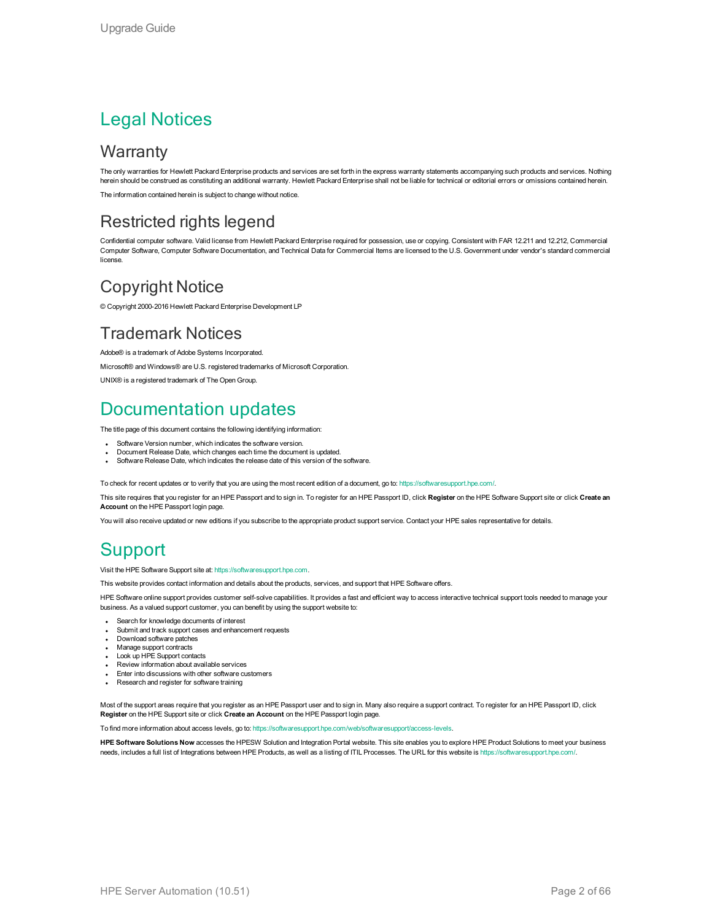# Legal Notices

## Warranty

The only warranties for Hewlett Packard Enterprise products and services are set forth in the express warranty statements accompanying such products and services. Nothing herein should be construed as constituting an additional warranty. Hewlett Packard Enterprise shall not be liable for technical or editorial errors or omissions contained herein.

The information contained herein is subject to change without notice.

## Restricted rights legend

Confidential computer software. Valid license from Hewlett Packard Enterprise required for possession, use or copying. Consistent with FAR 12.211 and 12.212, Commercial Computer Software, Computer Software Documentation, and Technical Data for Commercial Items are licensed to the U.S. Government under vendor's standard commercial license.

## Copyright Notice

© Copyright 2000-2016 Hewlett Packard Enterprise Development LP

## Trademark Notices

Adobe® is a trademark of Adobe Systems Incorporated.

Microsoft® and Windows® are U.S. registered trademarks of Microsoft Corporation.

UNIX® is a registered trademark of The Open Group.

# Documentation updates

The title page of this document contains the following identifying information:

- Software Version number, which indicates the software version.
- Document Release Date, which changes each time the document is updated.
- Software Release Date, which indicates the release date of this version of the software.

To check for recent updates or to verify that you are using the most recent edition of a document, go to: https://softwaresupport.hpe.com/.

This site requires that you register for an HPE Passport and to sign in. To register for an HPE Passport ID, click **Register** on the HPE Software Support site or click **Create an Account** on the HPE Passport login page.

You will also receive updated or new editions if you subscribe to the appropriate product support service. Contact your HPE sales representative for details.

# Support

Visit the HPE Software Support site at: https://softwaresupport.hpe.com.

This website provides contact information and details about the products, services, and support that HPE Software offers.

HPE Software online support provides customer self-solve capabilities. It provides a fast and efficient way to access interactive technical support tools needed to manage your business. As a valued support customer, you can benefit by using the support website to:

- Search for knowledge documents of interest
- Submit and track support cases and enhancement requests
- Download software patches
- Manage support contracts
- Look up HPE Support contacts
- Review information about available services
- Enter into discussions with other software customers
- Research and register for software training

Most of the support areas require that you register as an HPE Passport user and to sign in. Many also require a support contract. To register for an HPE Passport ID, click **Register** on the HPE Support site or click **Create an Account** on the HPE Passport login page.

To find more information about access levels, go to: https://softwaresupport.hpe.com/web/softwaresupport/access-levels.

**HPE Software Solutions Now** accesses the HPESW Solution and Integration Portal website. This site enables you to explore HPE Product Solutions to meet your business needs, includes a full list of Integrations between HPE Products, as well as a listing of ITIL Processes. The URL for this website is https://softwaresupport.hpe.com/.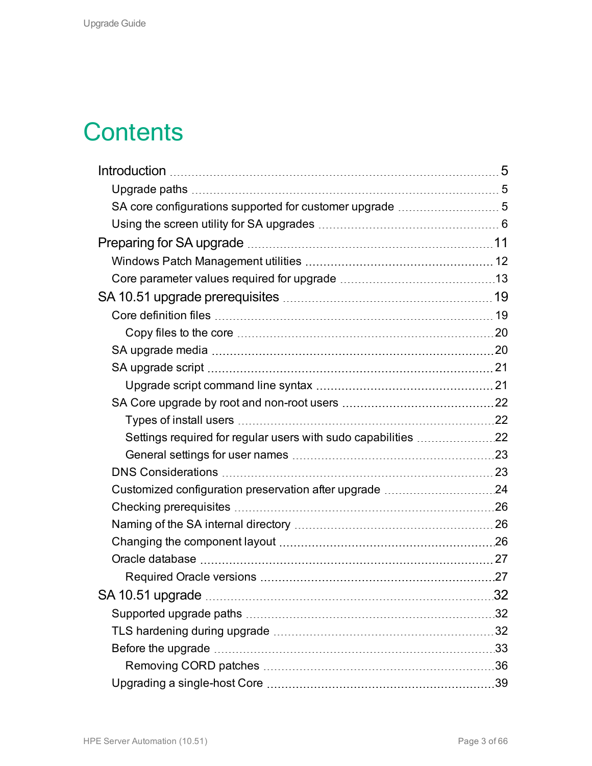# Contents

- Introduction ..... 5
  - Upgrade paths ..... 5
  - SA core configurations supported for customer upgrade ..... 5
  - Using the screen utility for SA upgrades ..... 6
- Preparing for SA upgrade ..... 11
  - Windows Patch Management utilities ..... 12
  - Core parameter values required for upgrade ..... 13
- SA 10.51 upgrade prerequisites ..... 19
  - Core definition files ..... 19
    - Copy files to the core ..... 20
  - SA upgrade media ..... 20
  - SA upgrade script ..... 21
    - Upgrade script command line syntax ..... 21
  - SA Core upgrade by root and non-root users ..... 22
    - Types of install users ..... 22
    - Settings required for regular users with sudo capabilities ..... 22
    - General settings for user names ..... 23
  - DNS Considerations ..... 23
  - Customized configuration preservation after upgrade ..... 24
  - Checking prerequisites ..... 26
  - Naming of the SA internal directory ..... 26
  - Changing the component layout ..... 26
  - Oracle database ..... 27
    - Required Oracle versions ..... 27
- SA 10.51 upgrade ..... 32
  - Supported upgrade paths ..... 32
  - TLS hardening during upgrade ..... 32
  - Before the upgrade ..... 33
    - Removing CORD patches ..... 36
  - Upgrading a single-host Core ..... 39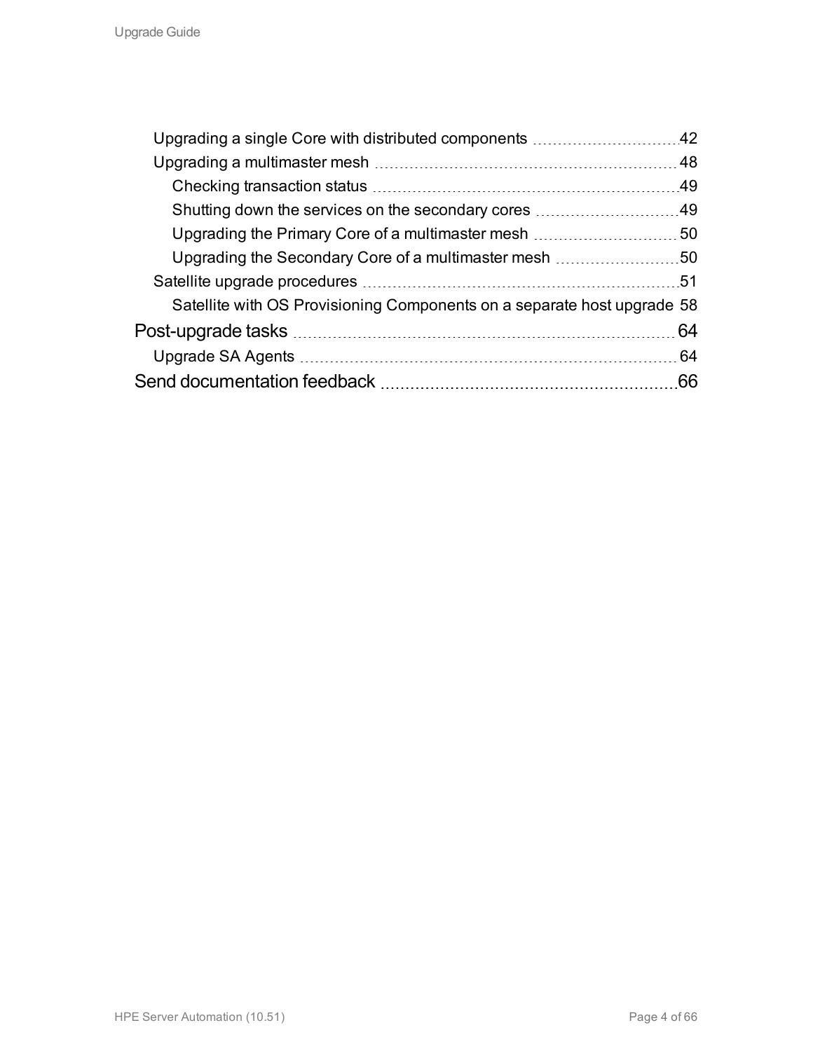- Upgrading a single Core with distributed components 42
- Upgrading a multimaster mesh 48
  - Checking transaction status 49
  - Shutting down the services on the secondary cores 49
  - Upgrading the Primary Core of a multimaster mesh 50
  - Upgrading the Secondary Core of a multimaster mesh 50
- Satellite upgrade procedures 51
  - Satellite with OS Provisioning Components on a separate host upgrade 58

Post-upgrade tasks 64

- Upgrade SA Agents 64

Send documentation feedback 66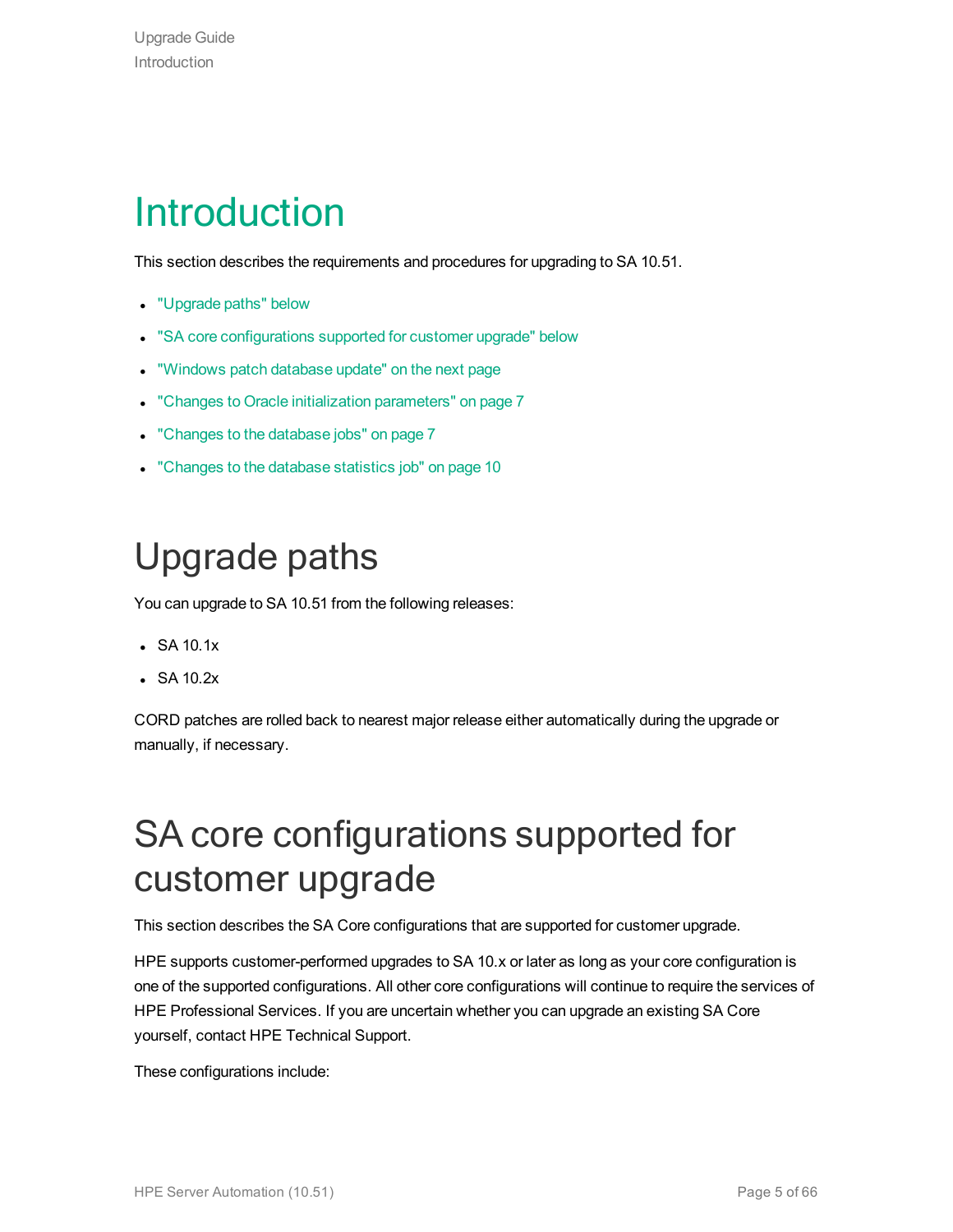# Introduction

This section describes the requirements and procedures for upgrading to SA 10.51.

- "Upgrade paths" below
- "SA core configurations supported for customer upgrade" below
- "Windows patch database update" on the next page
- "Changes to Oracle initialization parameters" on page 7
- "Changes to the database jobs" on page 7
- "Changes to the database statistics job" on page 10

# Upgrade paths

You can upgrade to SA 10.51 from the following releases:

- SA 10.1x
- SA 10.2x

CORD patches are rolled back to nearest major release either automatically during the upgrade or manually, if necessary.

# SA core configurations supported for customer upgrade

This section describes the SA Core configurations that are supported for customer upgrade.

HPE supports customer-performed upgrades to SA 10.x or later as long as your core configuration is one of the supported configurations. All other core configurations will continue to require the services of HPE Professional Services. If you are uncertain whether you can upgrade an existing SA Core yourself, contact HPE Technical Support.

These configurations include: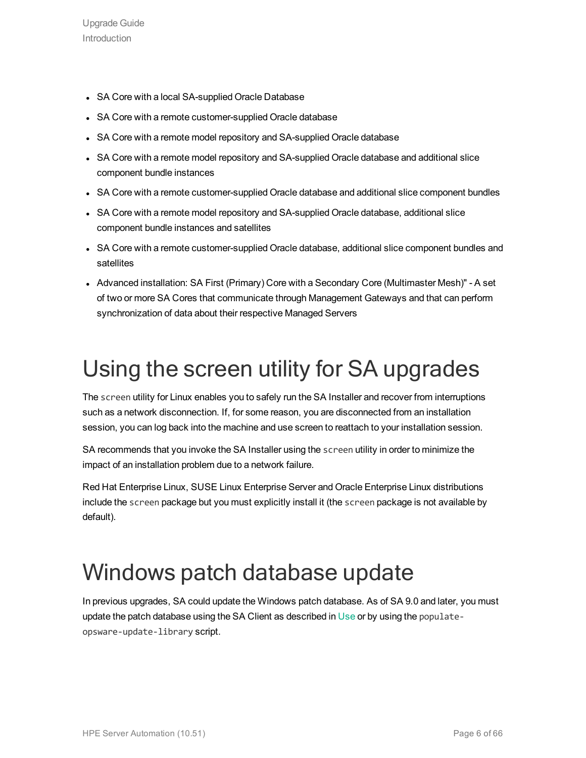- SA Core with a local SA-supplied Oracle Database
- SA Core with a remote customer-supplied Oracle database
- SA Core with a remote model repository and SA-supplied Oracle database
- SA Core with a remote model repository and SA-supplied Oracle database and additional slice component bundle instances
- SA Core with a remote customer-supplied Oracle database and additional slice component bundles
- SA Core with a remote model repository and SA-supplied Oracle database, additional slice component bundle instances and satellites
- SA Core with a remote customer-supplied Oracle database, additional slice component bundles and satellites
- Advanced installation: SA First (Primary) Core with a Secondary Core (Multimaster Mesh)" - A set of two or more SA Cores that communicate through Management Gateways and that can perform synchronization of data about their respective Managed Servers

# Using the screen utility for SA upgrades

The `screen` utility for Linux enables you to safely run the SA Installer and recover from interruptions such as a network disconnection. If, for some reason, you are disconnected from an installation session, you can log back into the machine and use screen to reattach to your installation session.

SA recommends that you invoke the SA Installer using the `screen` utility in order to minimize the impact of an installation problem due to a network failure.

Red Hat Enterprise Linux, SUSE Linux Enterprise Server and Oracle Enterprise Linux distributions include the `screen` package but you must explicitly install it (the `screen` package is not available by default).

# Windows patch database update

In previous upgrades, SA could update the Windows patch database. As of SA 9.0 and later, you must update the patch database using the SA Client as described in Use or by using the `populate-opsware-update-library` script.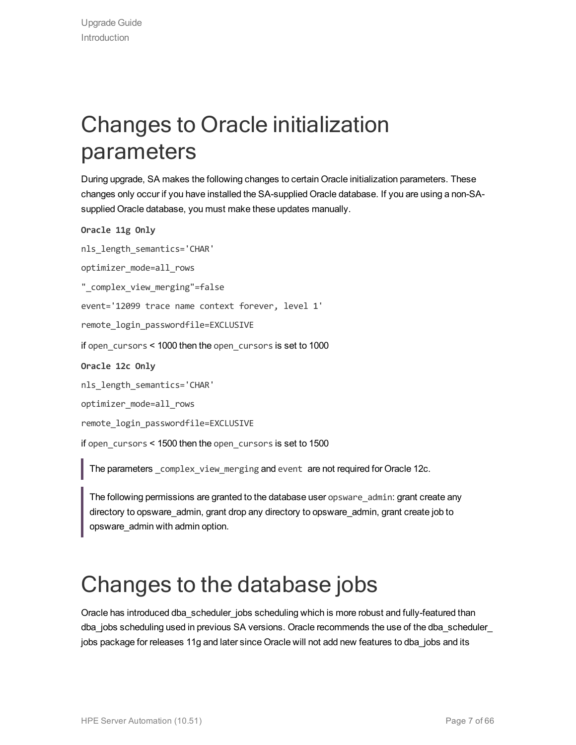# Changes to Oracle initialization parameters

During upgrade, SA makes the following changes to certain Oracle initialization parameters. These changes only occur if you have installed the SA-supplied Oracle database. If you are using a non-SA-supplied Oracle database, you must make these updates manually.

**Oracle 11g Only**

```
nls_length_semantics='CHAR'
optimizer_mode=all_rows
"_complex_view_merging"=false
event='12099 trace name context forever, level 1'
remote_login_passwordfile=EXCLUSIVE
```

if `open_cursors` < 1000 then the `open_cursors` is set to 1000

**Oracle 12c Only**

```
nls_length_semantics='CHAR'
optimizer_mode=all_rows
remote_login_passwordfile=EXCLUSIVE
```

if `open_cursors` < 1500 then the `open_cursors` is set to 1500

> The parameters `_complex_view_merging` and `event` are not required for Oracle 12c.

> The following permissions are granted to the database user `opsware_admin`: grant create any directory to opsware_admin, grant drop any directory to opsware_admin, grant create job to opsware_admin with admin option.

# Changes to the database jobs

Oracle has introduced dba_scheduler_jobs scheduling which is more robust and fully-featured than dba_jobs scheduling used in previous SA versions. Oracle recommends the use of the dba_scheduler_jobs package for releases 11g and later since Oracle will not add new features to dba_jobs and its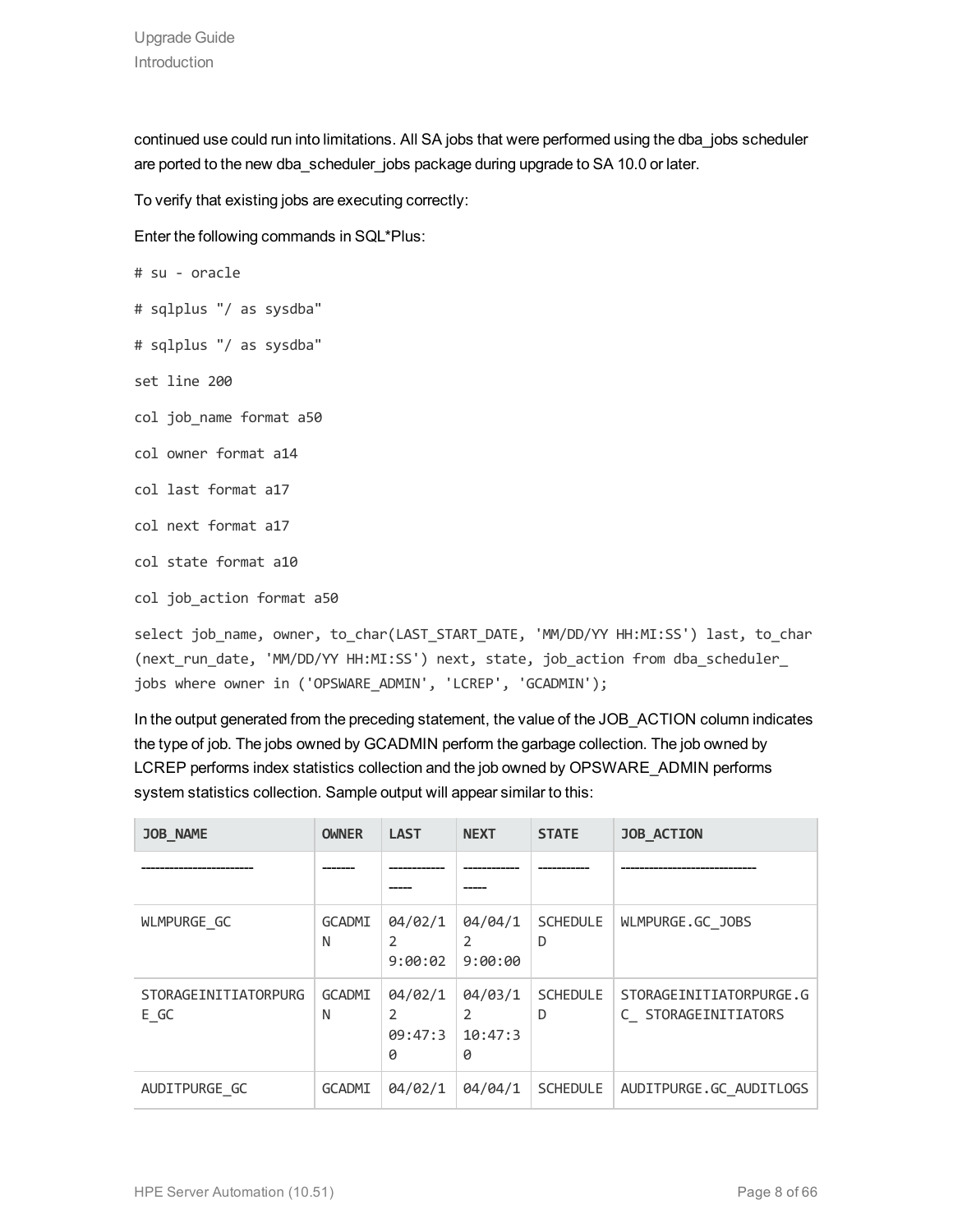continued use could run into limitations. All SA jobs that were performed using the dba_jobs scheduler are ported to the new dba_scheduler_jobs package during upgrade to SA 10.0 or later.

To verify that existing jobs are executing correctly:

Enter the following commands in SQL*Plus:

```
# su - oracle

# sqlplus "/ as sysdba"

# sqlplus "/ as sysdba"

set line 200

col job_name format a50

col owner format a14

col last format a17

col next format a17

col state format a10

col job_action format a50

select job_name, owner, to_char(LAST_START_DATE, 'MM/DD/YY HH:MI:SS') last, to_char
(next_run_date, 'MM/DD/YY HH:MI:SS') next, state, job_action from dba_scheduler_
jobs where owner in ('OPSWARE_ADMIN', 'LCREP', 'GCADMIN');
```

In the output generated from the preceding statement, the value of the JOB_ACTION column indicates the type of job. The jobs owned by GCADMIN perform the garbage collection. The job owned by LCREP performs index statistics collection and the job owned by OPSWARE_ADMIN performs system statistics collection. Sample output will appear similar to this:

| JOB_NAME | OWNER | LAST | NEXT | STATE | JOB_ACTION |
|---|---|---|---|---|---|
| ------------------------ | ------- | --------------- | --------------- | ---------- | ---------------------------- |
| WLMPURGE_GC | GCADMIN | 04/02/12 9:00:02 | 04/04/12 9:00:00 | SCHEDULED | WLMPURGE.GC_JOBS |
| STORAGEINITIATORPURGE_GC | GCADMIN | 04/02/12 09:47:30 | 04/03/12 10:47:30 | SCHEDULED | STORAGEINITIATORPURGE.GC_ STORAGEINITIATORS |
| AUDITPURGE_GC | GCADMI | 04/02/1 | 04/04/1 | SCHEDULE | AUDITPURGE.GC_AUDITLOGS |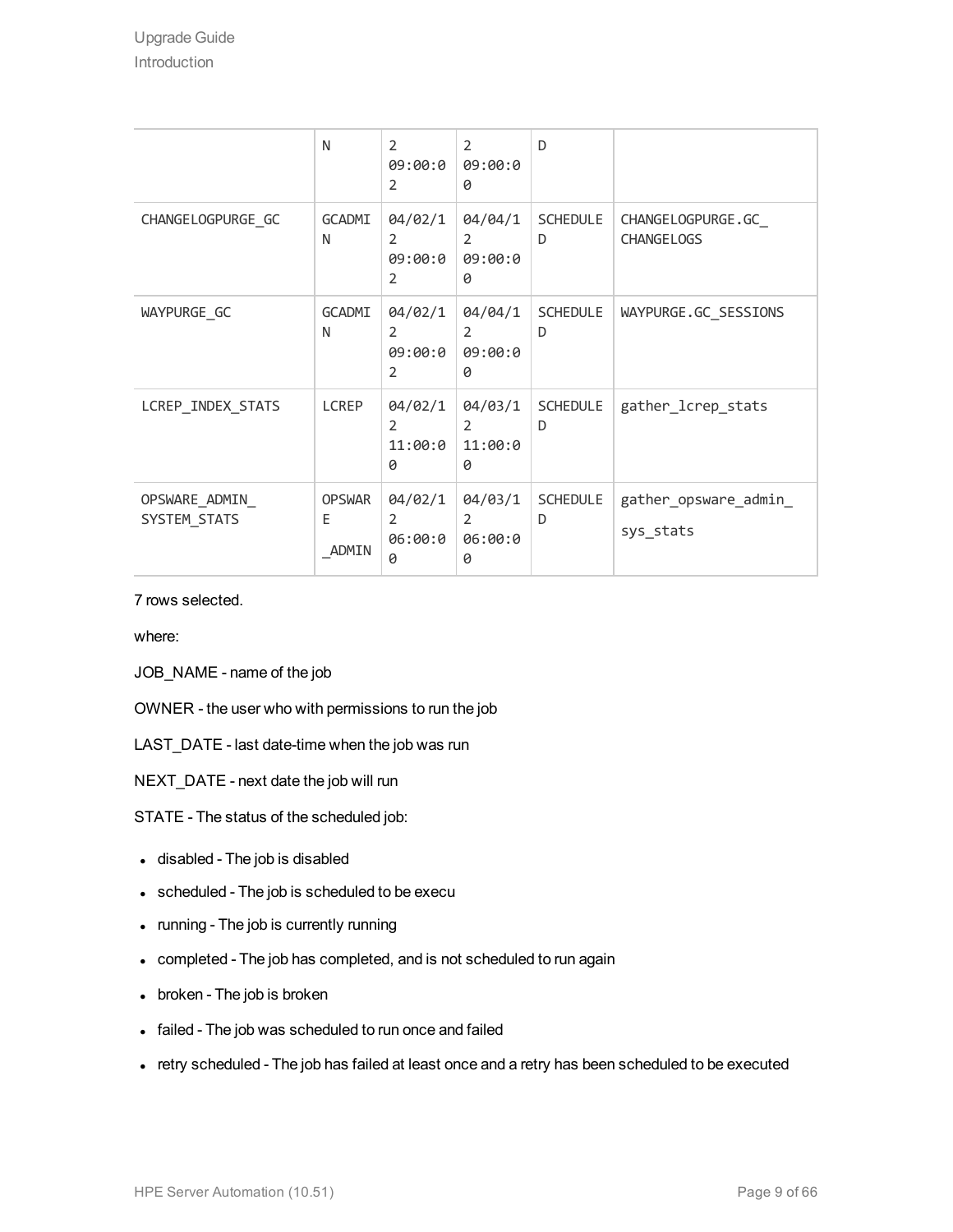|  | N | 2 09:00:02 | 2 09:00:00 | D |  |
| --- | --- | --- | --- | --- | --- |
| CHANGELOGPURGE_GC | GCADMIN | 04/02/12 09:00:02 | 04/04/12 09:00:00 | SCHEDULED | CHANGELOGPURGE.GC_CHANGELOGS |
| WAYPURGE_GC | GCADMIN | 04/02/12 09:00:02 | 04/04/12 09:00:00 | SCHEDULED | WAYPURGE.GC_SESSIONS |
| LCREP_INDEX_STATS | LCREP | 04/02/12 11:00:00 | 04/03/12 11:00:00 | SCHEDULED | gather_lcrep_stats |
| OPSWARE_ADMIN_SYSTEM_STATS | OPSWARE_ADMIN | 04/02/12 06:00:00 | 04/03/12 06:00:00 | SCHEDULED | gather_opsware_admin_sys_stats |

7 rows selected.

where:

JOB_NAME - name of the job

OWNER - the user who with permissions to run the job

LAST_DATE - last date-time when the job was run

NEXT_DATE - next date the job will run

STATE - The status of the scheduled job:

- disabled - The job is disabled
- scheduled - The job is scheduled to be execu
- running - The job is currently running
- completed - The job has completed, and is not scheduled to run again
- broken - The job is broken
- failed - The job was scheduled to run once and failed
- retry scheduled - The job has failed at least once and a retry has been scheduled to be executed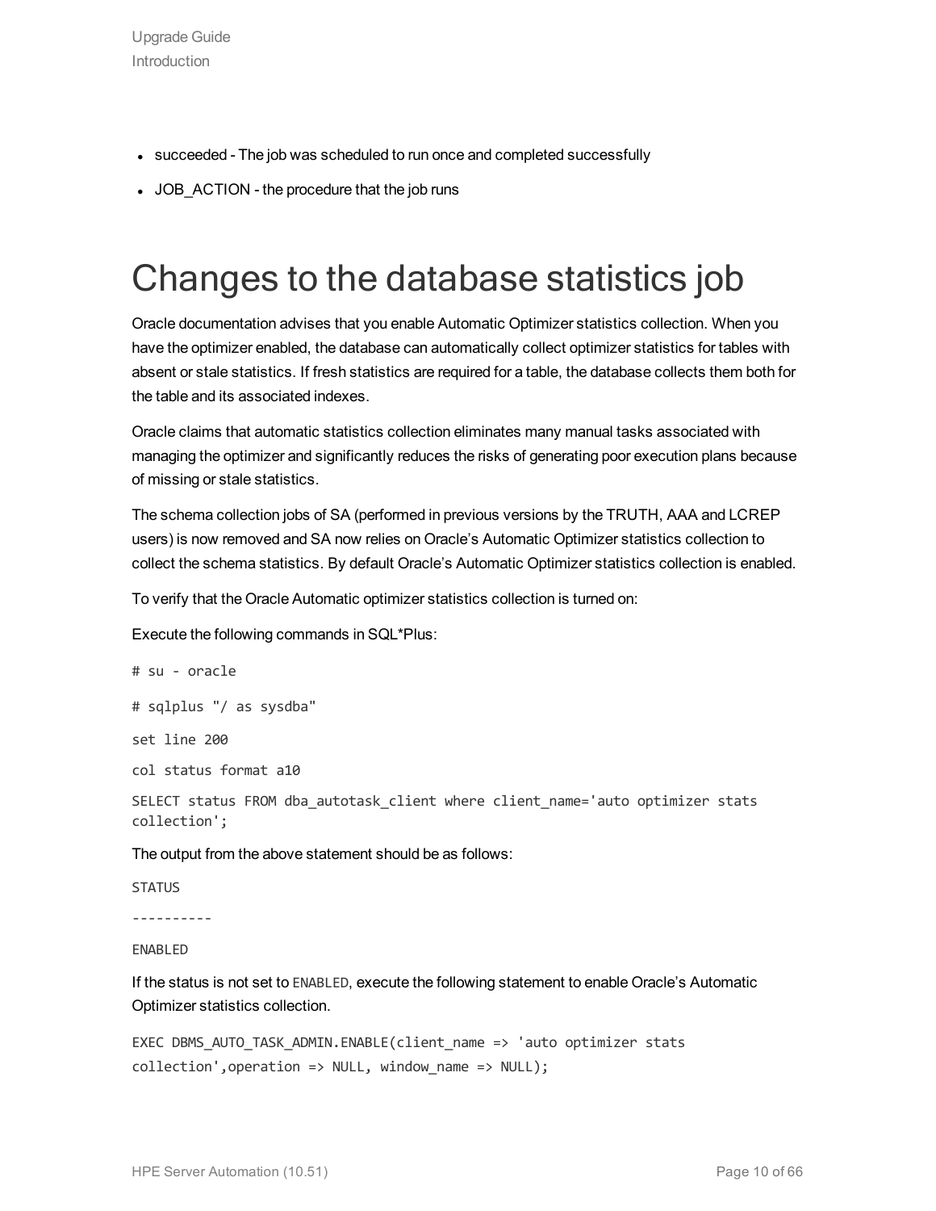- succeeded - The job was scheduled to run once and completed successfully
- JOB_ACTION - the procedure that the job runs

# Changes to the database statistics job

Oracle documentation advises that you enable Automatic Optimizer statistics collection. When you have the optimizer enabled, the database can automatically collect optimizer statistics for tables with absent or stale statistics. If fresh statistics are required for a table, the database collects them both for the table and its associated indexes.

Oracle claims that automatic statistics collection eliminates many manual tasks associated with managing the optimizer and significantly reduces the risks of generating poor execution plans because of missing or stale statistics.

The schema collection jobs of SA (performed in previous versions by the TRUTH, AAA and LCREP users) is now removed and SA now relies on Oracle's Automatic Optimizer statistics collection to collect the schema statistics. By default Oracle's Automatic Optimizer statistics collection is enabled.

To verify that the Oracle Automatic optimizer statistics collection is turned on:

Execute the following commands in SQL*Plus:

```
# su - oracle

# sqlplus "/ as sysdba"

set line 200

col status format a10

SELECT status FROM dba_autotask_client where client_name='auto optimizer stats collection';
```

The output from the above statement should be as follows:

```
STATUS

----------

ENABLED
```

If the status is not set to `ENABLED`, execute the following statement to enable Oracle's Automatic Optimizer statistics collection.

```
EXEC DBMS_AUTO_TASK_ADMIN.ENABLE(client_name => 'auto optimizer stats
collection',operation => NULL, window_name => NULL);
```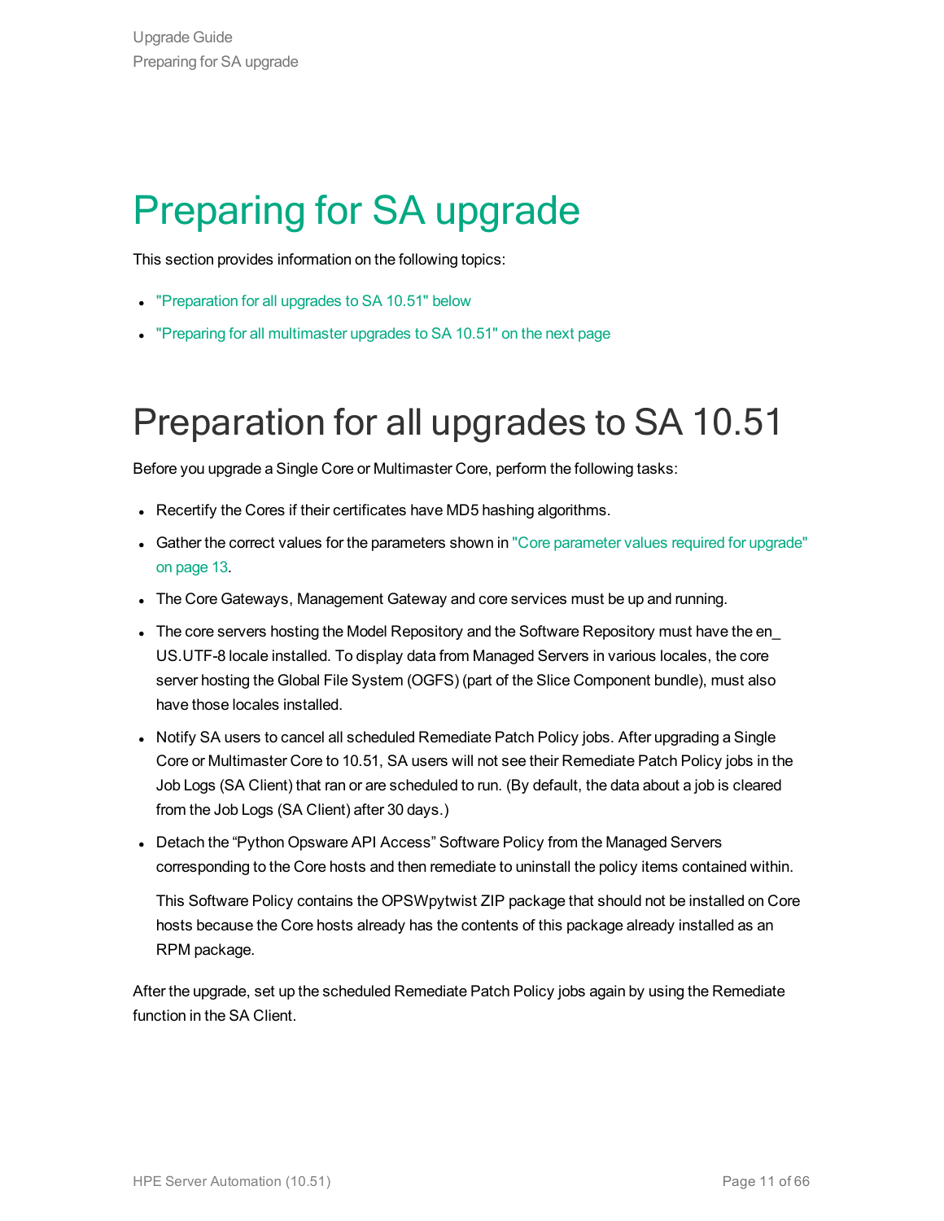# Preparing for SA upgrade

This section provides information on the following topics:

- "Preparation for all upgrades to SA 10.51" below
- "Preparing for all multimaster upgrades to SA 10.51" on the next page

## Preparation for all upgrades to SA 10.51

Before you upgrade a Single Core or Multimaster Core, perform the following tasks:

- Recertify the Cores if their certificates have MD5 hashing algorithms.
- Gather the correct values for the parameters shown in "Core parameter values required for upgrade" on page 13.
- The Core Gateways, Management Gateway and core services must be up and running.
- The core servers hosting the Model Repository and the Software Repository must have the en_US.UTF-8 locale installed. To display data from Managed Servers in various locales, the core server hosting the Global File System (OGFS) (part of the Slice Component bundle), must also have those locales installed.
- Notify SA users to cancel all scheduled Remediate Patch Policy jobs. After upgrading a Single Core or Multimaster Core to 10.51, SA users will not see their Remediate Patch Policy jobs in the Job Logs (SA Client) that ran or are scheduled to run. (By default, the data about a job is cleared from the Job Logs (SA Client) after 30 days.)
- Detach the “Python Opsware API Access” Software Policy from the Managed Servers corresponding to the Core hosts and then remediate to uninstall the policy items contained within.

  This Software Policy contains the OPSWpytwist ZIP package that should not be installed on Core hosts because the Core hosts already has the contents of this package already installed as an RPM package.

After the upgrade, set up the scheduled Remediate Patch Policy jobs again by using the Remediate function in the SA Client.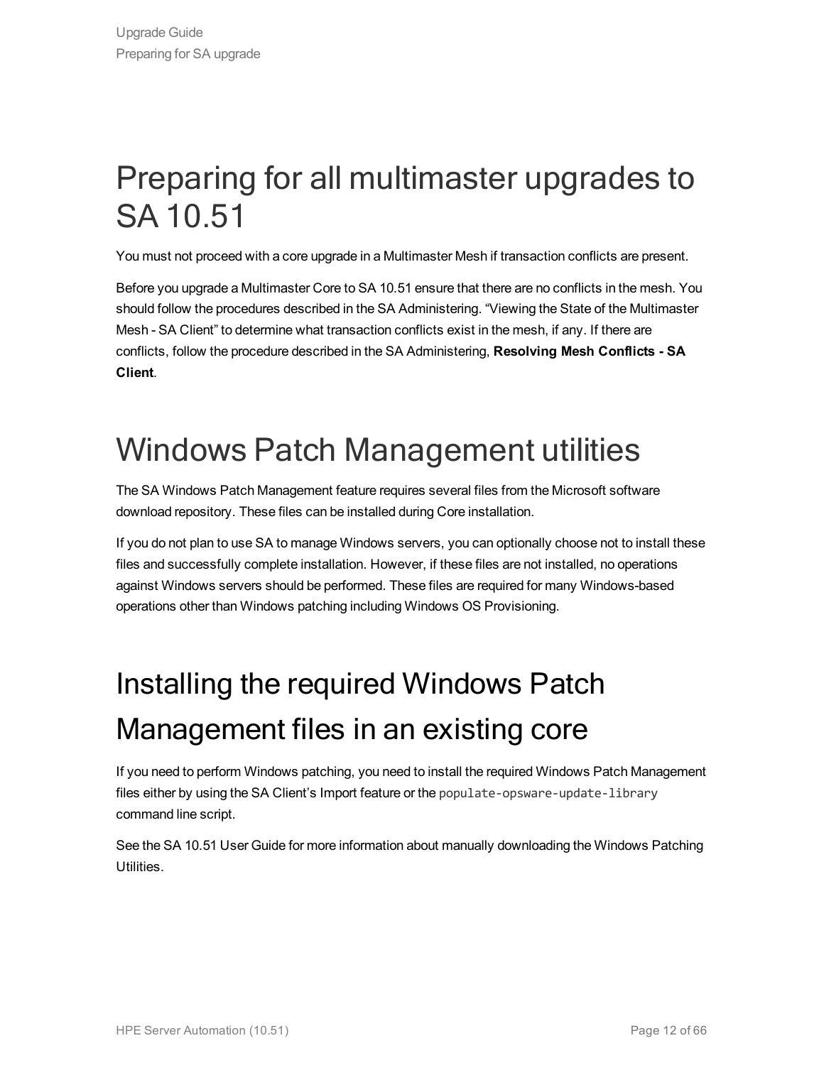# Preparing for all multimaster upgrades to SA 10.51

You must not proceed with a core upgrade in a Multimaster Mesh if transaction conflicts are present.

Before you upgrade a Multimaster Core to SA 10.51 ensure that there are no conflicts in the mesh. You should follow the procedures described in the SA Administering. “Viewing the State of the Multimaster Mesh - SA Client” to determine what transaction conflicts exist in the mesh, if any. If there are conflicts, follow the procedure described in the SA Administering, **Resolving Mesh Conflicts - SA Client**.

# Windows Patch Management utilities

The SA Windows Patch Management feature requires several files from the Microsoft software download repository. These files can be installed during Core installation.

If you do not plan to use SA to manage Windows servers, you can optionally choose not to install these files and successfully complete installation. However, if these files are not installed, no operations against Windows servers should be performed. These files are required for many Windows-based operations other than Windows patching including Windows OS Provisioning.

# Installing the required Windows Patch Management files in an existing core

If you need to perform Windows patching, you need to install the required Windows Patch Management files either by using the SA Client’s Import feature or the `populate-opsware-update-library` command line script.

See the SA 10.51 User Guide for more information about manually downloading the Windows Patching Utilities.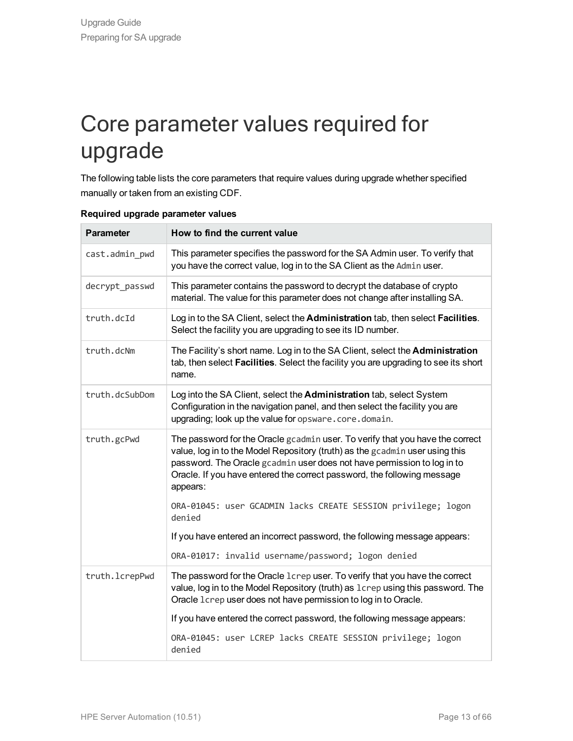# Core parameter values required for upgrade

The following table lists the core parameters that require values during upgrade whether specified manually or taken from an existing CDF.

**Required upgrade parameter values**

| Parameter | How to find the current value |
| --- | --- |
| `cast.admin_pwd` | This parameter specifies the password for the SA Admin user. To verify that you have the correct value, log in to the SA Client as the `Admin` user. |
| `decrypt_passwd` | This parameter contains the password to decrypt the database of crypto material. The value for this parameter does not change after installing SA. |
| `truth.dcId` | Log in to the SA Client, select the **Administration** tab, then select **Facilities**. Select the facility you are upgrading to see its ID number. |
| `truth.dcNm` | The Facility's short name. Log in to the SA Client, select the **Administration** tab, then select **Facilities**. Select the facility you are upgrading to see its short name. |
| `truth.dcSubDom` | Log into the SA Client, select the **Administration** tab, select System Configuration in the navigation panel, and then select the facility you are upgrading; look up the value for `opsware.core.domain`. |
| `truth.gcPwd` | The password for the Oracle `gcadmin` user. To verify that you have the correct value, log in to the Model Repository (truth) as the `gcadmin` user using this password. The Oracle `gcadmin` user does not have permission to log in to Oracle. If you have entered the correct password, the following message appears: `ORA-01045: user GCADMIN lacks CREATE SESSION privilege; logon denied` If you have entered an incorrect password, the following message appears: `ORA-01017: invalid username/password; logon denied` |
| `truth.lcrepPwd` | The password for the Oracle `lcrep` user. To verify that you have the correct value, log in to the Model Repository (truth) as `lcrep` using this password. The Oracle `lcrep` user does not have permission to log in to Oracle. If you have entered the correct password, the following message appears: `ORA-01045: user LCREP lacks CREATE SESSION privilege; logon denied` |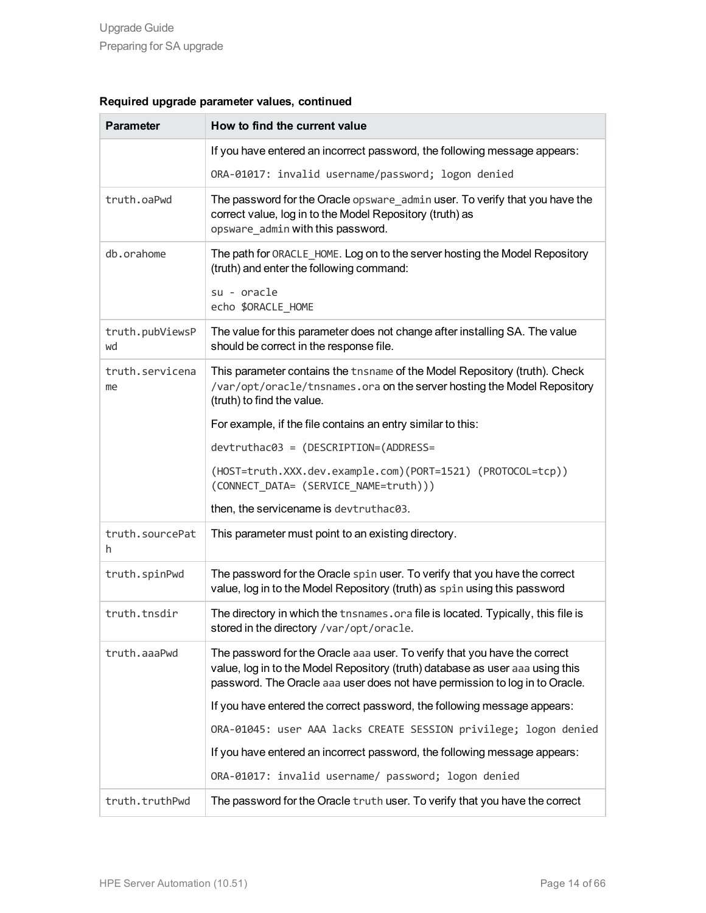**Required upgrade parameter values, continued**

| Parameter | How to find the current value |
|---|---|
| | If you have entered an incorrect password, the following message appears:<br><br>`ORA-01017: invalid username/password; logon denied` |
| `truth.oaPwd` | The password for the Oracle `opsware_admin` user. To verify that you have the correct value, log in to the Model Repository (truth) as `opsware_admin` with this password. |
| `db.orahome` | The path for `ORACLE_HOME`. Log on to the server hosting the Model Repository (truth) and enter the following command:<br><br>`su - oracle`<br>`echo $ORACLE_HOME` |
| `truth.pubViewsPwd` | The value for this parameter does not change after installing SA. The value should be correct in the response file. |
| `truth.servicename` | This parameter contains the `tnsname` of the Model Repository (truth). Check `/var/opt/oracle/tnsnames.ora` on the server hosting the Model Repository (truth) to find the value.<br><br>For example, if the file contains an entry similar to this:<br><br>`devtruthac03 = (DESCRIPTION=(ADDRESS=`<br><br>`(HOST=truth.XXX.dev.example.com)(PORT=1521) (PROTOCOL=tcp)) (CONNECT_DATA= (SERVICE_NAME=truth)))`<br><br>then, the servicename is `devtruthac03`. |
| `truth.sourcePath` | This parameter must point to an existing directory. |
| `truth.spinPwd` | The password for the Oracle `spin` user. To verify that you have the correct value, log in to the Model Repository (truth) as `spin` using this password |
| `truth.tnsdir` | The directory in which the `tnsnames.ora` file is located. Typically, this file is stored in the directory `/var/opt/oracle`. |
| `truth.aaaPwd` | The password for the Oracle `aaa` user. To verify that you have the correct value, log in to the Model Repository (truth) database as user `aaa` using this password. The Oracle `aaa` user does not have permission to log in to Oracle.<br><br>If you have entered the correct password, the following message appears:<br><br>`ORA-01045: user AAA lacks CREATE SESSION privilege; logon denied`<br><br>If you have entered an incorrect password, the following message appears:<br><br>`ORA-01017: invalid username/ password; logon denied` |
| `truth.truthPwd` | The password for the Oracle `truth` user. To verify that you have the correct |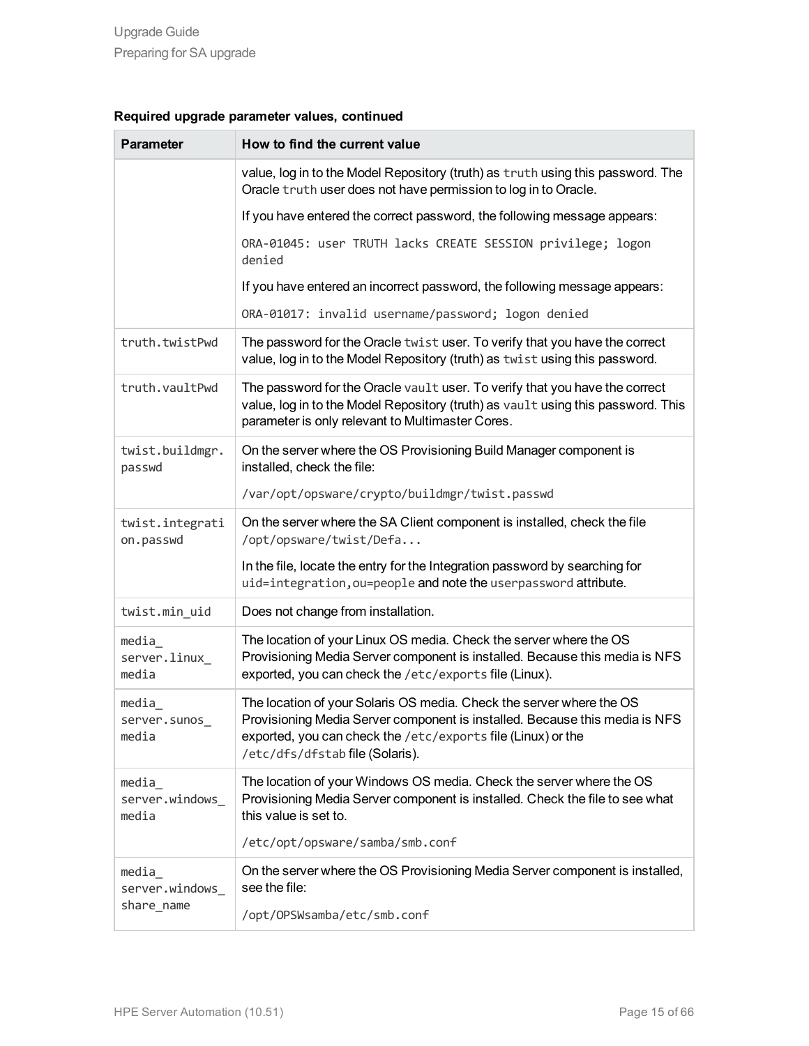**Required upgrade parameter values, continued**

| Parameter | How to find the current value |
| --- | --- |
| | value, log in to the Model Repository (truth) as `truth` using this password. The Oracle `truth` user does not have permission to log in to Oracle.<br><br>If you have entered the correct password, the following message appears:<br><br>`ORA-01045: user TRUTH lacks CREATE SESSION privilege; logon denied`<br><br>If you have entered an incorrect password, the following message appears:<br><br>`ORA-01017: invalid username/password; logon denied` |
| `truth.twistPwd` | The password for the Oracle `twist` user. To verify that you have the correct value, log in to the Model Repository (truth) as `twist` using this password. |
| `truth.vaultPwd` | The password for the Oracle `vault` user. To verify that you have the correct value, log in to the Model Repository (truth) as `vault` using this password. This parameter is only relevant to Multimaster Cores. |
| `twist.buildmgr.passwd` | On the server where the OS Provisioning Build Manager component is installed, check the file:<br><br>`/var/opt/opsware/crypto/buildmgr/twist.passwd` |
| `twist.integration.passwd` | On the server where the SA Client component is installed, check the file `/opt/opsware/twist/Defa...`<br><br>In the file, locate the entry for the Integration password by searching for `uid=integration,ou=people` and note the `userpassword` attribute. |
| `twist.min_uid` | Does not change from installation. |
| `media_server.linux_media` | The location of your Linux OS media. Check the server where the OS Provisioning Media Server component is installed. Because this media is NFS exported, you can check the `/etc/exports` file (Linux). |
| `media_server.sunos_media` | The location of your Solaris OS media. Check the server where the OS Provisioning Media Server component is installed. Because this media is NFS exported, you can check the `/etc/exports` file (Linux) or the `/etc/dfs/dfstab` file (Solaris). |
| `media_server.windows_media` | The location of your Windows OS media. Check the server where the OS Provisioning Media Server component is installed. Check the file to see what this value is set to.<br><br>`/etc/opt/opsware/samba/smb.conf` |
| `media_server.windows_share_name` | On the server where the OS Provisioning Media Server component is installed, see the file:<br><br>`/opt/OPSWsamba/etc/smb.conf` |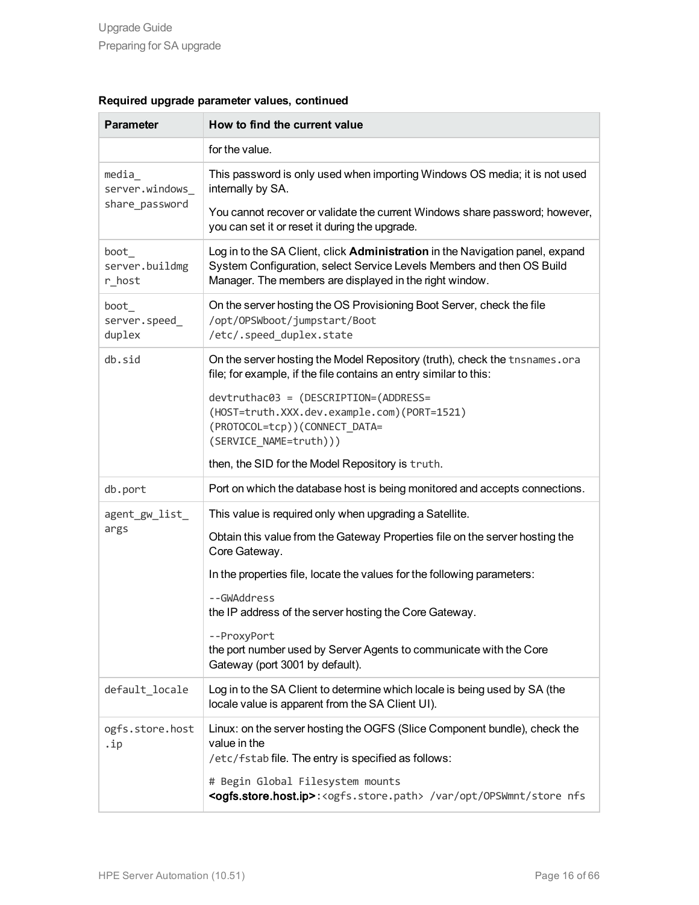**Required upgrade parameter values, continued**

| Parameter | How to find the current value |
| --- | --- |
| | for the value. |
| `media_server.windows_share_password` | This password is only used when importing Windows OS media; it is not used internally by SA.<br><br>You cannot recover or validate the current Windows share password; however, you can set it or reset it during the upgrade. |
| `boot_server.buildmgr_host` | Log in to the SA Client, click **Administration** in the Navigation panel, expand System Configuration, select Service Levels Members and then OS Build Manager. The members are displayed in the right window. |
| `boot_server.speed_duplex` | On the server hosting the OS Provisioning Boot Server, check the file `/opt/OPSWboot/jumpstart/Boot/etc/.speed_duplex.state` |
| `db.sid` | On the server hosting the Model Repository (truth), check the `tnsnames.ora` file; for example, if the file contains an entry similar to this:<br><br>`devtruthac03 = (DESCRIPTION=(ADDRESS=(HOST=truth.XXX.dev.example.com)(PORT=1521)(PROTOCOL=tcp))(CONNECT_DATA=(SERVICE_NAME=truth)))`<br><br>then, the SID for the Model Repository is `truth`. |
| `db.port` | Port on which the database host is being monitored and accepts connections. |
| `agent_gw_list_args` | This value is required only when upgrading a Satellite.<br><br>Obtain this value from the Gateway Properties file on the server hosting the Core Gateway.<br><br>In the properties file, locate the values for the following parameters:<br><br>`--GWAddress`<br>the IP address of the server hosting the Core Gateway.<br><br>`--ProxyPort`<br>the port number used by Server Agents to communicate with the Core Gateway (port 3001 by default). |
| `default_locale` | Log in to the SA Client to determine which locale is being used by SA (the locale value is apparent from the SA Client UI). |
| `ogfs.store.host.ip` | Linux: on the server hosting the OGFS (Slice Component bundle), check the value in the `/etc/fstab` file. The entry is specified as follows:<br><br>`# Begin Global Filesystem mounts`<br>**<ogfs.store.host.ip>**`:<ogfs.store.path> /var/opt/OPSWmnt/store nfs` |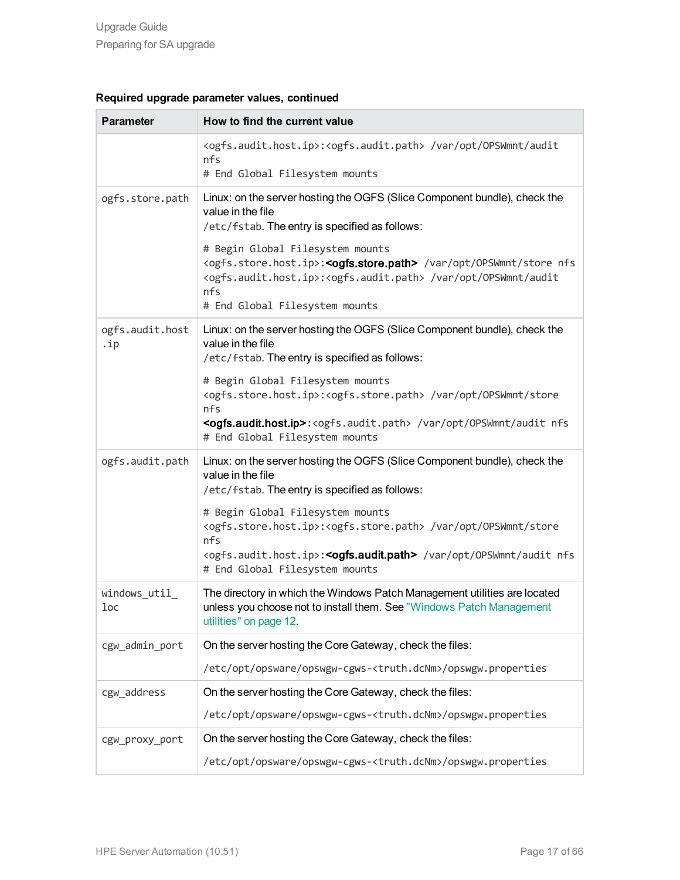**Required upgrade parameter values, continued**

| Parameter | How to find the current value |
| --- | --- |
| | `<ogfs.audit.host.ip>:<ogfs.audit.path> /var/opt/OPSWmnt/audit nfs`<br>`# End Global Filesystem mounts` |
| `ogfs.store.path` | Linux: on the server hosting the OGFS (Slice Component bundle), check the value in the file `/etc/fstab`. The entry is specified as follows:<br><br>`# Begin Global Filesystem mounts`<br>`<ogfs.store.host.ip>:`**<ogfs.store.path>**` /var/opt/OPSWmnt/store nfs`<br>`<ogfs.audit.host.ip>:<ogfs.audit.path> /var/opt/OPSWmnt/audit nfs`<br>`# End Global Filesystem mounts` |
| `ogfs.audit.host.ip` | Linux: on the server hosting the OGFS (Slice Component bundle), check the value in the file `/etc/fstab`. The entry is specified as follows:<br><br>`# Begin Global Filesystem mounts`<br>`<ogfs.store.host.ip>:<ogfs.store.path> /var/opt/OPSWmnt/store nfs`<br>**<ogfs.audit.host.ip>**`:<ogfs.audit.path> /var/opt/OPSWmnt/audit nfs`<br>`# End Global Filesystem mounts` |
| `ogfs.audit.path` | Linux: on the server hosting the OGFS (Slice Component bundle), check the value in the file `/etc/fstab`. The entry is specified as follows:<br><br>`# Begin Global Filesystem mounts`<br>`<ogfs.store.host.ip>:<ogfs.store.path> /var/opt/OPSWmnt/store nfs`<br>`<ogfs.audit.host.ip>:`**<ogfs.audit.path>**` /var/opt/OPSWmnt/audit nfs`<br>`# End Global Filesystem mounts` |
| `windows_util_loc` | The directory in which the Windows Patch Management utilities are located unless you choose not to install them. See "Windows Patch Management utilities" on page 12. |
| `cgw_admin_port` | On the server hosting the Core Gateway, check the files:<br><br>`/etc/opt/opsware/opswgw-cgws-<truth.dcNm>/opswgw.properties` |
| `cgw_address` | On the server hosting the Core Gateway, check the files:<br><br>`/etc/opt/opsware/opswgw-cgws-<truth.dcNm>/opswgw.properties` |
| `cgw_proxy_port` | On the server hosting the Core Gateway, check the files:<br><br>`/etc/opt/opsware/opswgw-cgws-<truth.dcNm>/opswgw.properties` |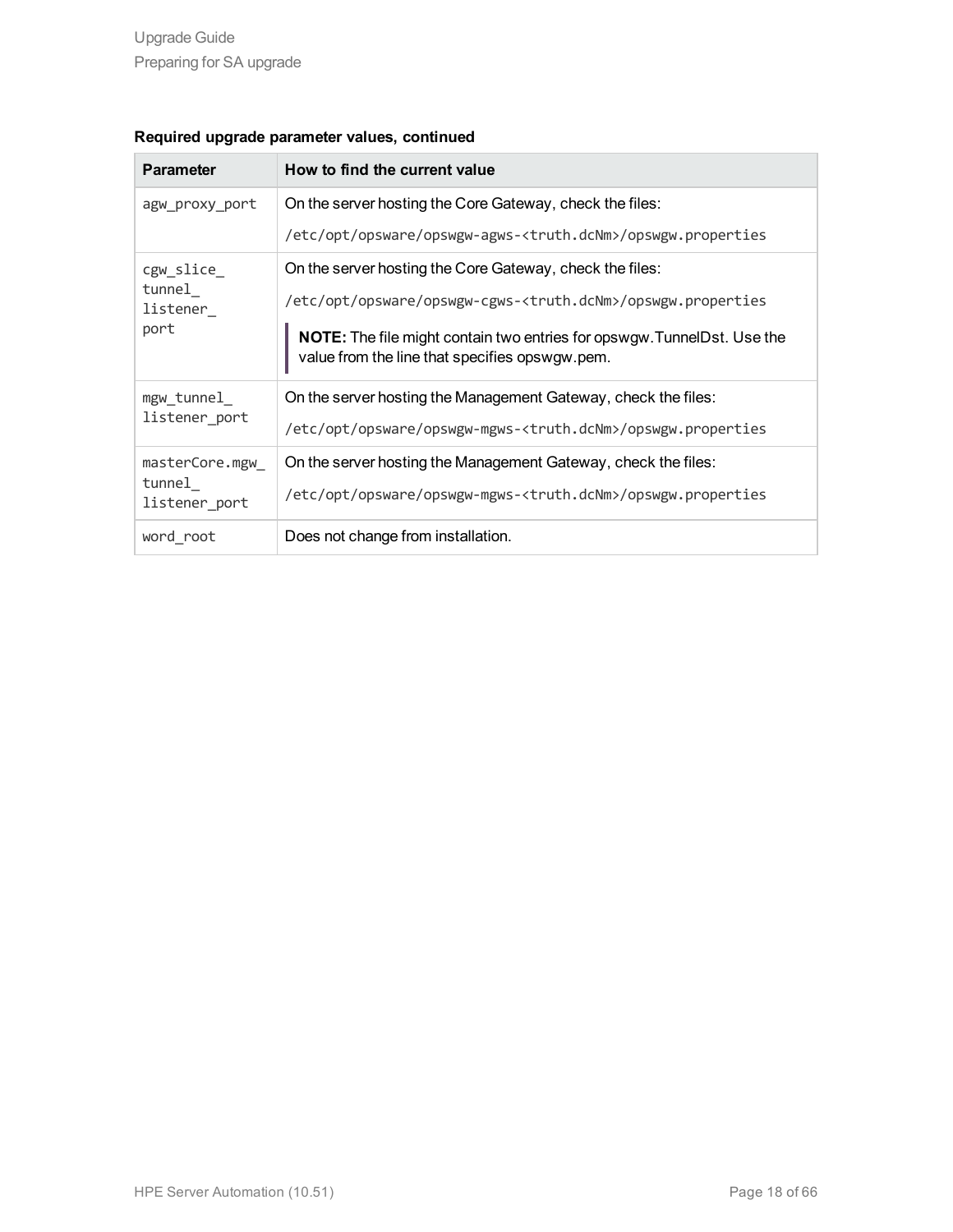**Required upgrade parameter values, continued**

| Parameter | How to find the current value |
| --- | --- |
| `agw_proxy_port` | On the server hosting the Core Gateway, check the files:<br>`/etc/opt/opsware/opswgw-agws-<truth.dcNm>/opswgw.properties` |
| `cgw_slice_tunnel_listener_port` | On the server hosting the Core Gateway, check the files:<br>`/etc/opt/opsware/opswgw-cgws-<truth.dcNm>/opswgw.properties`<br>**NOTE:** The file might contain two entries for opswgw.TunnelDst. Use the value from the line that specifies opswgw.pem. |
| `mgw_tunnel_listener_port` | On the server hosting the Management Gateway, check the files:<br>`/etc/opt/opsware/opswgw-mgws-<truth.dcNm>/opswgw.properties` |
| `masterCore.mgw_tunnel_listener_port` | On the server hosting the Management Gateway, check the files:<br>`/etc/opt/opsware/opswgw-mgws-<truth.dcNm>/opswgw.properties` |
| `word_root` | Does not change from installation. |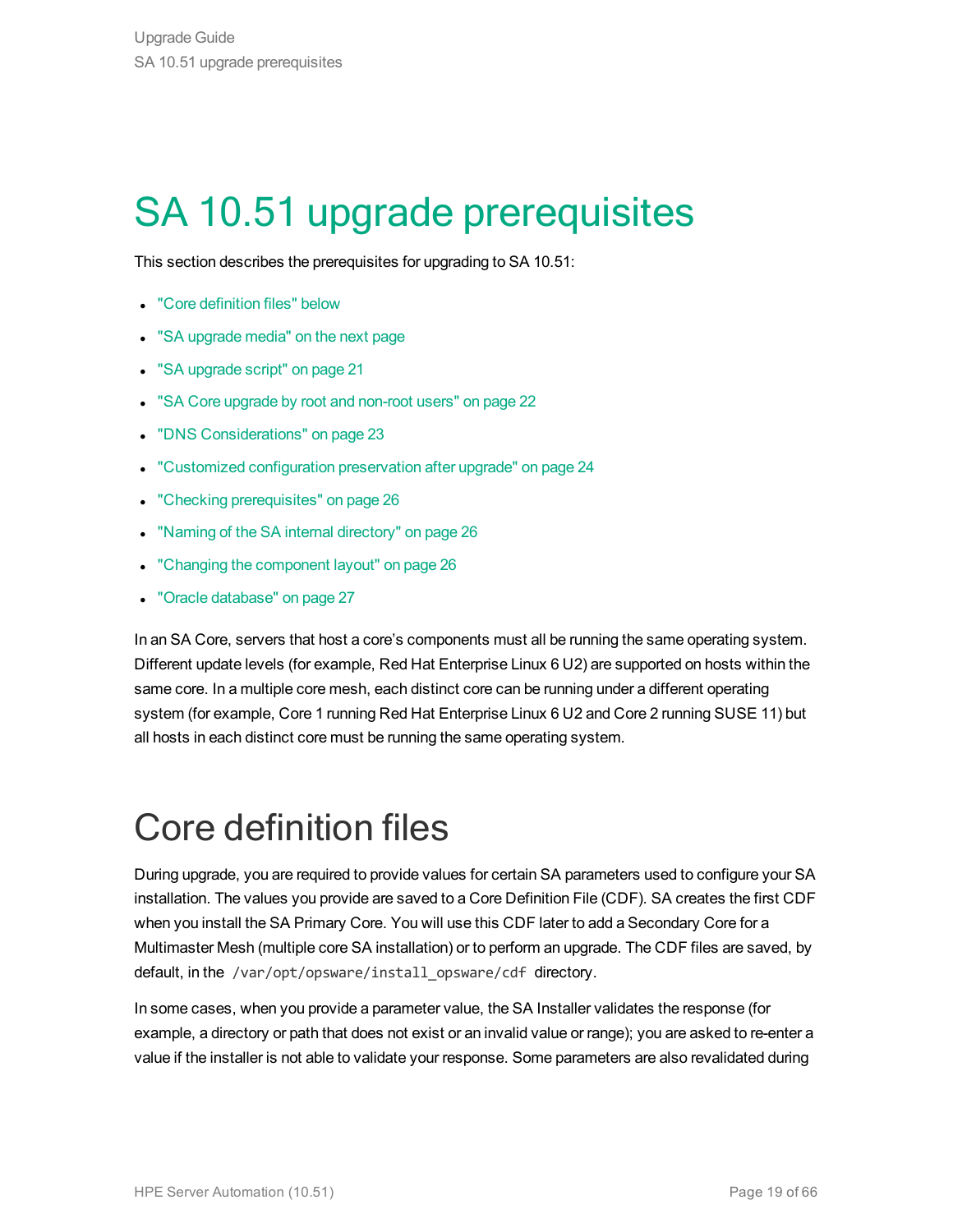# SA 10.51 upgrade prerequisites

This section describes the prerequisites for upgrading to SA 10.51:

- "Core definition files" below
- "SA upgrade media" on the next page
- "SA upgrade script" on page 21
- "SA Core upgrade by root and non-root users" on page 22
- "DNS Considerations" on page 23
- "Customized configuration preservation after upgrade" on page 24
- "Checking prerequisites" on page 26
- "Naming of the SA internal directory" on page 26
- "Changing the component layout" on page 26
- "Oracle database" on page 27

In an SA Core, servers that host a core's components must all be running the same operating system. Different update levels (for example, Red Hat Enterprise Linux 6 U2) are supported on hosts within the same core. In a multiple core mesh, each distinct core can be running under a different operating system (for example, Core 1 running Red Hat Enterprise Linux 6 U2 and Core 2 running SUSE 11) but all hosts in each distinct core must be running the same operating system.

# Core definition files

During upgrade, you are required to provide values for certain SA parameters used to configure your SA installation. The values you provide are saved to a Core Definition File (CDF). SA creates the first CDF when you install the SA Primary Core. You will use this CDF later to add a Secondary Core for a Multimaster Mesh (multiple core SA installation) or to perform an upgrade. The CDF files are saved, by default, in the `/var/opt/opsware/install_opsware/cdf` directory.

In some cases, when you provide a parameter value, the SA Installer validates the response (for example, a directory or path that does not exist or an invalid value or range); you are asked to re-enter a value if the installer is not able to validate your response. Some parameters are also revalidated during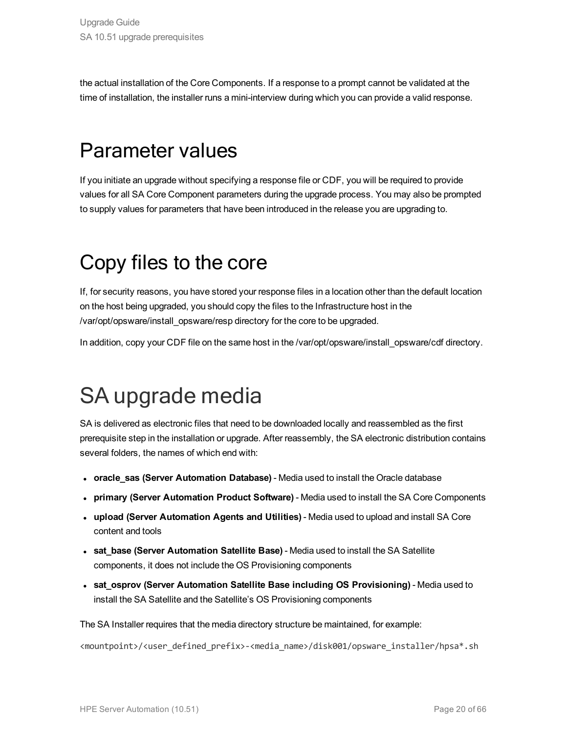the actual installation of the Core Components. If a response to a prompt cannot be validated at the time of installation, the installer runs a mini-interview during which you can provide a valid response.

# Parameter values

If you initiate an upgrade without specifying a response file or CDF, you will be required to provide values for all SA Core Component parameters during the upgrade process. You may also be prompted to supply values for parameters that have been introduced in the release you are upgrading to.

# Copy files to the core

If, for security reasons, you have stored your response files in a location other than the default location on the host being upgraded, you should copy the files to the Infrastructure host in the /var/opt/opsware/install_opsware/resp directory for the core to be upgraded.

In addition, copy your CDF file on the same host in the /var/opt/opsware/install_opsware/cdf directory.

# SA upgrade media

SA is delivered as electronic files that need to be downloaded locally and reassembled as the first prerequisite step in the installation or upgrade. After reassembly, the SA electronic distribution contains several folders, the names of which end with:

- **oracle_sas (Server Automation Database)** - Media used to install the Oracle database
- **primary (Server Automation Product Software)** - Media used to install the SA Core Components
- **upload (Server Automation Agents and Utilities)** - Media used to upload and install SA Core content and tools
- **sat_base (Server Automation Satellite Base)** - Media used to install the SA Satellite components, it does not include the OS Provisioning components
- **sat_osprov (Server Automation Satellite Base including OS Provisioning)** - Media used to install the SA Satellite and the Satellite's OS Provisioning components

The SA Installer requires that the media directory structure be maintained, for example:

```
<mountpoint>/<user_defined_prefix>-<media_name>/disk001/opsware_installer/hpsa*.sh
```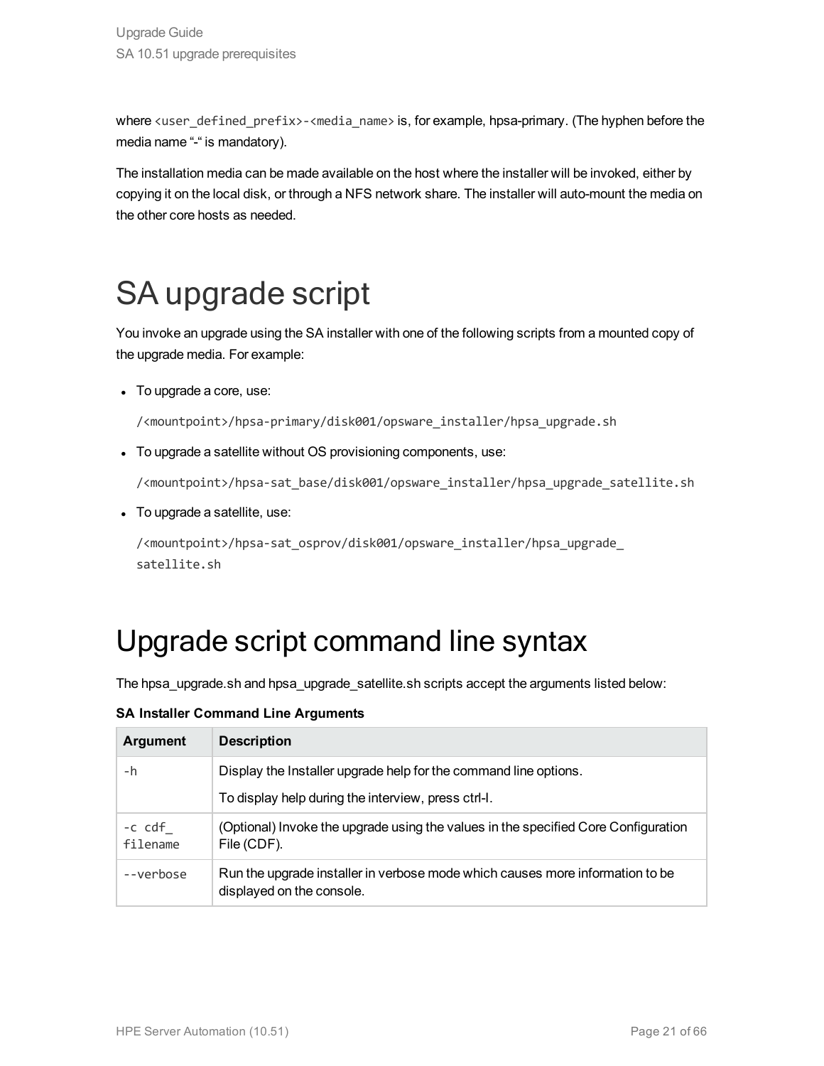where `<user_defined_prefix>-<media_name>` is, for example, hpsa-primary. (The hyphen before the media name "-" is mandatory).

The installation media can be made available on the host where the installer will be invoked, either by copying it on the local disk, or through a NFS network share. The installer will auto-mount the media on the other core hosts as needed.

# SA upgrade script

You invoke an upgrade using the SA installer with one of the following scripts from a mounted copy of the upgrade media. For example:

- To upgrade a core, use:

  ```
  /<mountpoint>/hpsa-primary/disk001/opsware_installer/hpsa_upgrade.sh
  ```

- To upgrade a satellite without OS provisioning components, use:

  ```
  /<mountpoint>/hpsa-sat_base/disk001/opsware_installer/hpsa_upgrade_satellite.sh
  ```

- To upgrade a satellite, use:

  ```
  /<mountpoint>/hpsa-sat_osprov/disk001/opsware_installer/hpsa_upgrade_satellite.sh
  ```

# Upgrade script command line syntax

The hpsa_upgrade.sh and hpsa_upgrade_satellite.sh scripts accept the arguments listed below:

**SA Installer Command Line Arguments**

| Argument | Description |
| --- | --- |
| `-h` | Display the Installer upgrade help for the command line options.<br>To display help during the interview, press ctrl-I. |
| `-c cdf_filename` | (Optional) Invoke the upgrade using the values in the specified Core Configuration File (CDF). |
| `--verbose` | Run the upgrade installer in verbose mode which causes more information to be displayed on the console. |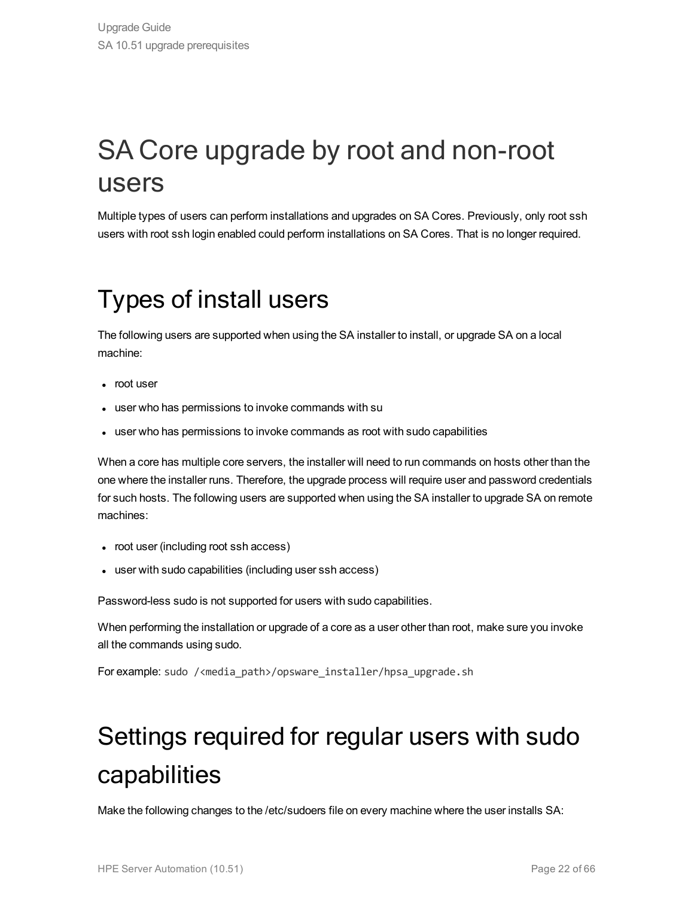# SA Core upgrade by root and non-root users

Multiple types of users can perform installations and upgrades on SA Cores. Previously, only root ssh users with root ssh login enabled could perform installations on SA Cores. That is no longer required.

# Types of install users

The following users are supported when using the SA installer to install, or upgrade SA on a local machine:

- root user
- user who has permissions to invoke commands with su
- user who has permissions to invoke commands as root with sudo capabilities

When a core has multiple core servers, the installer will need to run commands on hosts other than the one where the installer runs. Therefore, the upgrade process will require user and password credentials for such hosts. The following users are supported when using the SA installer to upgrade SA on remote machines:

- root user (including root ssh access)
- user with sudo capabilities (including user ssh access)

Password-less sudo is not supported for users with sudo capabilities.

When performing the installation or upgrade of a core as a user other than root, make sure you invoke all the commands using sudo.

For example: `sudo /<media_path>/opsware_installer/hpsa_upgrade.sh`

# Settings required for regular users with sudo capabilities

Make the following changes to the /etc/sudoers file on every machine where the user installs SA: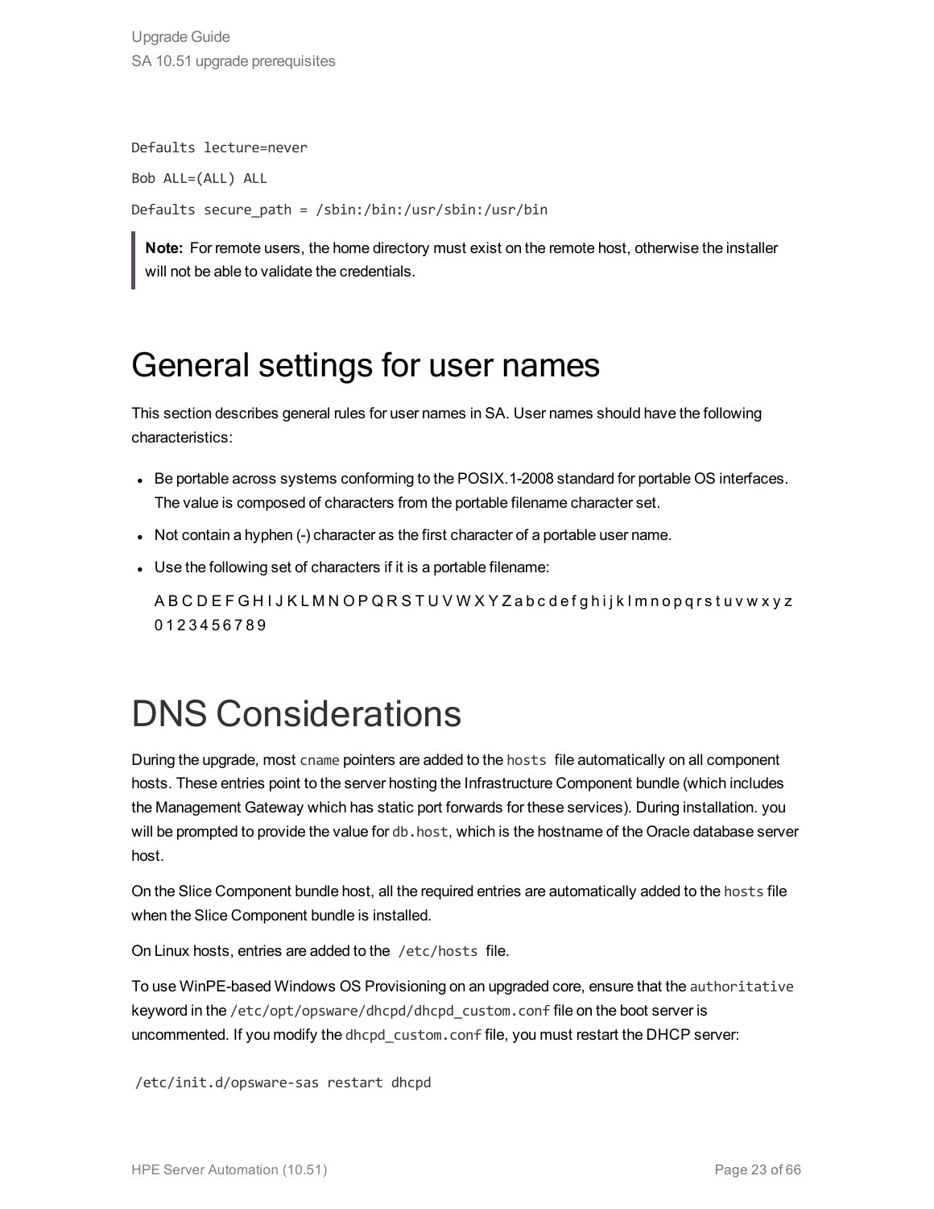```
Defaults lecture=never

Bob ALL=(ALL) ALL

Defaults secure_path = /sbin:/bin:/usr/sbin:/usr/bin
```

> **Note:** For remote users, the home directory must exist on the remote host, otherwise the installer will not be able to validate the credentials.

# General settings for user names

This section describes general rules for user names in SA. User names should have the following characteristics:

- Be portable across systems conforming to the POSIX.1-2008 standard for portable OS interfaces. The value is composed of characters from the portable filename character set.
- Not contain a hyphen (-) character as the first character of a portable user name.
- Use the following set of characters if it is a portable filename:

  A B C D E F G H I J K L M N O P Q R S T U V W X Y Z a b c d e f g h i j k l m n o p q r s t u v w x y z 0 1 2 3 4 5 6 7 8 9

# DNS Considerations

During the upgrade, most `cname` pointers are added to the `hosts` file automatically on all component hosts. These entries point to the server hosting the Infrastructure Component bundle (which includes the Management Gateway which has static port forwards for these services). During installation. you will be prompted to provide the value for `db.host`, which is the hostname of the Oracle database server host.

On the Slice Component bundle host, all the required entries are automatically added to the `hosts` file when the Slice Component bundle is installed.

On Linux hosts, entries are added to the `/etc/hosts` file.

To use WinPE-based Windows OS Provisioning on an upgraded core, ensure that the `authoritative` keyword in the `/etc/opt/opsware/dhcpd/dhcpd_custom.conf` file on the boot server is uncommented. If you modify the `dhcpd_custom.conf` file, you must restart the DHCP server:

```
/etc/init.d/opsware-sas restart dhcpd
```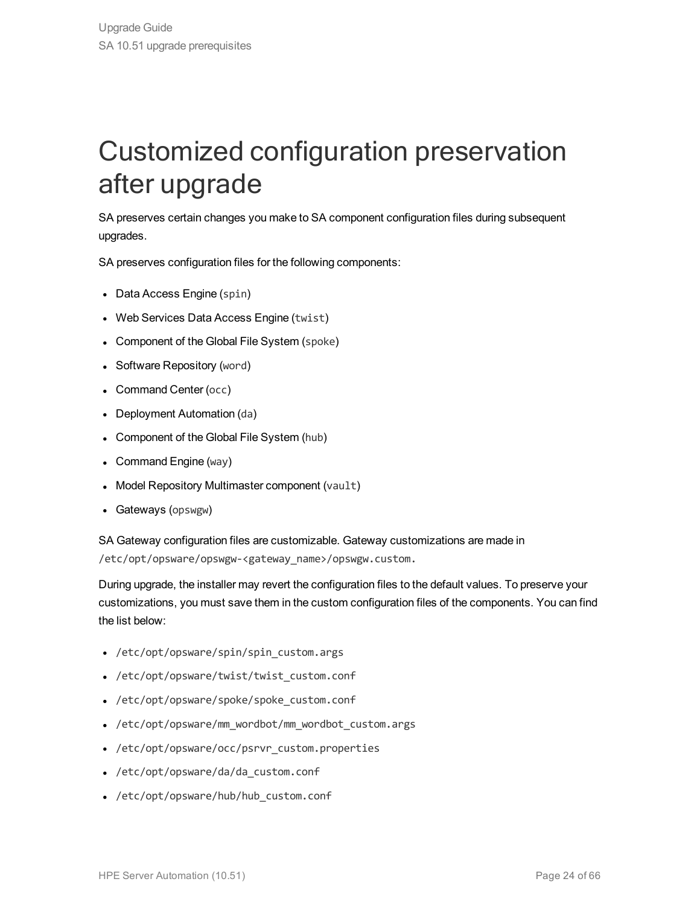# Customized configuration preservation after upgrade

SA preserves certain changes you make to SA component configuration files during subsequent upgrades.

SA preserves configuration files for the following components:

- Data Access Engine (`spin`)
- Web Services Data Access Engine (`twist`)
- Component of the Global File System (`spoke`)
- Software Repository (`word`)
- Command Center (`occ`)
- Deployment Automation (`da`)
- Component of the Global File System (`hub`)
- Command Engine (`way`)
- Model Repository Multimaster component (`vault`)
- Gateways (`opswgw`)

SA Gateway configuration files are customizable. Gateway customizations are made in `/etc/opt/opsware/opswgw-<gateway_name>/opswgw.custom.`

During upgrade, the installer may revert the configuration files to the default values. To preserve your customizations, you must save them in the custom configuration files of the components. You can find the list below:

- `/etc/opt/opsware/spin/spin_custom.args`
- `/etc/opt/opsware/twist/twist_custom.conf`
- `/etc/opt/opsware/spoke/spoke_custom.conf`
- `/etc/opt/opsware/mm_wordbot/mm_wordbot_custom.args`
- `/etc/opt/opsware/occ/psrvr_custom.properties`
- `/etc/opt/opsware/da/da_custom.conf`
- `/etc/opt/opsware/hub/hub_custom.conf`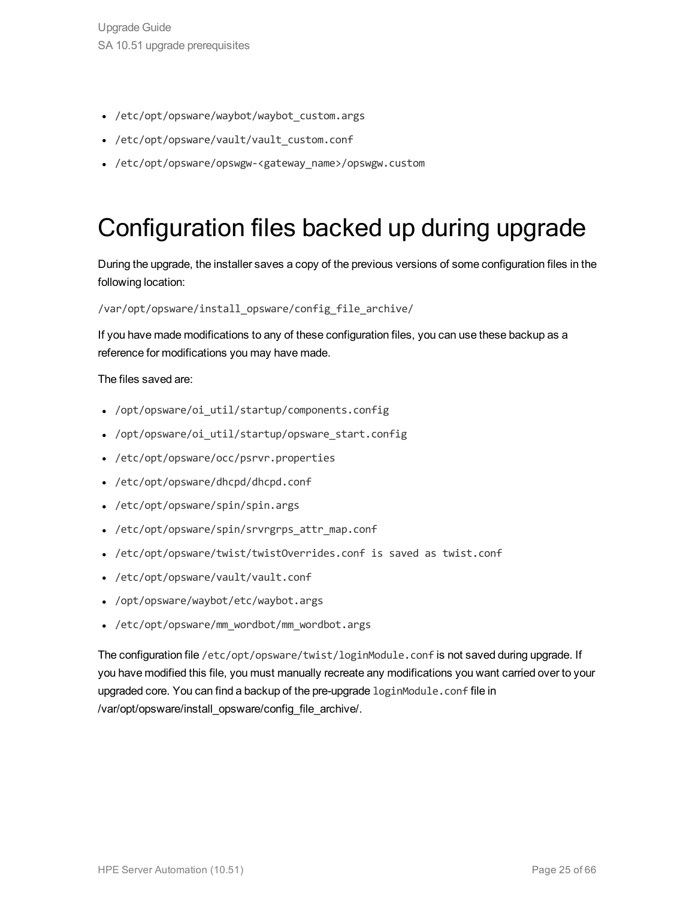- `/etc/opt/opsware/waybot/waybot_custom.args`
- `/etc/opt/opsware/vault/vault_custom.conf`
- `/etc/opt/opsware/opswgw-<gateway_name>/opswgw.custom`

# Configuration files backed up during upgrade

During the upgrade, the installer saves a copy of the previous versions of some configuration files in the following location:

`/var/opt/opsware/install_opsware/config_file_archive/`

If you have made modifications to any of these configuration files, you can use these backup as a reference for modifications you may have made.

The files saved are:

- `/opt/opsware/oi_util/startup/components.config`
- `/opt/opsware/oi_util/startup/opsware_start.config`
- `/etc/opt/opsware/occ/psrvr.properties`
- `/etc/opt/opsware/dhcpd/dhcpd.conf`
- `/etc/opt/opsware/spin/spin.args`
- `/etc/opt/opsware/spin/srvrgrps_attr_map.conf`
- `/etc/opt/opsware/twist/twistOverrides.conf is saved as twist.conf`
- `/etc/opt/opsware/vault/vault.conf`
- `/opt/opsware/waybot/etc/waybot.args`
- `/etc/opt/opsware/mm_wordbot/mm_wordbot.args`

The configuration file `/etc/opt/opsware/twist/loginModule.conf` is not saved during upgrade. If you have modified this file, you must manually recreate any modifications you want carried over to your upgraded core. You can find a backup of the pre-upgrade `loginModule.conf` file in /var/opt/opsware/install_opsware/config_file_archive/.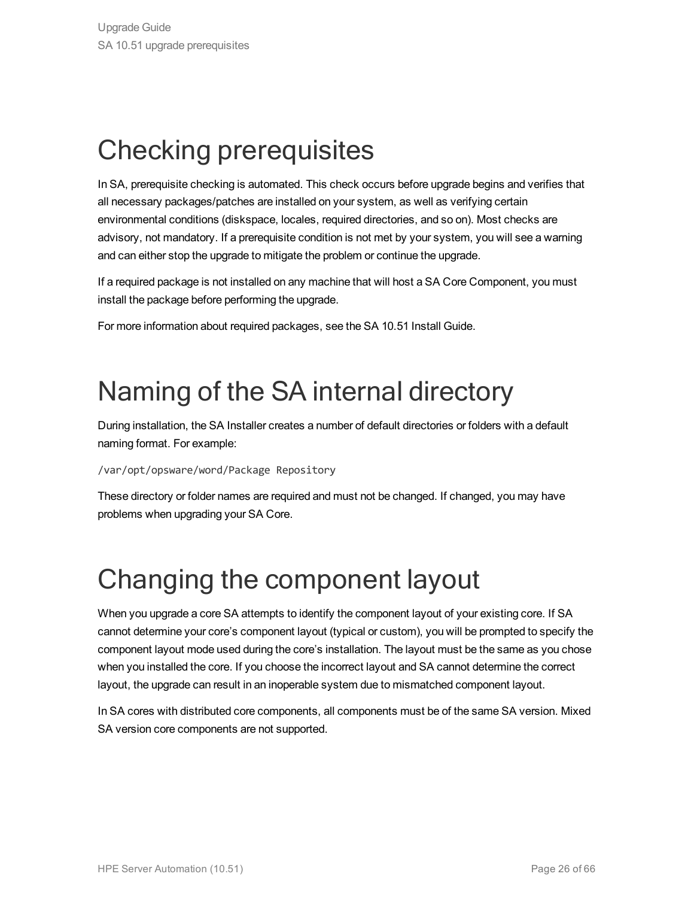# Checking prerequisites

In SA, prerequisite checking is automated. This check occurs before upgrade begins and verifies that all necessary packages/patches are installed on your system, as well as verifying certain environmental conditions (diskspace, locales, required directories, and so on). Most checks are advisory, not mandatory. If a prerequisite condition is not met by your system, you will see a warning and can either stop the upgrade to mitigate the problem or continue the upgrade.

If a required package is not installed on any machine that will host a SA Core Component, you must install the package before performing the upgrade.

For more information about required packages, see the SA 10.51 Install Guide.

# Naming of the SA internal directory

During installation, the SA Installer creates a number of default directories or folders with a default naming format. For example:

```
/var/opt/opsware/word/Package Repository
```

These directory or folder names are required and must not be changed. If changed, you may have problems when upgrading your SA Core.

# Changing the component layout

When you upgrade a core SA attempts to identify the component layout of your existing core. If SA cannot determine your core's component layout (typical or custom), you will be prompted to specify the component layout mode used during the core's installation. The layout must be the same as you chose when you installed the core. If you choose the incorrect layout and SA cannot determine the correct layout, the upgrade can result in an inoperable system due to mismatched component layout.

In SA cores with distributed core components, all components must be of the same SA version. Mixed SA version core components are not supported.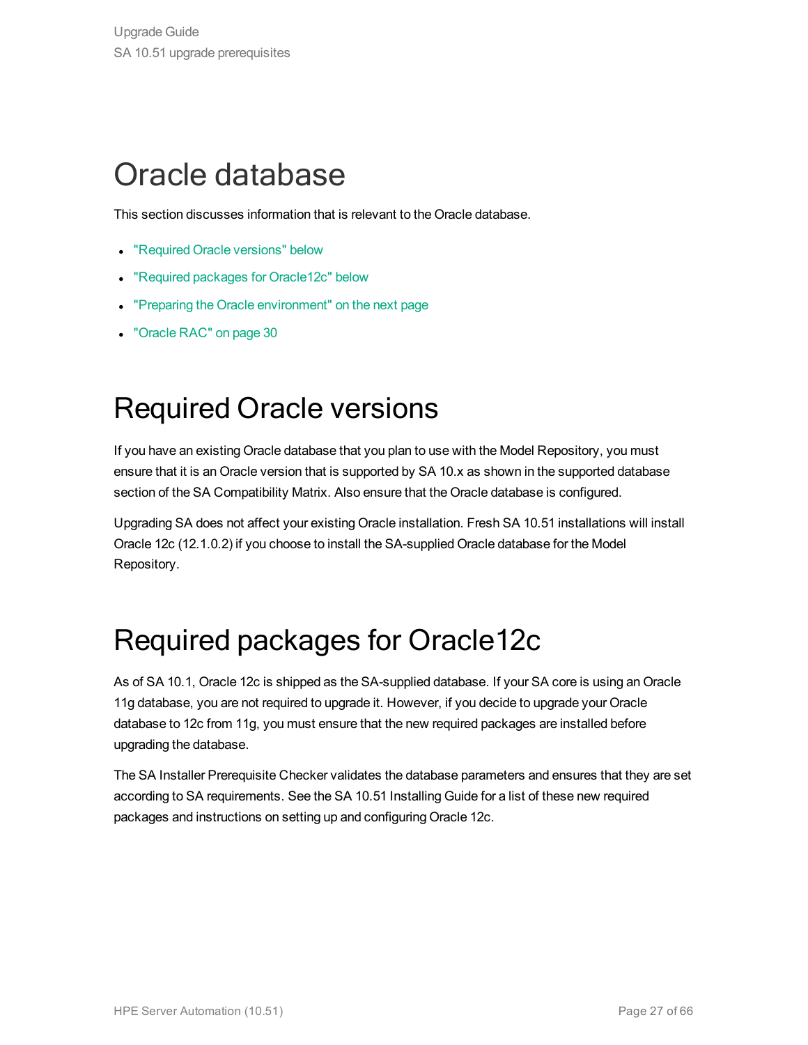# Oracle database

This section discusses information that is relevant to the Oracle database.

- "Required Oracle versions" below
- "Required packages for Oracle12c" below
- "Preparing the Oracle environment" on the next page
- "Oracle RAC" on page 30

# Required Oracle versions

If you have an existing Oracle database that you plan to use with the Model Repository, you must ensure that it is an Oracle version that is supported by SA 10.x as shown in the supported database section of the SA Compatibility Matrix. Also ensure that the Oracle database is configured.

Upgrading SA does not affect your existing Oracle installation. Fresh SA 10.51 installations will install Oracle 12c (12.1.0.2) if you choose to install the SA-supplied Oracle database for the Model Repository.

# Required packages for Oracle12c

As of SA 10.1, Oracle 12c is shipped as the SA-supplied database. If your SA core is using an Oracle 11g database, you are not required to upgrade it. However, if you decide to upgrade your Oracle database to 12c from 11g, you must ensure that the new required packages are installed before upgrading the database.

The SA Installer Prerequisite Checker validates the database parameters and ensures that they are set according to SA requirements. See the SA 10.51 Installing Guide for a list of these new required packages and instructions on setting up and configuring Oracle 12c.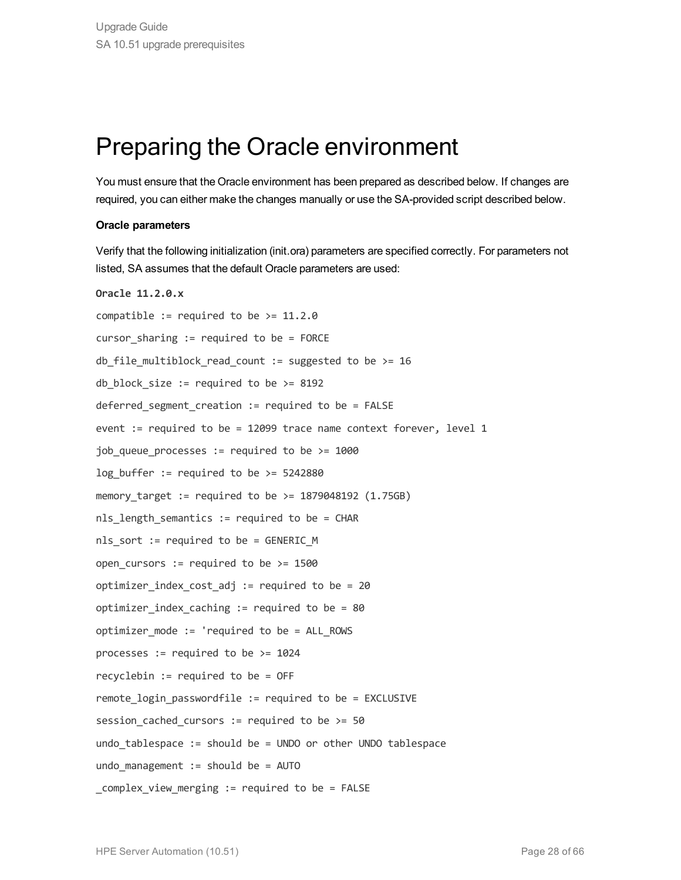# Preparing the Oracle environment

You must ensure that the Oracle environment has been prepared as described below. If changes are required, you can either make the changes manually or use the SA-provided script described below.

**Oracle parameters**

Verify that the following initialization (init.ora) parameters are specified correctly. For parameters not listed, SA assumes that the default Oracle parameters are used:

```
Oracle 11.2.0.x

compatible := required to be >= 11.2.0

cursor_sharing := required to be = FORCE

db_file_multiblock_read_count := suggested to be >= 16

db_block_size := required to be >= 8192

deferred_segment_creation := required to be = FALSE

event := required to be = 12099 trace name context forever, level 1

job_queue_processes := required to be >= 1000

log_buffer := required to be >= 5242880

memory_target := required to be >= 1879048192 (1.75GB)

nls_length_semantics := required to be = CHAR

nls_sort := required to be = GENERIC_M

open_cursors := required to be >= 1500

optimizer_index_cost_adj := required to be = 20

optimizer_index_caching := required to be = 80

optimizer_mode := 'required to be = ALL_ROWS

processes := required to be >= 1024

recyclebin := required to be = OFF

remote_login_passwordfile := required to be = EXCLUSIVE

session_cached_cursors := required to be >= 50

undo_tablespace := should be = UNDO or other UNDO tablespace

undo_management := should be = AUTO

_complex_view_merging := required to be = FALSE
```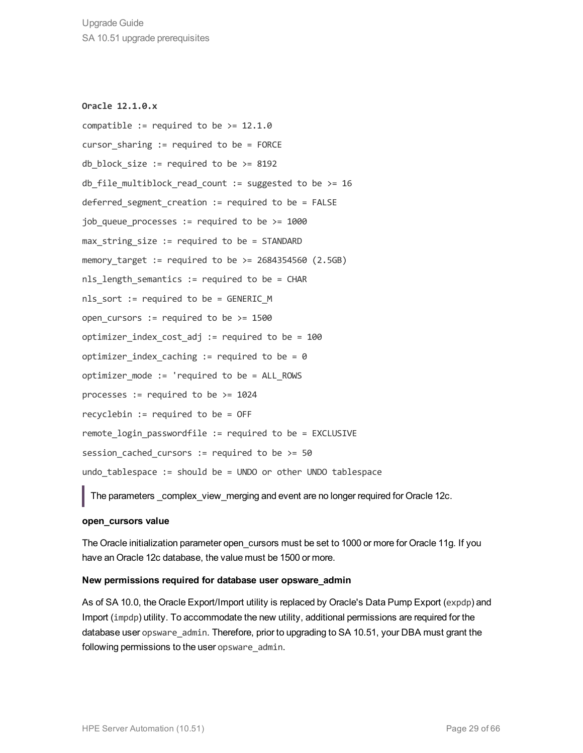```
Oracle 12.1.0.x
compatible := required to be >= 12.1.0
cursor_sharing := required to be = FORCE
db_block_size := required to be >= 8192
db_file_multiblock_read_count := suggested to be >= 16
deferred_segment_creation := required to be = FALSE
job_queue_processes := required to be >= 1000
max_string_size := required to be = STANDARD
memory_target := required to be >= 2684354560 (2.5GB)
nls_length_semantics := required to be = CHAR
nls_sort := required to be = GENERIC_M
open_cursors := required to be >= 1500
optimizer_index_cost_adj := required to be = 100
optimizer_index_caching := required to be = 0
optimizer_mode := 'required to be = ALL_ROWS
processes := required to be >= 1024
recyclebin := required to be = OFF
remote_login_passwordfile := required to be = EXCLUSIVE
session_cached_cursors := required to be >= 50
undo_tablespace := should be = UNDO or other UNDO tablespace
```

> The parameters _complex_view_merging and event are no longer required for Oracle 12c.

**open_cursors value**

The Oracle initialization parameter open_cursors must be set to 1000 or more for Oracle 11g. If you have an Oracle 12c database, the value must be 1500 or more.

**New permissions required for database user opsware_admin**

As of SA 10.0, the Oracle Export/Import utility is replaced by Oracle's Data Pump Export (`expdp`) and Import (`impdp`) utility. To accommodate the new utility, additional permissions are required for the database user `opsware_admin`. Therefore, prior to upgrading to SA 10.51, your DBA must grant the following permissions to the user `opsware_admin`.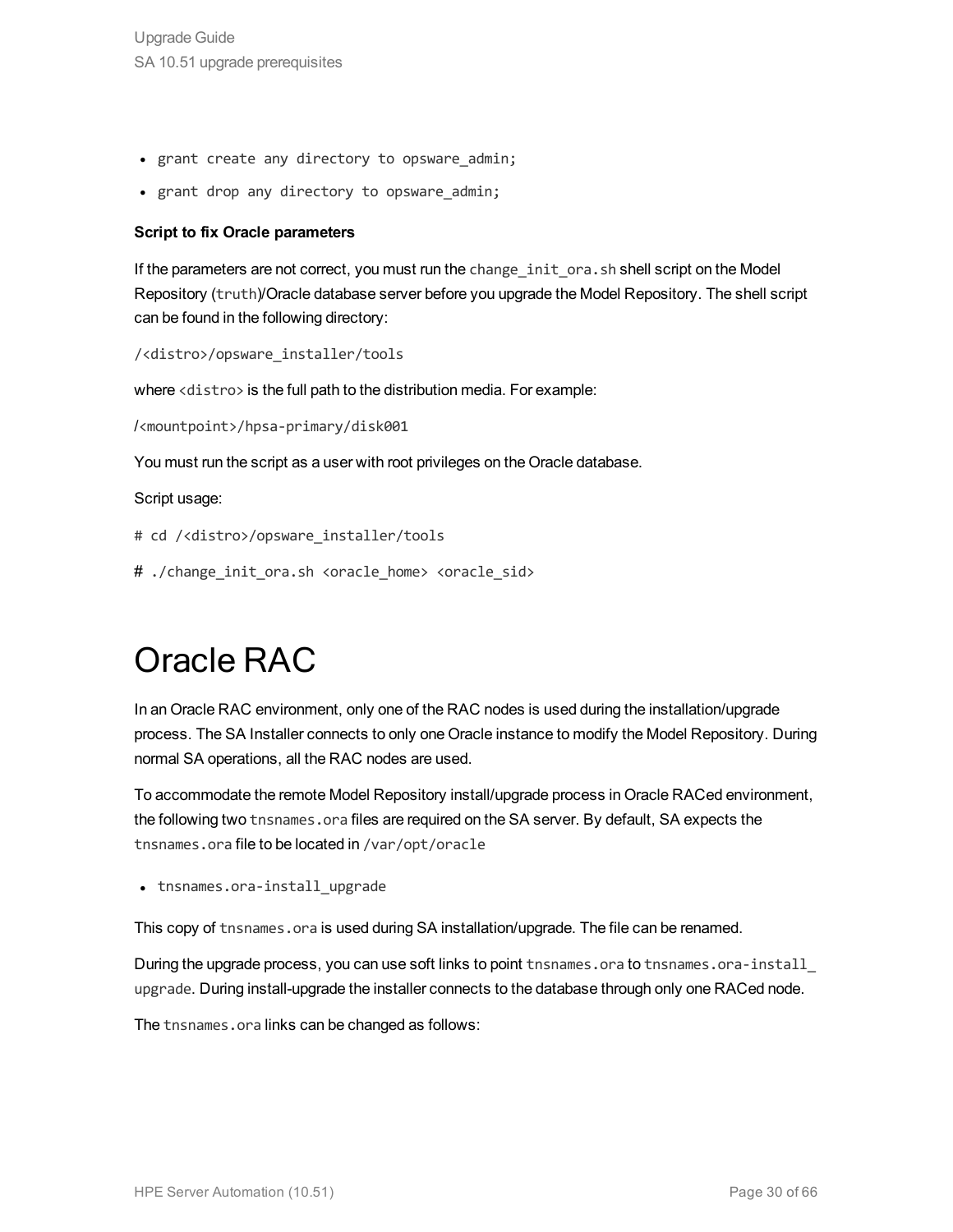- grant create any directory to opsware_admin;
- grant drop any directory to opsware_admin;

**Script to fix Oracle parameters**

If the parameters are not correct, you must run the `change_init_ora.sh` shell script on the Model Repository (`truth`)/Oracle database server before you upgrade the Model Repository. The shell script can be found in the following directory:

```
/<distro>/opsware_installer/tools
```

where `<distro>` is the full path to the distribution media. For example:

```
/<mountpoint>/hpsa-primary/disk001
```

You must run the script as a user with root privileges on the Oracle database.

Script usage:

```
# cd /<distro>/opsware_installer/tools
# ./change_init_ora.sh <oracle_home> <oracle_sid>
```

# Oracle RAC

In an Oracle RAC environment, only one of the RAC nodes is used during the installation/upgrade process. The SA Installer connects to only one Oracle instance to modify the Model Repository. During normal SA operations, all the RAC nodes are used.

To accommodate the remote Model Repository install/upgrade process in Oracle RACed environment, the following two `tnsnames.ora` files are required on the SA server. By default, SA expects the `tnsnames.ora` file to be located in `/var/opt/oracle`

- `tnsnames.ora-install_upgrade`

This copy of `tnsnames.ora` is used during SA installation/upgrade. The file can be renamed.

During the upgrade process, you can use soft links to point `tnsnames.ora` to `tnsnames.ora-install_upgrade`. During install-upgrade the installer connects to the database through only one RACed node.

The `tnsnames.ora` links can be changed as follows: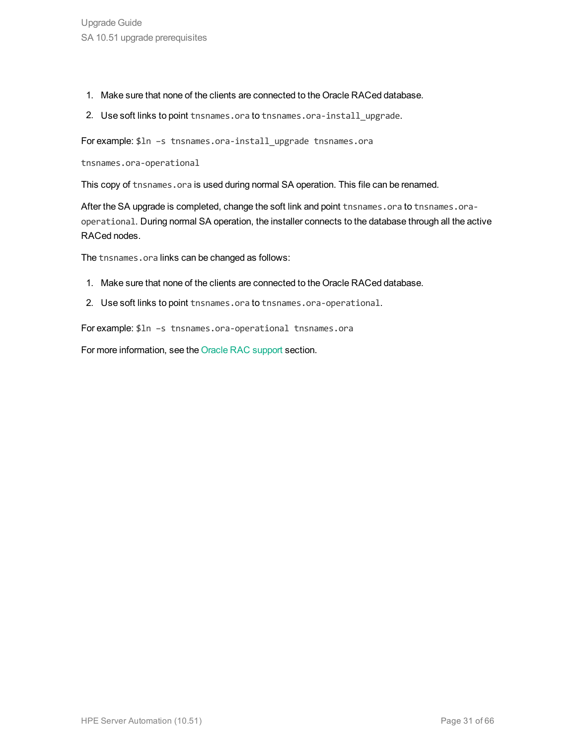1. Make sure that none of the clients are connected to the Oracle RACed database.
2. Use soft links to point `tnsnames.ora` to `tnsnames.ora-install_upgrade`.

For example: `$ln –s tnsnames.ora-install_upgrade tnsnames.ora`

`tnsnames.ora-operational`

This copy of `tnsnames.ora` is used during normal SA operation. This file can be renamed.

After the SA upgrade is completed, change the soft link and point `tnsnames.ora` to `tnsnames.ora-operational`. During normal SA operation, the installer connects to the database through all the active RACed nodes.

The `tnsnames.ora` links can be changed as follows:

1. Make sure that none of the clients are connected to the Oracle RACed database.
2. Use soft links to point `tnsnames.ora` to `tnsnames.ora-operational`.

For example: `$ln –s tnsnames.ora-operational tnsnames.ora`

For more information, see the Oracle RAC support section.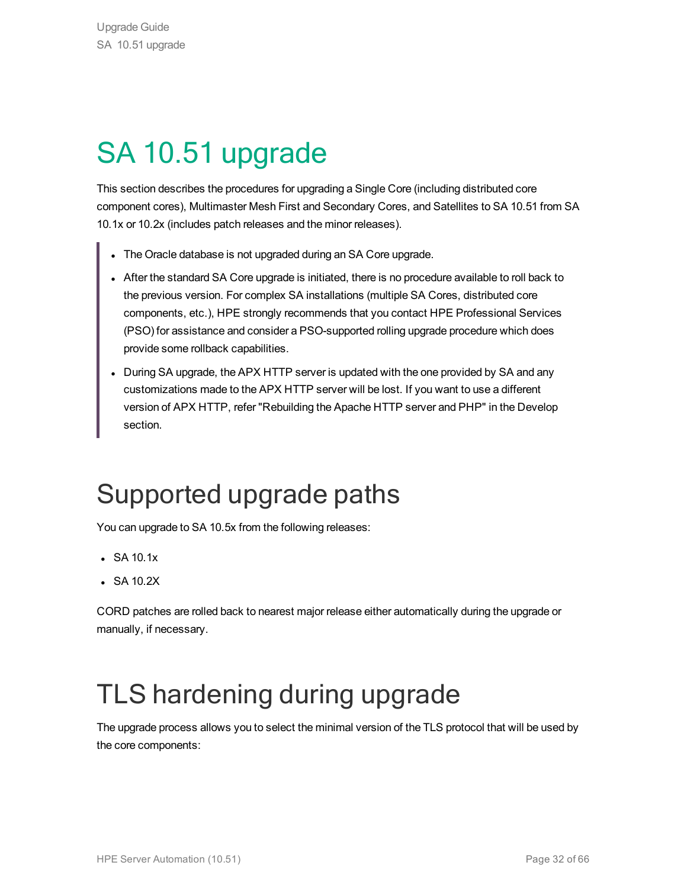# SA 10.51 upgrade

This section describes the procedures for upgrading a Single Core (including distributed core component cores), Multimaster Mesh First and Secondary Cores, and Satellites to SA 10.51 from SA 10.1x or 10.2x (includes patch releases and the minor releases).

> - The Oracle database is not upgraded during an SA Core upgrade.
> - After the standard SA Core upgrade is initiated, there is no procedure available to roll back to the previous version. For complex SA installations (multiple SA Cores, distributed core components, etc.), HPE strongly recommends that you contact HPE Professional Services (PSO) for assistance and consider a PSO-supported rolling upgrade procedure which does provide some rollback capabilities.
> - During SA upgrade, the APX HTTP server is updated with the one provided by SA and any customizations made to the APX HTTP server will be lost. If you want to use a different version of APX HTTP, refer "Rebuilding the Apache HTTP server and PHP" in the Develop section.

## Supported upgrade paths

You can upgrade to SA 10.5x from the following releases:

- SA 10.1x
- SA 10.2X

CORD patches are rolled back to nearest major release either automatically during the upgrade or manually, if necessary.

## TLS hardening during upgrade

The upgrade process allows you to select the minimal version of the TLS protocol that will be used by the core components: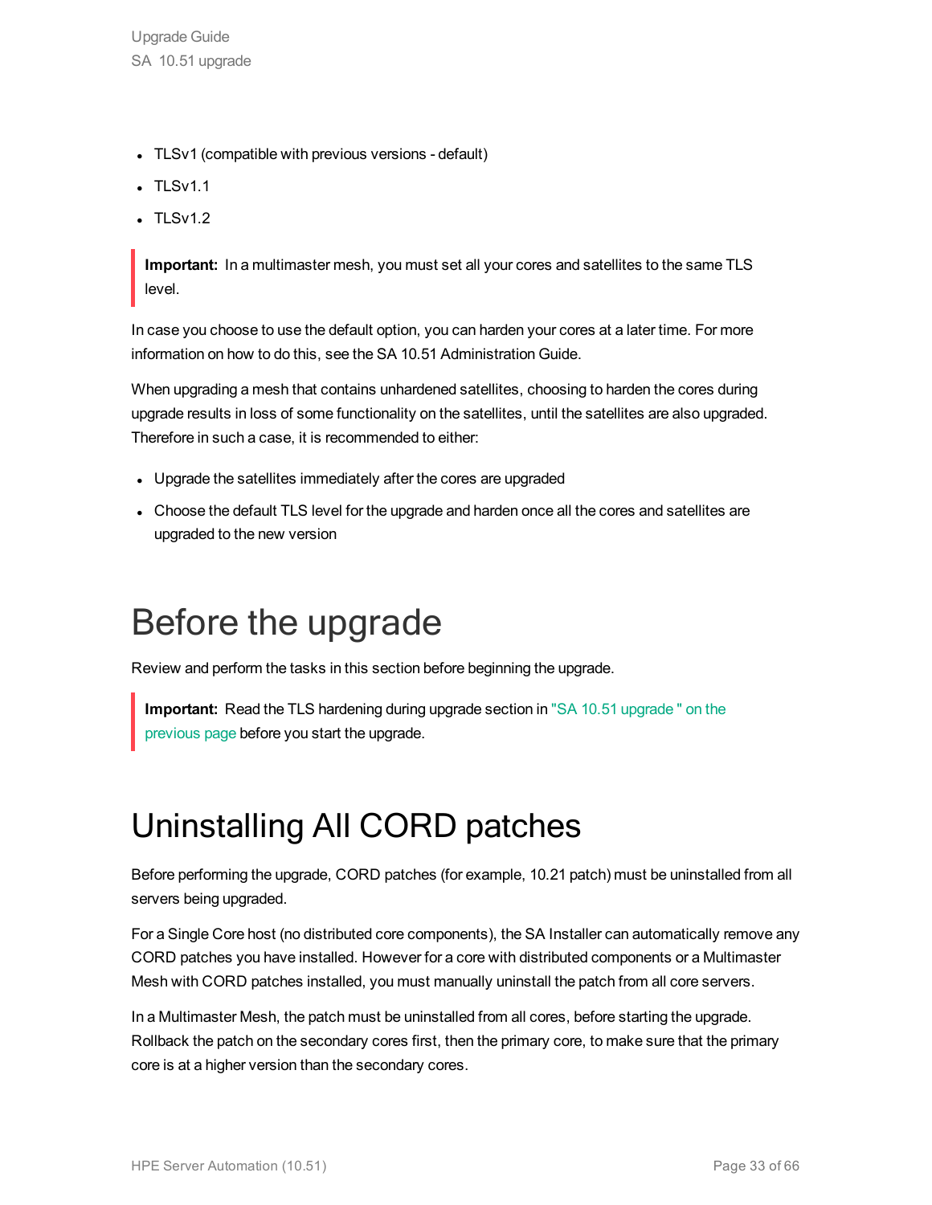- TLSv1 (compatible with previous versions - default)
- TLSv1.1
- TLSv1.2

> **Important:** In a multimaster mesh, you must set all your cores and satellites to the same TLS level.

In case you choose to use the default option, you can harden your cores at a later time. For more information on how to do this, see the SA 10.51 Administration Guide.

When upgrading a mesh that contains unhardened satellites, choosing to harden the cores during upgrade results in loss of some functionality on the satellites, until the satellites are also upgraded. Therefore in such a case, it is recommended to either:

- Upgrade the satellites immediately after the cores are upgraded
- Choose the default TLS level for the upgrade and harden once all the cores and satellites are upgraded to the new version

# Before the upgrade

Review and perform the tasks in this section before beginning the upgrade.

> **Important:** Read the TLS hardening during upgrade section in "SA 10.51 upgrade " on the previous page before you start the upgrade.

# Uninstalling All CORD patches

Before performing the upgrade, CORD patches (for example, 10.21 patch) must be uninstalled from all servers being upgraded.

For a Single Core host (no distributed core components), the SA Installer can automatically remove any CORD patches you have installed. However for a core with distributed components or a Multimaster Mesh with CORD patches installed, you must manually uninstall the patch from all core servers.

In a Multimaster Mesh, the patch must be uninstalled from all cores, before starting the upgrade. Rollback the patch on the secondary cores first, then the primary core, to make sure that the primary core is at a higher version than the secondary cores.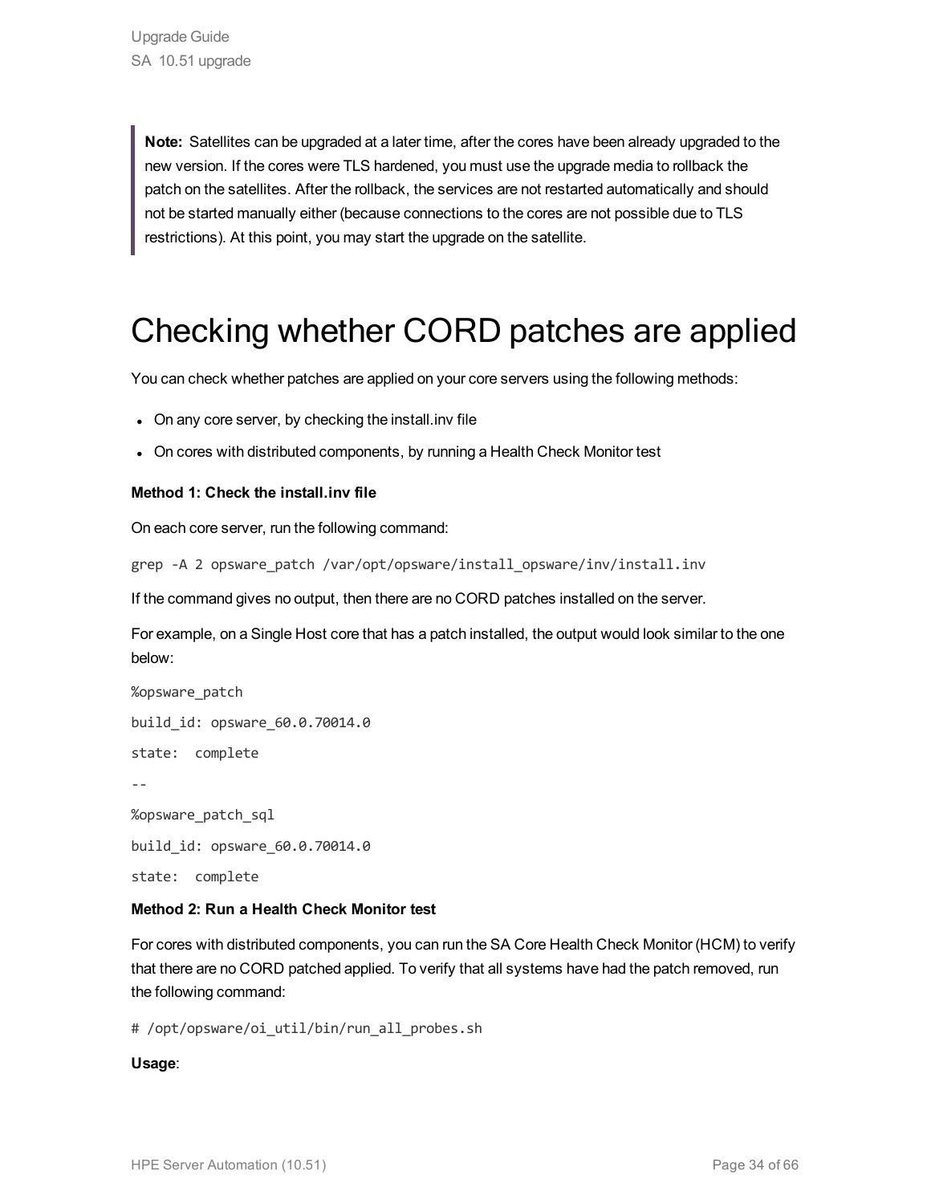**Note:** Satellites can be upgraded at a later time, after the cores have been already upgraded to the new version. If the cores were TLS hardened, you must use the upgrade media to rollback the patch on the satellites. After the rollback, the services are not restarted automatically and should not be started manually either (because connections to the cores are not possible due to TLS restrictions). At this point, you may start the upgrade on the satellite.

# Checking whether CORD patches are applied

You can check whether patches are applied on your core servers using the following methods:

- On any core server, by checking the install.inv file
- On cores with distributed components, by running a Health Check Monitor test

**Method 1: Check the install.inv file**

On each core server, run the following command:

```
grep -A 2 opsware_patch /var/opt/opsware/install_opsware/inv/install.inv
```

If the command gives no output, then there are no CORD patches installed on the server.

For example, on a Single Host core that has a patch installed, the output would look similar to the one below:

```
%opsware_patch
build_id: opsware_60.0.70014.0
state:  complete
--
%opsware_patch_sql
build_id: opsware_60.0.70014.0
state:  complete
```

**Method 2: Run a Health Check Monitor test**

For cores with distributed components, you can run the SA Core Health Check Monitor (HCM) to verify that there are no CORD patched applied. To verify that all systems have had the patch removed, run the following command:

```
# /opt/opsware/oi_util/bin/run_all_probes.sh
```

**Usage**: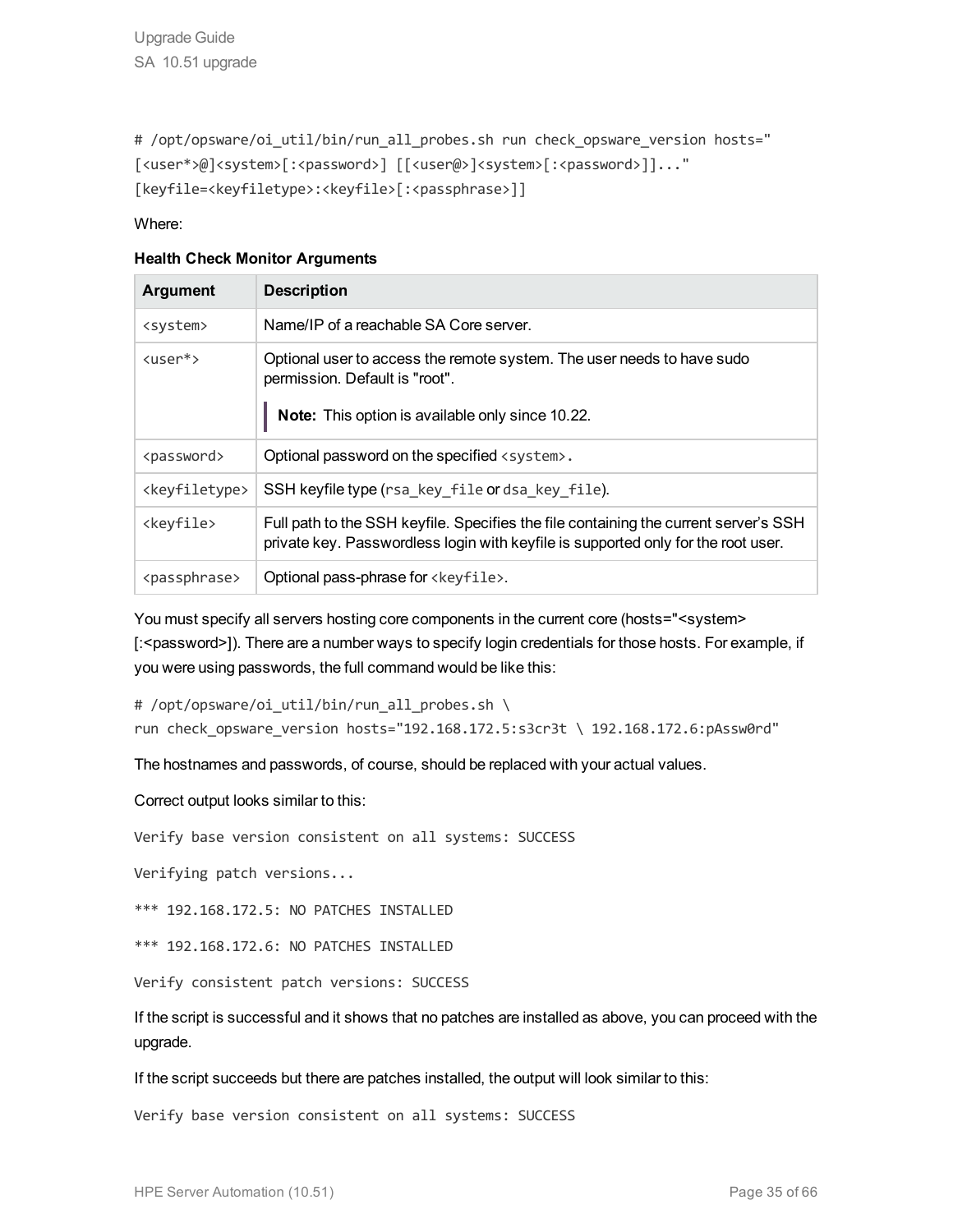```
# /opt/opsware/oi_util/bin/run_all_probes.sh run check_opsware_version hosts="
[<user*>@]<system>[:<password>] [[<user@>]<system>[:<password>]]..."
[keyfile=<keyfiletype>:<keyfile>[:<passphrase>]]
```

Where:

**Health Check Monitor Arguments**

| Argument | Description |
|---|---|
| `<system>` | Name/IP of a reachable SA Core server. |
| `<user*>` | Optional user to access the remote system. The user needs to have sudo permission. Default is "root".<br><br>**Note:** This option is available only since 10.22. |
| `<password>` | Optional password on the specified `<system>`. |
| `<keyfiletype>` | SSH keyfile type (`rsa_key_file` or `dsa_key_file`). |
| `<keyfile>` | Full path to the SSH keyfile. Specifies the file containing the current server's SSH private key. Passwordless login with keyfile is supported only for the root user. |
| `<passphrase>` | Optional pass-phrase for `<keyfile>`. |

You must specify all servers hosting core components in the current core (hosts="<system>[:<password>]). There are a number ways to specify login credentials for those hosts. For example, if you were using passwords, the full command would be like this:

```
# /opt/opsware/oi_util/bin/run_all_probes.sh \
run check_opsware_version hosts="192.168.172.5:s3cr3t \ 192.168.172.6:pAssw0rd"
```

The hostnames and passwords, of course, should be replaced with your actual values.

Correct output looks similar to this:

```
Verify base version consistent on all systems: SUCCESS

Verifying patch versions...

*** 192.168.172.5: NO PATCHES INSTALLED

*** 192.168.172.6: NO PATCHES INSTALLED

Verify consistent patch versions: SUCCESS
```

If the script is successful and it shows that no patches are installed as above, you can proceed with the upgrade.

If the script succeeds but there are patches installed, the output will look similar to this:

```
Verify base version consistent on all systems: SUCCESS
```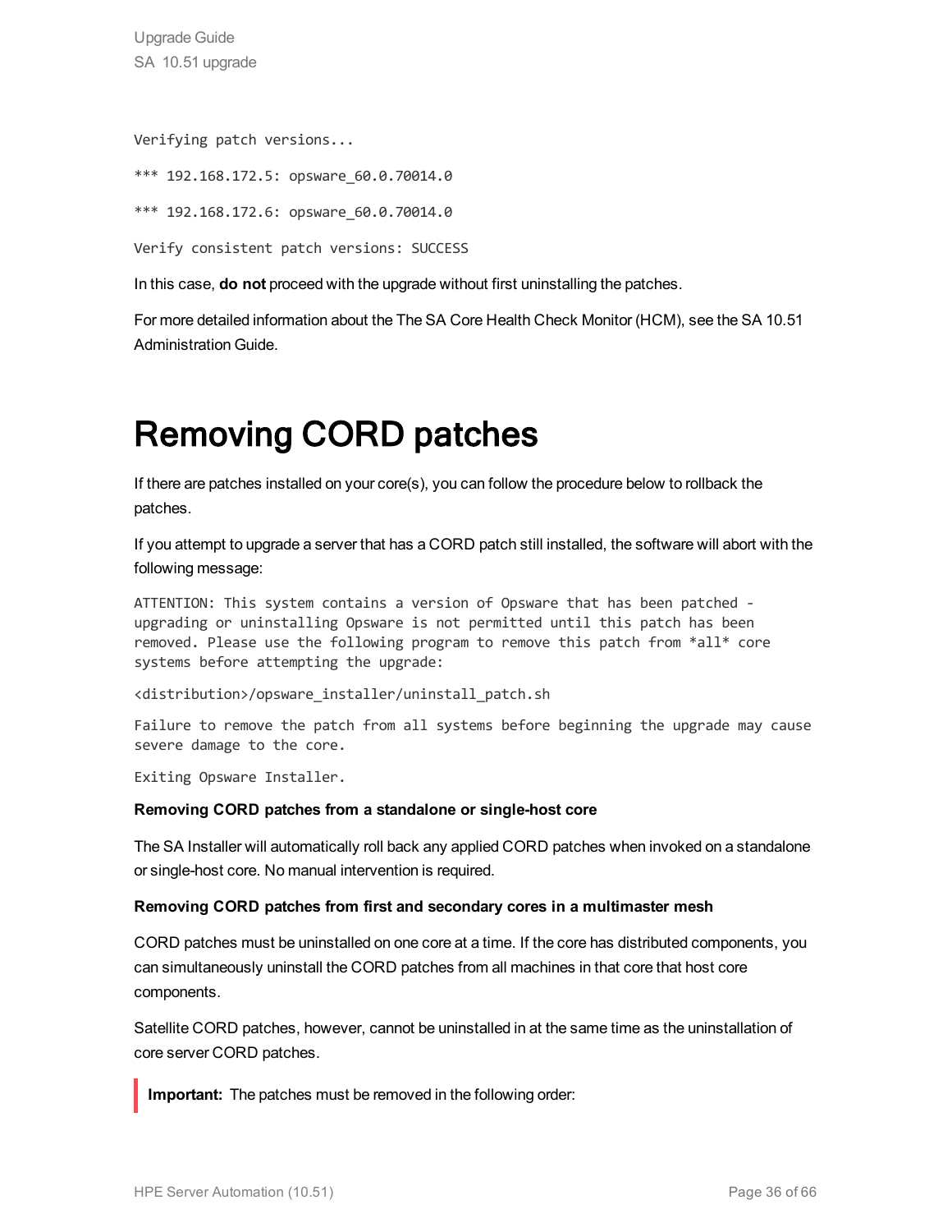```
Verifying patch versions...

*** 192.168.172.5: opsware_60.0.70014.0

*** 192.168.172.6: opsware_60.0.70014.0

Verify consistent patch versions: SUCCESS
```

In this case, **do not** proceed with the upgrade without first uninstalling the patches.

For more detailed information about the The SA Core Health Check Monitor (HCM), see the SA 10.51 Administration Guide.

# Removing CORD patches

If there are patches installed on your core(s), you can follow the procedure below to rollback the patches.

If you attempt to upgrade a server that has a CORD patch still installed, the software will abort with the following message:

```
ATTENTION: This system contains a version of Opsware that has been patched -
upgrading or uninstalling Opsware is not permitted until this patch has been
removed. Please use the following program to remove this patch from *all* core
systems before attempting the upgrade:

<distribution>/opsware_installer/uninstall_patch.sh

Failure to remove the patch from all systems before beginning the upgrade may cause
severe damage to the core.

Exiting Opsware Installer.
```

**Removing CORD patches from a standalone or single-host core**

The SA Installer will automatically roll back any applied CORD patches when invoked on a standalone or single-host core. No manual intervention is required.

**Removing CORD patches from first and secondary cores in a multimaster mesh**

CORD patches must be uninstalled on one core at a time. If the core has distributed components, you can simultaneously uninstall the CORD patches from all machines in that core that host core components.

Satellite CORD patches, however, cannot be uninstalled in at the same time as the uninstallation of core server CORD patches.

> **Important:** The patches must be removed in the following order: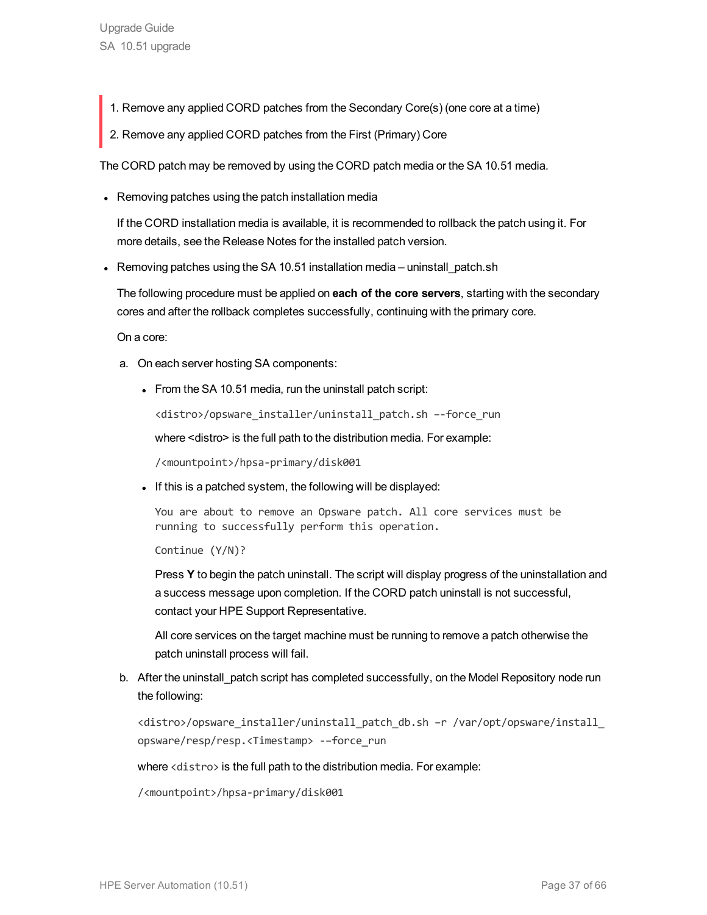1. Remove any applied CORD patches from the Secondary Core(s) (one core at a time)
2. Remove any applied CORD patches from the First (Primary) Core

The CORD patch may be removed by using the CORD patch media or the SA 10.51 media.

- Removing patches using the patch installation media

  If the CORD installation media is available, it is recommended to rollback the patch using it. For more details, see the Release Notes for the installed patch version.

- Removing patches using the SA 10.51 installation media – uninstall_patch.sh

  The following procedure must be applied on **each of the core servers**, starting with the secondary cores and after the rollback completes successfully, continuing with the primary core.

  On a core:

  a. On each server hosting SA components:

     - From the SA 10.51 media, run the uninstall patch script:

       ```
       <distro>/opsware_installer/uninstall_patch.sh --force_run
       ```

       where <distro> is the full path to the distribution media. For example:

       ```
       /<mountpoint>/hpsa-primary/disk001
       ```

     - If this is a patched system, the following will be displayed:

       ```
       You are about to remove an Opsware patch. All core services must be
       running to successfully perform this operation.
       ```

       ```
       Continue (Y/N)?
       ```

       Press **Y** to begin the patch uninstall. The script will display progress of the uninstallation and a success message upon completion. If the CORD patch uninstall is not successful, contact your HPE Support Representative.

       All core services on the target machine must be running to remove a patch otherwise the patch uninstall process will fail.

  b. After the uninstall_patch script has completed successfully, on the Model Repository node run the following:

     ```
     <distro>/opsware_installer/uninstall_patch_db.sh -r /var/opt/opsware/install_opsware/resp/resp.<Timestamp> --force_run
     ```

     where `<distro>` is the full path to the distribution media. For example:

     ```
     /<mountpoint>/hpsa-primary/disk001
     ```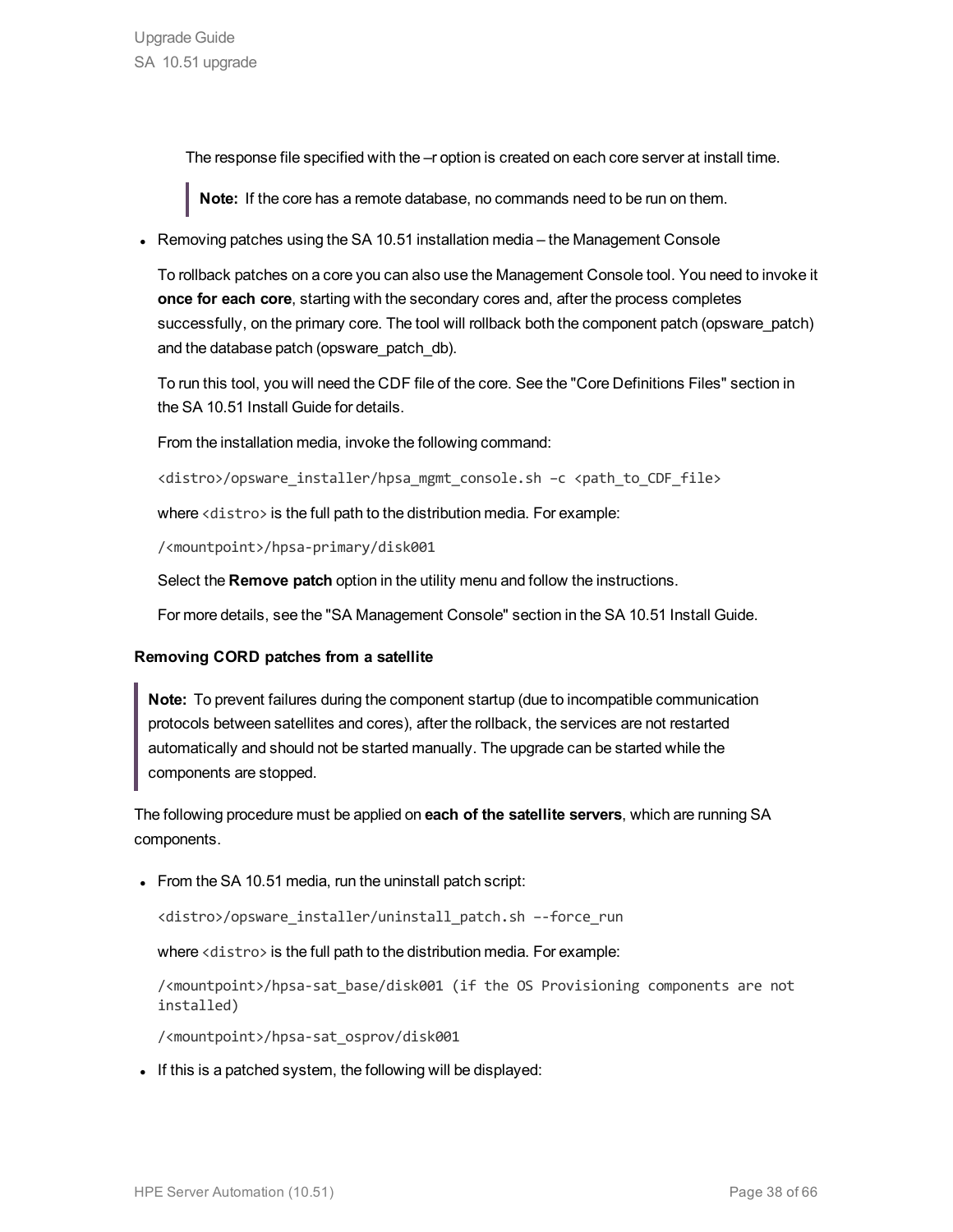The response file specified with the –r option is created on each core server at install time.

> **Note:** If the core has a remote database, no commands need to be run on them.

- Removing patches using the SA 10.51 installation media – the Management Console

  To rollback patches on a core you can also use the Management Console tool. You need to invoke it **once for each core**, starting with the secondary cores and, after the process completes successfully, on the primary core. The tool will rollback both the component patch (opsware_patch) and the database patch (opsware_patch_db).

  To run this tool, you will need the CDF file of the core. See the "Core Definitions Files" section in the SA 10.51 Install Guide for details.

  From the installation media, invoke the following command:

  ```
  <distro>/opsware_installer/hpsa_mgmt_console.sh –c <path_to_CDF_file>
  ```

  where `<distro>` is the full path to the distribution media. For example:

  ```
  /<mountpoint>/hpsa-primary/disk001
  ```

  Select the **Remove patch** option in the utility menu and follow the instructions.

  For more details, see the "SA Management Console" section in the SA 10.51 Install Guide.

**Removing CORD patches from a satellite**

> **Note:** To prevent failures during the component startup (due to incompatible communication protocols between satellites and cores), after the rollback, the services are not restarted automatically and should not be started manually. The upgrade can be started while the components are stopped.

The following procedure must be applied on **each of the satellite servers**, which are running SA components.

- From the SA 10.51 media, run the uninstall patch script:

  ```
  <distro>/opsware_installer/uninstall_patch.sh –-force_run
  ```

  where `<distro>` is the full path to the distribution media. For example:

  ```
  /<mountpoint>/hpsa-sat_base/disk001 (if the OS Provisioning components are not installed)
  ```

  ```
  /<mountpoint>/hpsa-sat_osprov/disk001
  ```

- If this is a patched system, the following will be displayed: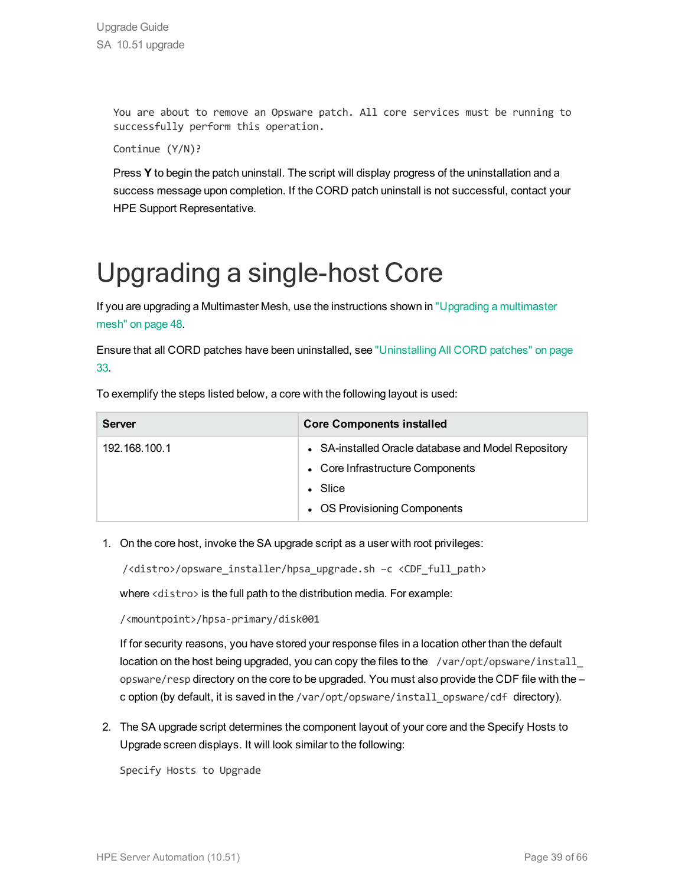```
You are about to remove an Opsware patch. All core services must be running to
successfully perform this operation.

Continue (Y/N)?
```

Press **Y** to begin the patch uninstall. The script will display progress of the uninstallation and a success message upon completion. If the CORD patch uninstall is not successful, contact your HPE Support Representative.

# Upgrading a single-host Core

If you are upgrading a Multimaster Mesh, use the instructions shown in "Upgrading a multimaster mesh" on page 48.

Ensure that all CORD patches have been uninstalled, see "Uninstalling All CORD patches" on page 33.

To exemplify the steps listed below, a core with the following layout is used:

| Server | Core Components installed |
| --- | --- |
| 192.168.100.1 | • SA-installed Oracle database and Model Repository<br>• Core Infrastructure Components<br>• Slice<br>• OS Provisioning Components |

1. On the core host, invoke the SA upgrade script as a user with root privileges:

   ```
   /<distro>/opsware_installer/hpsa_upgrade.sh –c <CDF_full_path>
   ```

   where `<distro>` is the full path to the distribution media. For example:

   ```
   /<mountpoint>/hpsa-primary/disk001
   ```

   If for security reasons, you have stored your response files in a location other than the default location on the host being upgraded, you can copy the files to the `/var/opt/opsware/install_opsware/resp` directory on the core to be upgraded. You must also provide the CDF file with the –c option (by default, it is saved in the `/var/opt/opsware/install_opsware/cdf` directory).

2. The SA upgrade script determines the component layout of your core and the Specify Hosts to Upgrade screen displays. It will look similar to the following:

   ```
   Specify Hosts to Upgrade
   ```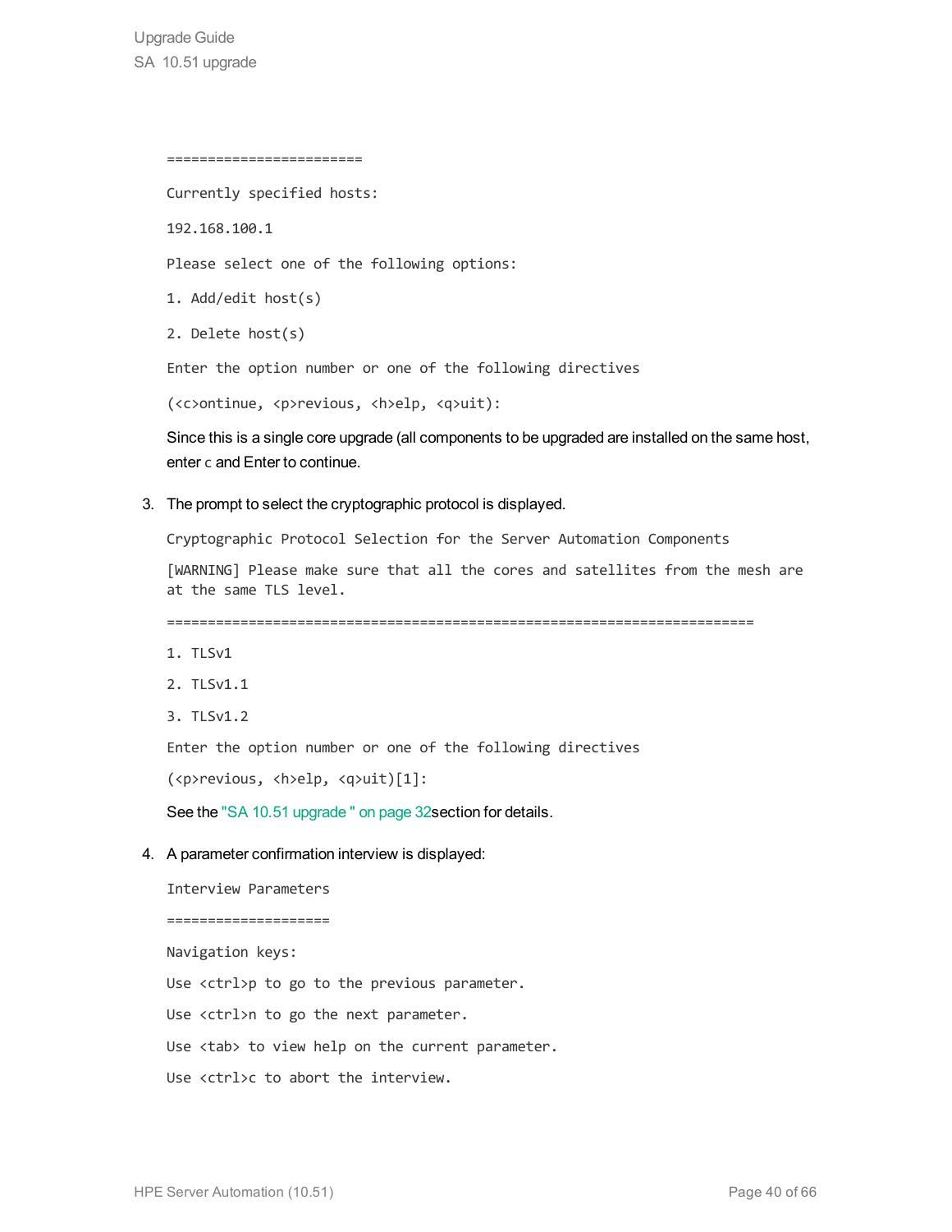```
========================

Currently specified hosts:

192.168.100.1

Please select one of the following options:

1. Add/edit host(s)

2. Delete host(s)

Enter the option number or one of the following directives

(<c>ontinue, <p>revious, <h>elp, <q>uit):
```

Since this is a single core upgrade (all components to be upgraded are installed on the same host, enter `c` and Enter to continue.

3. The prompt to select the cryptographic protocol is displayed.

```
Cryptographic Protocol Selection for the Server Automation Components

[WARNING] Please make sure that all the cores and satellites from the mesh are at the same TLS level.

========================================================================

1. TLSv1

2. TLSv1.1

3. TLSv1.2

Enter the option number or one of the following directives

(<p>revious, <h>elp, <q>uit)[1]:
```

See the "SA 10.51 upgrade " on page 32section for details.

4. A parameter confirmation interview is displayed:

```
Interview Parameters

====================

Navigation keys:

Use <ctrl>p to go to the previous parameter.

Use <ctrl>n to go the next parameter.

Use <tab> to view help on the current parameter.

Use <ctrl>c to abort the interview.
```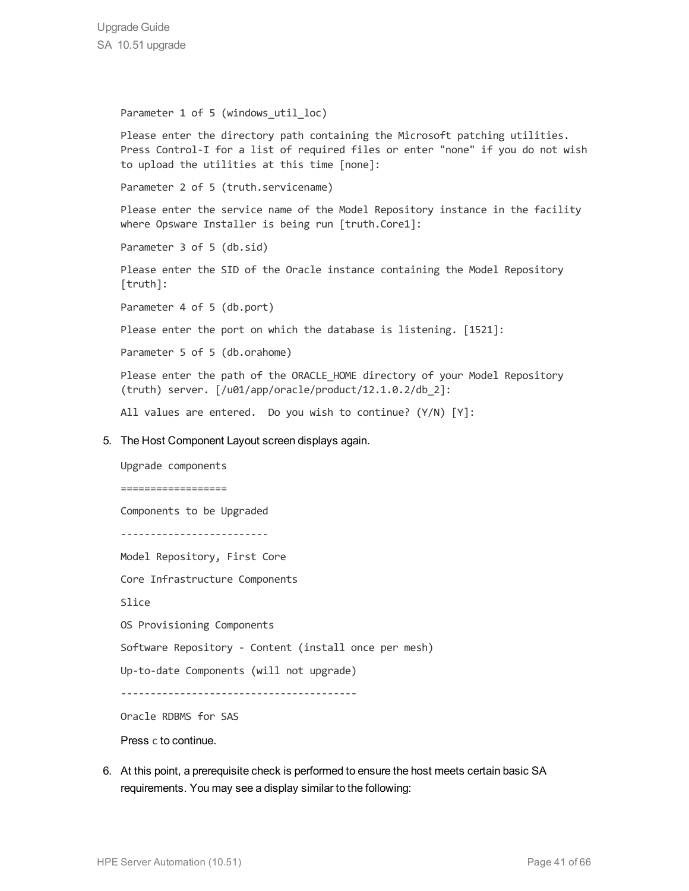```
Parameter 1 of 5 (windows_util_loc)

Please enter the directory path containing the Microsoft patching utilities.
Press Control-I for a list of required files or enter "none" if you do not wish
to upload the utilities at this time [none]:

Parameter 2 of 5 (truth.servicename)

Please enter the service name of the Model Repository instance in the facility
where Opsware Installer is being run [truth.Core1]:

Parameter 3 of 5 (db.sid)

Please enter the SID of the Oracle instance containing the Model Repository
[truth]:

Parameter 4 of 5 (db.port)

Please enter the port on which the database is listening. [1521]:

Parameter 5 of 5 (db.orahome)

Please enter the path of the ORACLE_HOME directory of your Model Repository
(truth) server. [/u01/app/oracle/product/12.1.0.2/db_2]:

All values are entered.  Do you wish to continue? (Y/N) [Y]:
```

5. The Host Component Layout screen displays again.

```
Upgrade components

==================

Components to be Upgraded

-------------------------

Model Repository, First Core

Core Infrastructure Components

Slice

OS Provisioning Components

Software Repository - Content (install once per mesh)

Up-to-date Components (will not upgrade)

----------------------------------------

Oracle RDBMS for SAS
```

   Press `c` to continue.

6. At this point, a prerequisite check is performed to ensure the host meets certain basic SA requirements. You may see a display similar to the following: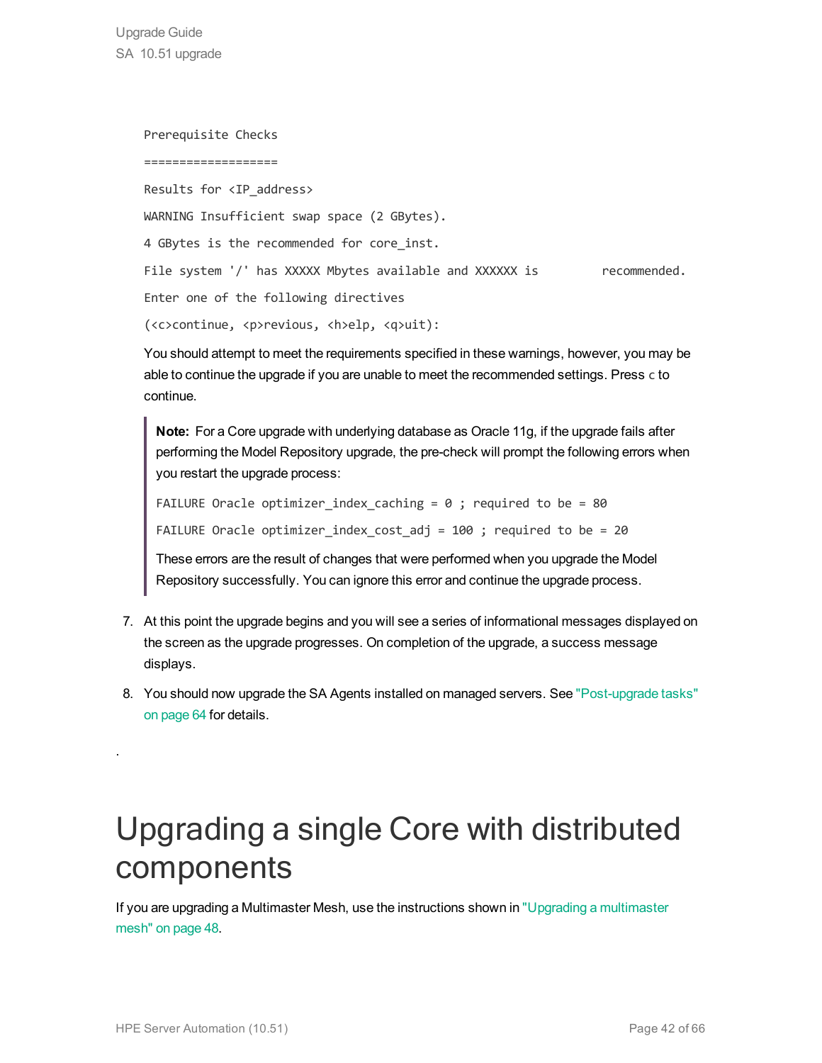```
Prerequisite Checks
===================
Results for <IP_address>
WARNING Insufficient swap space (2 GBytes).
4 GBytes is the recommended for core_inst.
File system '/' has XXXXX Mbytes available and XXXXXX is        recommended.
Enter one of the following directives
(<c>continue, <p>revious, <h>elp, <q>uit):
```

You should attempt to meet the requirements specified in these warnings, however, you may be able to continue the upgrade if you are unable to meet the recommended settings. Press `c` to continue.

> **Note:** For a Core upgrade with underlying database as Oracle 11g, if the upgrade fails after performing the Model Repository upgrade, the pre-check will prompt the following errors when you restart the upgrade process:
>
> ```
> FAILURE Oracle optimizer_index_caching = 0 ; required to be = 80
> FAILURE Oracle optimizer_index_cost_adj = 100 ; required to be = 20
> ```
>
> These errors are the result of changes that were performed when you upgrade the Model Repository successfully. You can ignore this error and continue the upgrade process.

7. At this point the upgrade begins and you will see a series of informational messages displayed on the screen as the upgrade progresses. On completion of the upgrade, a success message displays.
8. You should now upgrade the SA Agents installed on managed servers. See "Post-upgrade tasks" on page 64 for details.

.

# Upgrading a single Core with distributed components

If you are upgrading a Multimaster Mesh, use the instructions shown in "Upgrading a multimaster mesh" on page 48.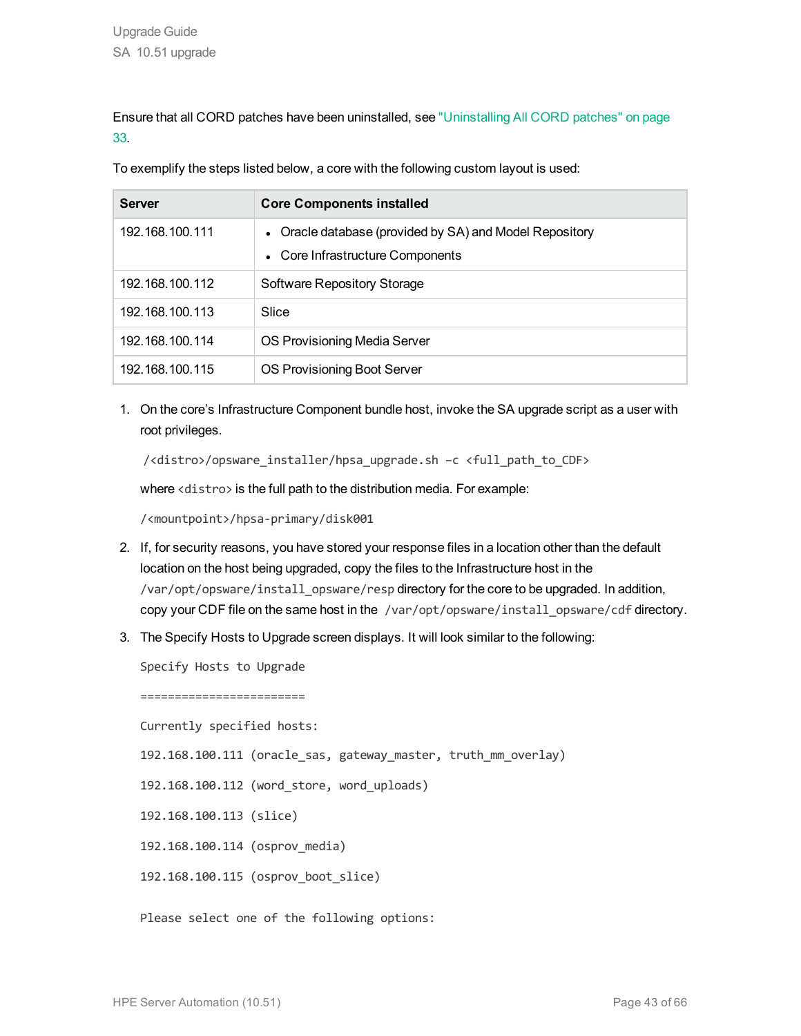Ensure that all CORD patches have been uninstalled, see "Uninstalling All CORD patches" on page 33.

To exemplify the steps listed below, a core with the following custom layout is used:

| Server | Core Components installed |
| --- | --- |
| 192.168.100.111 | • Oracle database (provided by SA) and Model Repository<br>• Core Infrastructure Components |
| 192.168.100.112 | Software Repository Storage |
| 192.168.100.113 | Slice |
| 192.168.100.114 | OS Provisioning Media Server |
| 192.168.100.115 | OS Provisioning Boot Server |

1. On the core's Infrastructure Component bundle host, invoke the SA upgrade script as a user with root privileges.

   ```
   /<distro>/opsware_installer/hpsa_upgrade.sh –c <full_path_to_CDF>
   ```

   where `<distro>` is the full path to the distribution media. For example:

   ```
   /<mountpoint>/hpsa-primary/disk001
   ```

2. If, for security reasons, you have stored your response files in a location other than the default location on the host being upgraded, copy the files to the Infrastructure host in the `/var/opt/opsware/install_opsware/resp` directory for the core to be upgraded. In addition, copy your CDF file on the same host in the `/var/opt/opsware/install_opsware/cdf` directory.

3. The Specify Hosts to Upgrade screen displays. It will look similar to the following:

   ```
   Specify Hosts to Upgrade

   ========================

   Currently specified hosts:

   192.168.100.111 (oracle_sas, gateway_master, truth_mm_overlay)

   192.168.100.112 (word_store, word_uploads)

   192.168.100.113 (slice)

   192.168.100.114 (osprov_media)

   192.168.100.115 (osprov_boot_slice)

   Please select one of the following options:
   ```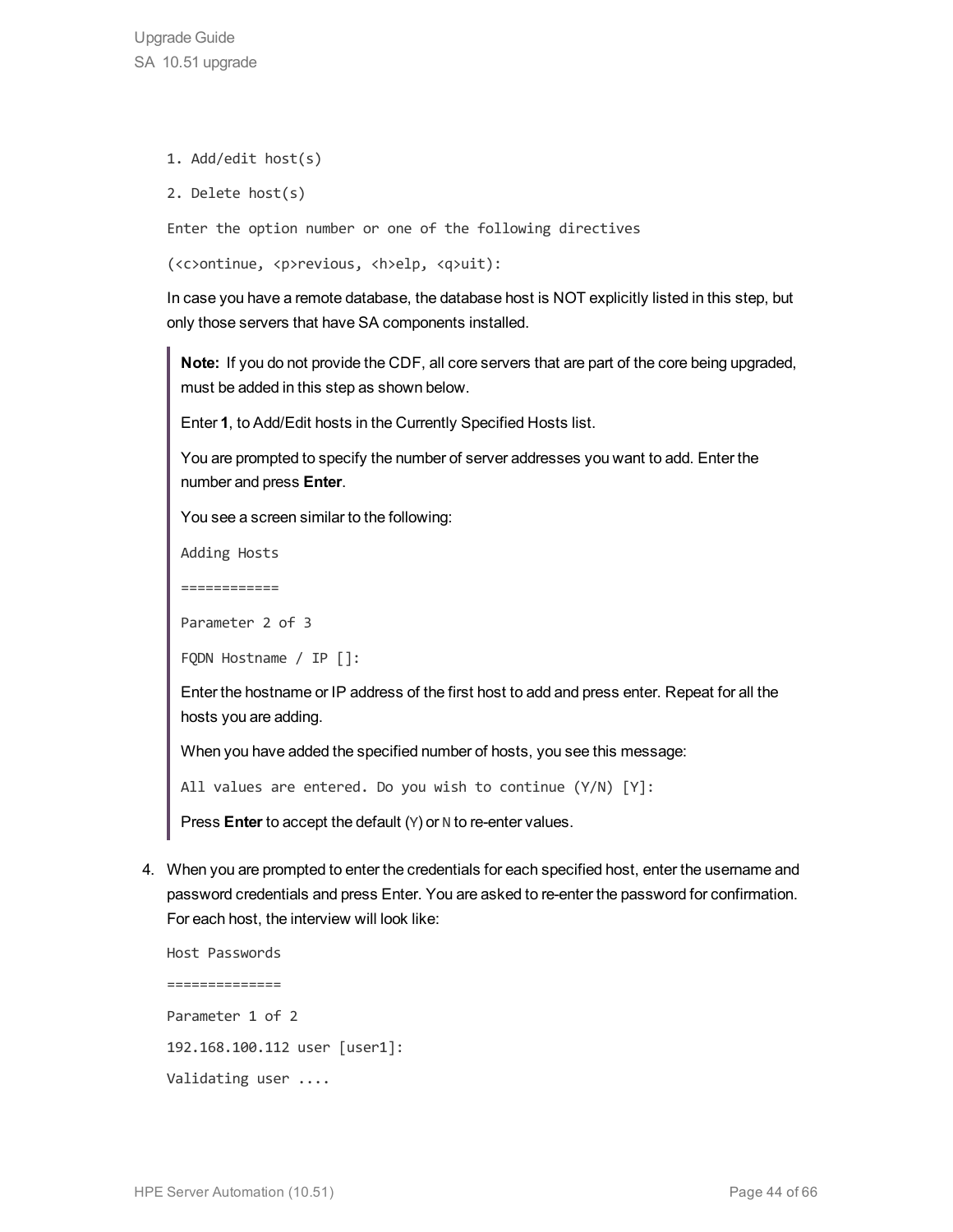```
1. Add/edit host(s)

2. Delete host(s)

Enter the option number or one of the following directives

(<c>ontinue, <p>revious, <h>elp, <q>uit):
```

In case you have a remote database, the database host is NOT explicitly listed in this step, but only those servers that have SA components installed.

> **Note:** If you do not provide the CDF, all core servers that are part of the core being upgraded, must be added in this step as shown below.
>
> Enter **1**, to Add/Edit hosts in the Currently Specified Hosts list.
>
> You are prompted to specify the number of server addresses you want to add. Enter the number and press **Enter**.
>
> You see a screen similar to the following:
>
> ```
> Adding Hosts
>
> ============
>
> Parameter 2 of 3
>
> FQDN Hostname / IP []:
> ```
>
> Enter the hostname or IP address of the first host to add and press enter. Repeat for all the hosts you are adding.
>
> When you have added the specified number of hosts, you see this message:
>
> ```
> All values are entered. Do you wish to continue (Y/N) [Y]:
> ```
>
> Press **Enter** to accept the default (`Y`) or `N` to re-enter values.

4. When you are prompted to enter the credentials for each specified host, enter the username and password credentials and press Enter. You are asked to re-enter the password for confirmation. For each host, the interview will look like:

```
Host Passwords

==============

Parameter 1 of 2

192.168.100.112 user [user1]:

Validating user ....
```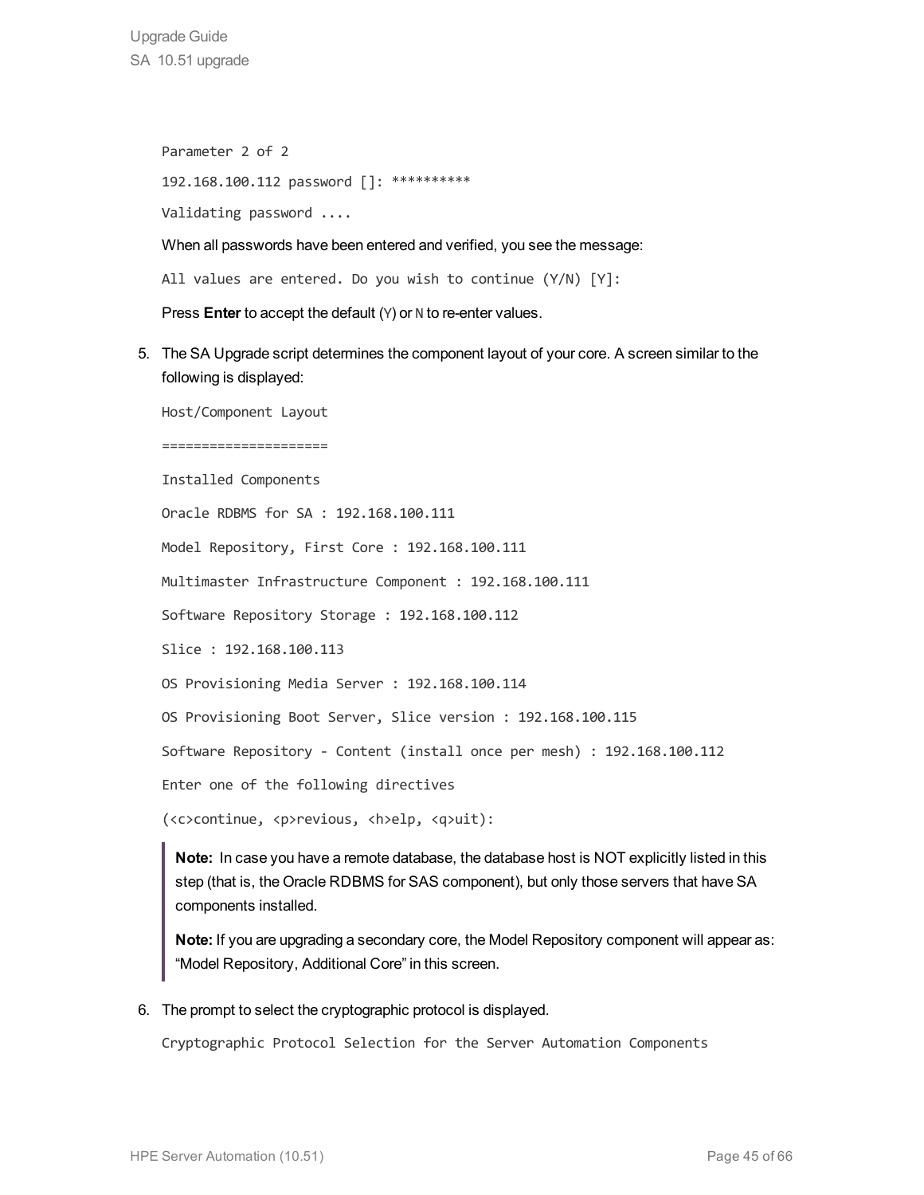```
Parameter 2 of 2
192.168.100.112 password []: **********
Validating password ....
```

When all passwords have been entered and verified, you see the message:

```
All values are entered. Do you wish to continue (Y/N) [Y]:
```

Press **Enter** to accept the default (`Y`) or `N` to re-enter values.

5. The SA Upgrade script determines the component layout of your core. A screen similar to the following is displayed:

```
Host/Component Layout
=====================
Installed Components
Oracle RDBMS for SA : 192.168.100.111
Model Repository, First Core : 192.168.100.111
Multimaster Infrastructure Component : 192.168.100.111
Software Repository Storage : 192.168.100.112
Slice : 192.168.100.113
OS Provisioning Media Server : 192.168.100.114
OS Provisioning Boot Server, Slice version : 192.168.100.115
Software Repository - Content (install once per mesh) : 192.168.100.112
Enter one of the following directives
(<c>continue, <p>revious, <h>elp, <q>uit):
```

> **Note:** In case you have a remote database, the database host is NOT explicitly listed in this step (that is, the Oracle RDBMS for SAS component), but only those servers that have SA components installed.
>
> **Note:** If you are upgrading a secondary core, the Model Repository component will appear as: "Model Repository, Additional Core" in this screen.

6. The prompt to select the cryptographic protocol is displayed.

```
Cryptographic Protocol Selection for the Server Automation Components
```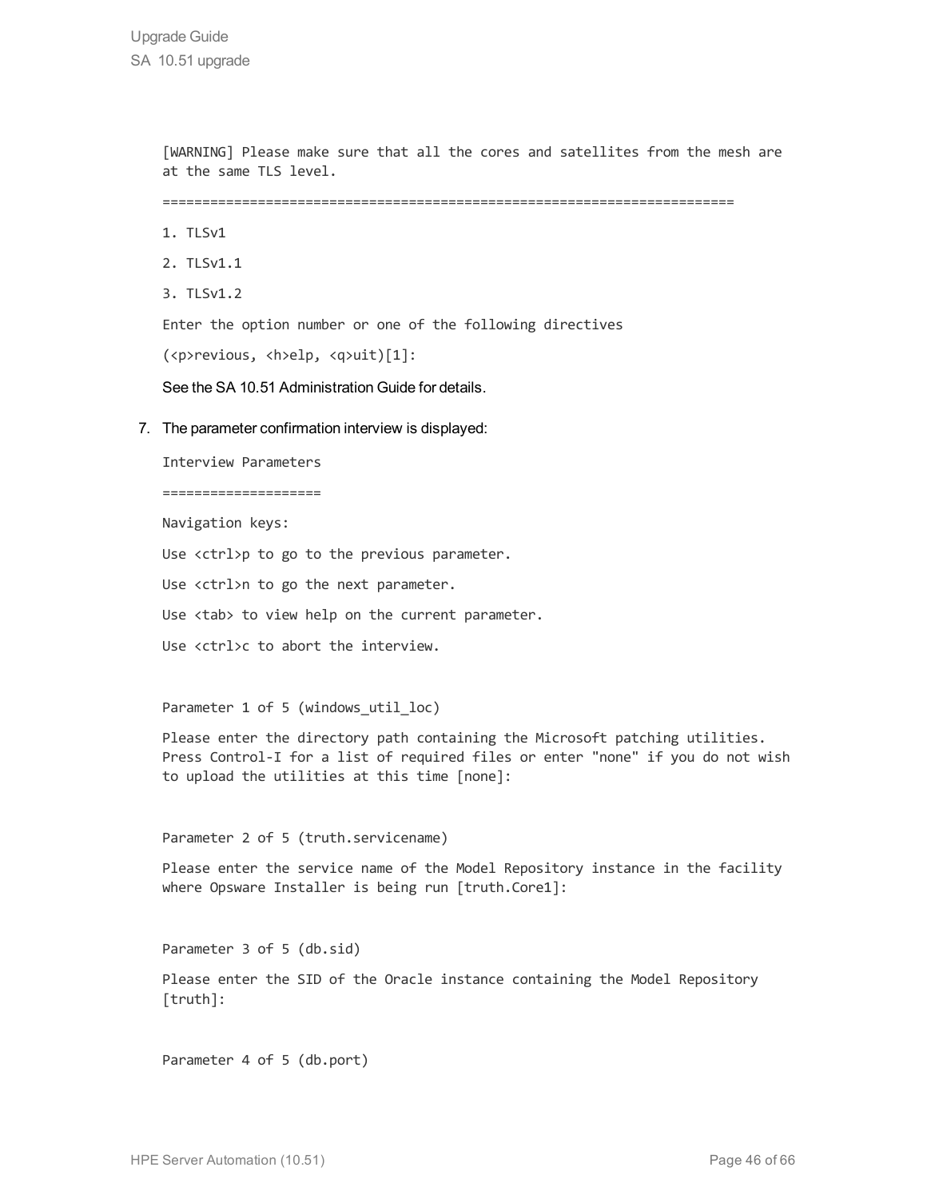```
[WARNING] Please make sure that all the cores and satellites from the mesh are
at the same TLS level.

=======================================================================

1. TLSv1

2. TLSv1.1

3. TLSv1.2

Enter the option number or one of the following directives

(<p>revious, <h>elp, <q>uit)[1]:
```

See the SA 10.51 Administration Guide for details.

7. The parameter confirmation interview is displayed:

```
Interview Parameters

====================

Navigation keys:

Use <ctrl>p to go to the previous parameter.

Use <ctrl>n to go the next parameter.

Use <tab> to view help on the current parameter.

Use <ctrl>c to abort the interview.


Parameter 1 of 5 (windows_util_loc)

Please enter the directory path containing the Microsoft patching utilities.
Press Control-I for a list of required files or enter "none" if you do not wish
to upload the utilities at this time [none]:


Parameter 2 of 5 (truth.servicename)

Please enter the service name of the Model Repository instance in the facility
where Opsware Installer is being run [truth.Core1]:


Parameter 3 of 5 (db.sid)

Please enter the SID of the Oracle instance containing the Model Repository
[truth]:


Parameter 4 of 5 (db.port)
```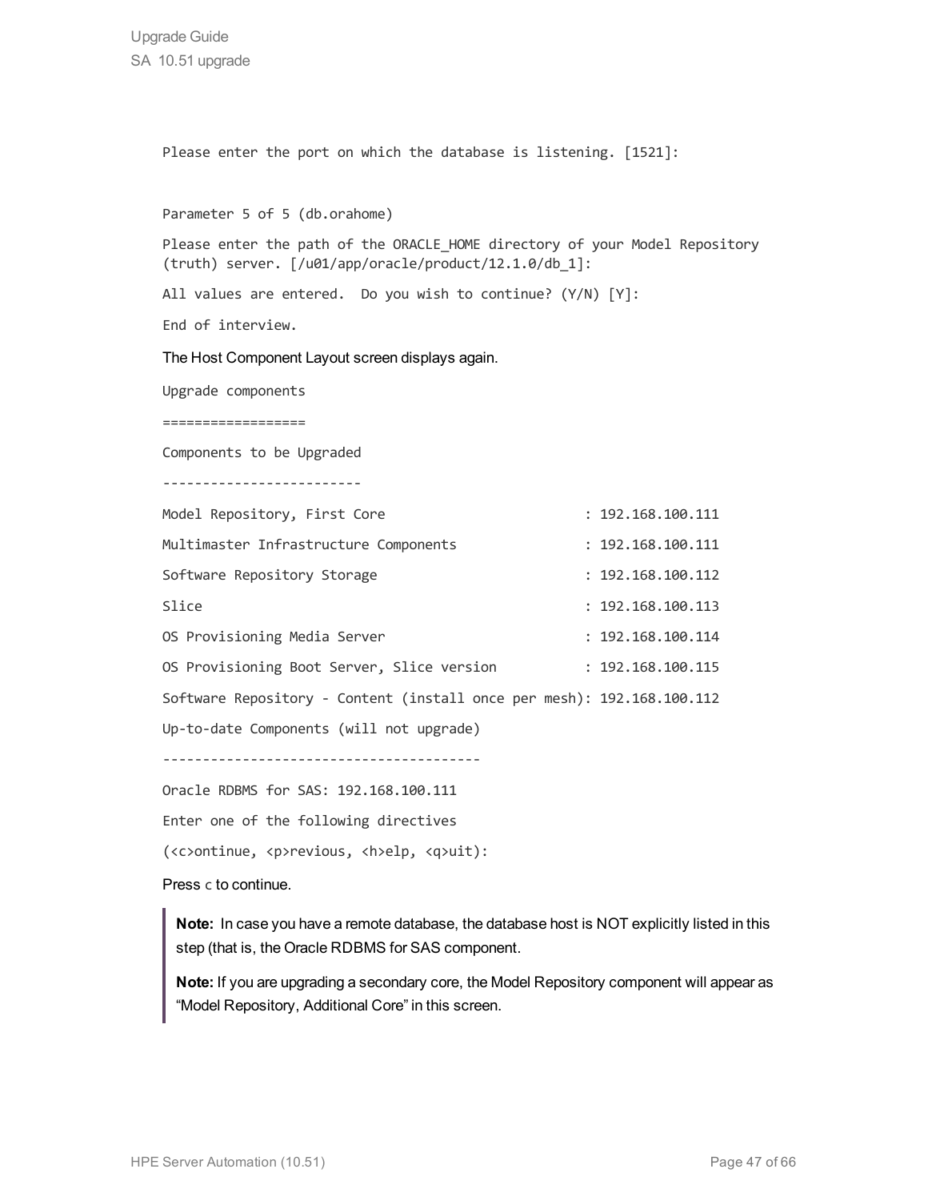```
Please enter the port on which the database is listening. [1521]:

Parameter 5 of 5 (db.orahome)

Please enter the path of the ORACLE_HOME directory of your Model Repository
(truth) server. [/u01/app/oracle/product/12.1.0/db_1]:

All values are entered.  Do you wish to continue? (Y/N) [Y]:

End of interview.
```

The Host Component Layout screen displays again.

```
Upgrade components

=================

Components to be Upgraded

-------------------------

Model Repository, First Core                          : 192.168.100.111

Multimaster Infrastructure Components                 : 192.168.100.111

Software Repository Storage                           : 192.168.100.112

Slice                                                 : 192.168.100.113

OS Provisioning Media Server                          : 192.168.100.114

OS Provisioning Boot Server, Slice version            : 192.168.100.115

Software Repository - Content (install once per mesh): 192.168.100.112

Up-to-date Components (will not upgrade)

----------------------------------------

Oracle RDBMS for SAS: 192.168.100.111

Enter one of the following directives

(<c>ontinue, <p>revious, <h>elp, <q>uit):
```

Press `c` to continue.

> **Note:** In case you have a remote database, the database host is NOT explicitly listed in this step (that is, the Oracle RDBMS for SAS component.
>
> **Note:** If you are upgrading a secondary core, the Model Repository component will appear as "Model Repository, Additional Core" in this screen.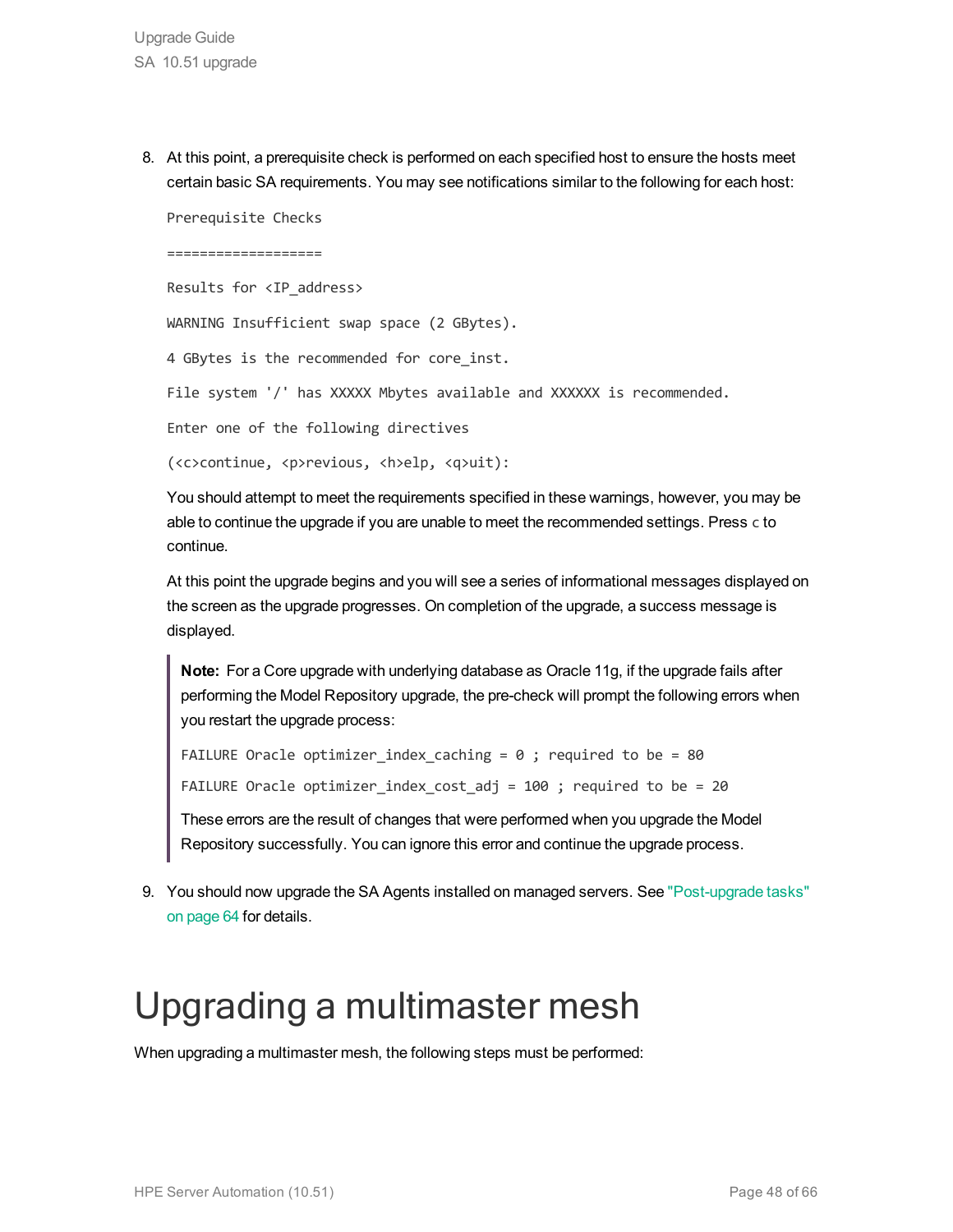8. At this point, a prerequisite check is performed on each specified host to ensure the hosts meet certain basic SA requirements. You may see notifications similar to the following for each host:

   ```
   Prerequisite Checks

   ===================

   Results for <IP_address>

   WARNING Insufficient swap space (2 GBytes).

   4 GBytes is the recommended for core_inst.

   File system '/' has XXXXX Mbytes available and XXXXXX is recommended.

   Enter one of the following directives

   (<c>continue, <p>revious, <h>elp, <q>uit):
   ```

   You should attempt to meet the requirements specified in these warnings, however, you may be able to continue the upgrade if you are unable to meet the recommended settings. Press `c` to continue.

   At this point the upgrade begins and you will see a series of informational messages displayed on the screen as the upgrade progresses. On completion of the upgrade, a success message is displayed.

   > **Note:** For a Core upgrade with underlying database as Oracle 11g, if the upgrade fails after performing the Model Repository upgrade, the pre-check will prompt the following errors when you restart the upgrade process:
   >
   > ```
   > FAILURE Oracle optimizer_index_caching = 0 ; required to be = 80
   >
   > FAILURE Oracle optimizer_index_cost_adj = 100 ; required to be = 20
   > ```
   >
   > These errors are the result of changes that were performed when you upgrade the Model Repository successfully. You can ignore this error and continue the upgrade process.

9. You should now upgrade the SA Agents installed on managed servers. See "Post-upgrade tasks" on page 64 for details.

# Upgrading a multimaster mesh

When upgrading a multimaster mesh, the following steps must be performed: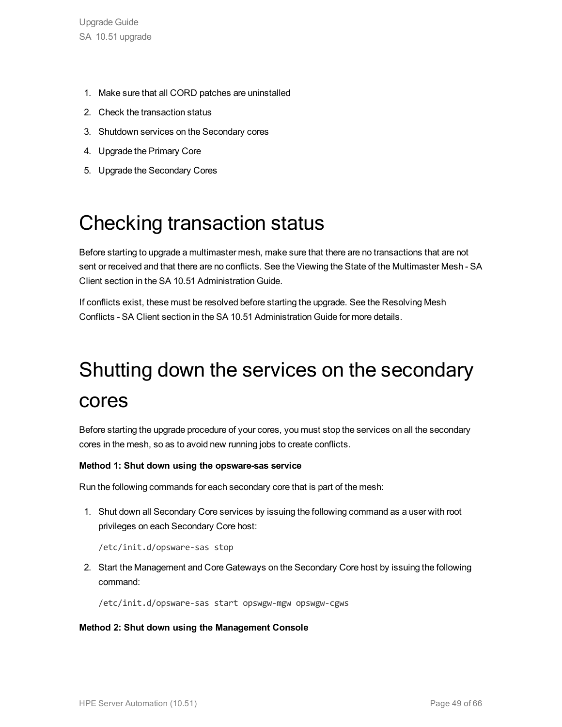1. Make sure that all CORD patches are uninstalled
2. Check the transaction status
3. Shutdown services on the Secondary cores
4. Upgrade the Primary Core
5. Upgrade the Secondary Cores

# Checking transaction status

Before starting to upgrade a multimaster mesh, make sure that there are no transactions that are not sent or received and that there are no conflicts. See the Viewing the State of the Multimaster Mesh - SA Client section in the SA 10.51 Administration Guide.

If conflicts exist, these must be resolved before starting the upgrade. See the Resolving Mesh Conflicts - SA Client section in the SA 10.51 Administration Guide for more details.

# Shutting down the services on the secondary cores

Before starting the upgrade procedure of your cores, you must stop the services on all the secondary cores in the mesh, so as to avoid new running jobs to create conflicts.

**Method 1: Shut down using the opsware-sas service**

Run the following commands for each secondary core that is part of the mesh:

1. Shut down all Secondary Core services by issuing the following command as a user with root privileges on each Secondary Core host:

   ```
   /etc/init.d/opsware-sas stop
   ```

2. Start the Management and Core Gateways on the Secondary Core host by issuing the following command:

   ```
   /etc/init.d/opsware-sas start opswgw-mgw opswgw-cgws
   ```

**Method 2: Shut down using the Management Console**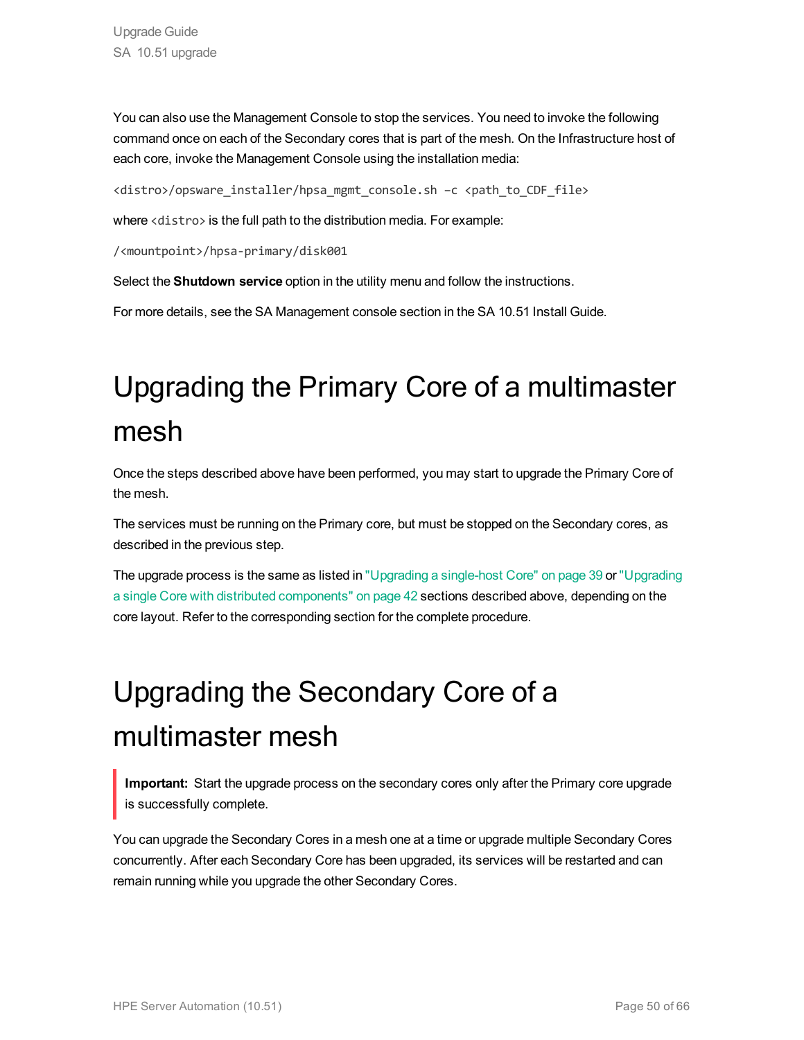You can also use the Management Console to stop the services. You need to invoke the following command once on each of the Secondary cores that is part of the mesh. On the Infrastructure host of each core, invoke the Management Console using the installation media:

```
<distro>/opsware_installer/hpsa_mgmt_console.sh –c <path_to_CDF_file>
```

where `<distro>` is the full path to the distribution media. For example:

```
/<mountpoint>/hpsa-primary/disk001
```

Select the **Shutdown service** option in the utility menu and follow the instructions.

For more details, see the SA Management console section in the SA 10.51 Install Guide.

# Upgrading the Primary Core of a multimaster mesh

Once the steps described above have been performed, you may start to upgrade the Primary Core of the mesh.

The services must be running on the Primary core, but must be stopped on the Secondary cores, as described in the previous step.

The upgrade process is the same as listed in "Upgrading a single-host Core" on page 39 or "Upgrading a single Core with distributed components" on page 42 sections described above, depending on the core layout. Refer to the corresponding section for the complete procedure.

# Upgrading the Secondary Core of a multimaster mesh

> **Important:** Start the upgrade process on the secondary cores only after the Primary core upgrade is successfully complete.

You can upgrade the Secondary Cores in a mesh one at a time or upgrade multiple Secondary Cores concurrently. After each Secondary Core has been upgraded, its services will be restarted and can remain running while you upgrade the other Secondary Cores.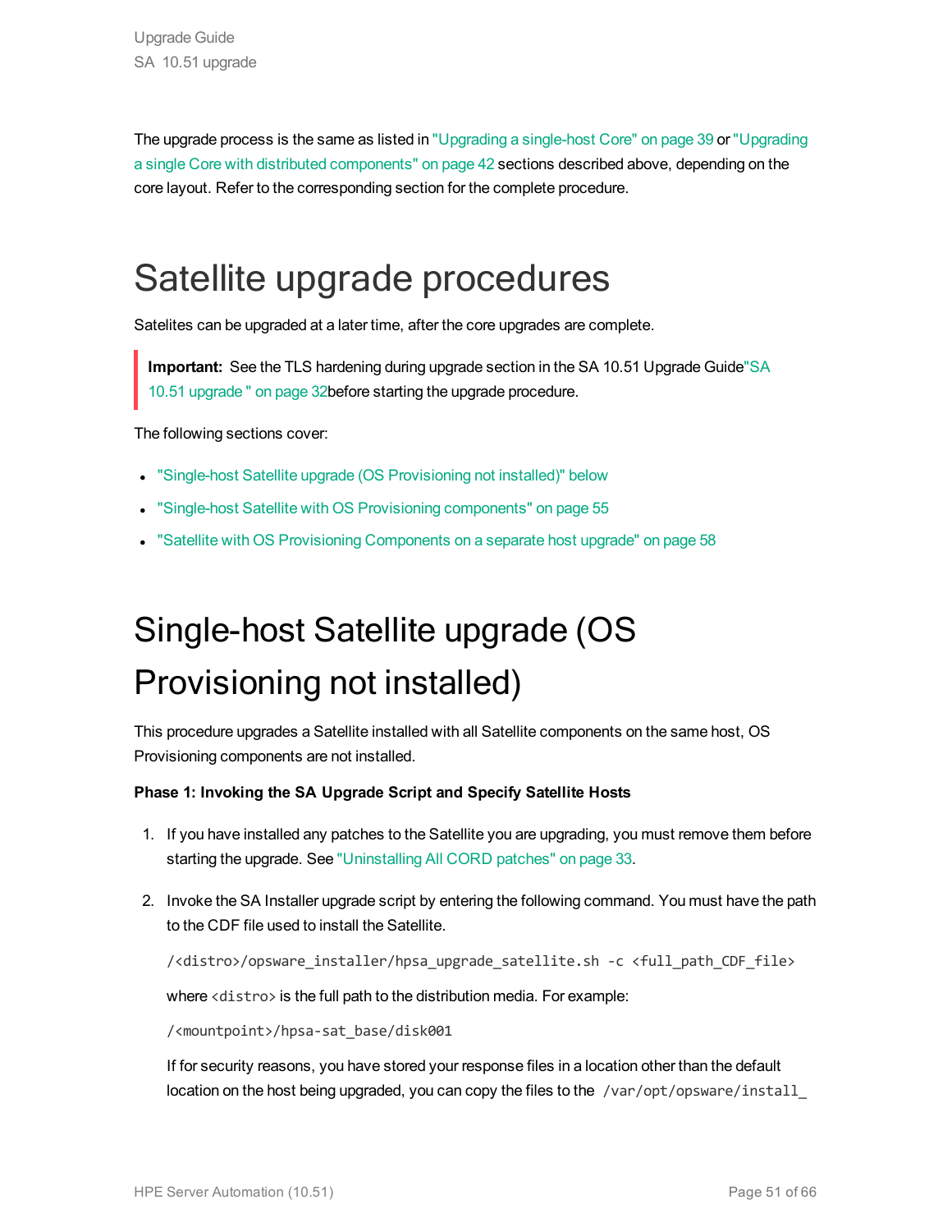The upgrade process is the same as listed in "Upgrading a single-host Core" on page 39 or "Upgrading a single Core with distributed components" on page 42 sections described above, depending on the core layout. Refer to the corresponding section for the complete procedure.

# Satellite upgrade procedures

Satelites can be upgraded at a later time, after the core upgrades are complete.

> **Important:** See the TLS hardening during upgrade section in the SA 10.51 Upgrade Guide"SA 10.51 upgrade " on page 32before starting the upgrade procedure.

The following sections cover:

- "Single-host Satellite upgrade (OS Provisioning not installed)" below
- "Single-host Satellite with OS Provisioning components" on page 55
- "Satellite with OS Provisioning Components on a separate host upgrade" on page 58

# Single-host Satellite upgrade (OS Provisioning not installed)

This procedure upgrades a Satellite installed with all Satellite components on the same host, OS Provisioning components are not installed.

**Phase 1: Invoking the SA Upgrade Script and Specify Satellite Hosts**

1. If you have installed any patches to the Satellite you are upgrading, you must remove them before starting the upgrade. See "Uninstalling All CORD patches" on page 33.

2. Invoke the SA Installer upgrade script by entering the following command. You must have the path to the CDF file used to install the Satellite.

   ```
   /<distro>/opsware_installer/hpsa_upgrade_satellite.sh -c <full_path_CDF_file>
   ```

   where `<distro>` is the full path to the distribution media. For example:

   ```
   /<mountpoint>/hpsa-sat_base/disk001
   ```

   If for security reasons, you have stored your response files in a location other than the default location on the host being upgraded, you can copy the files to the `/var/opt/opsware/install_`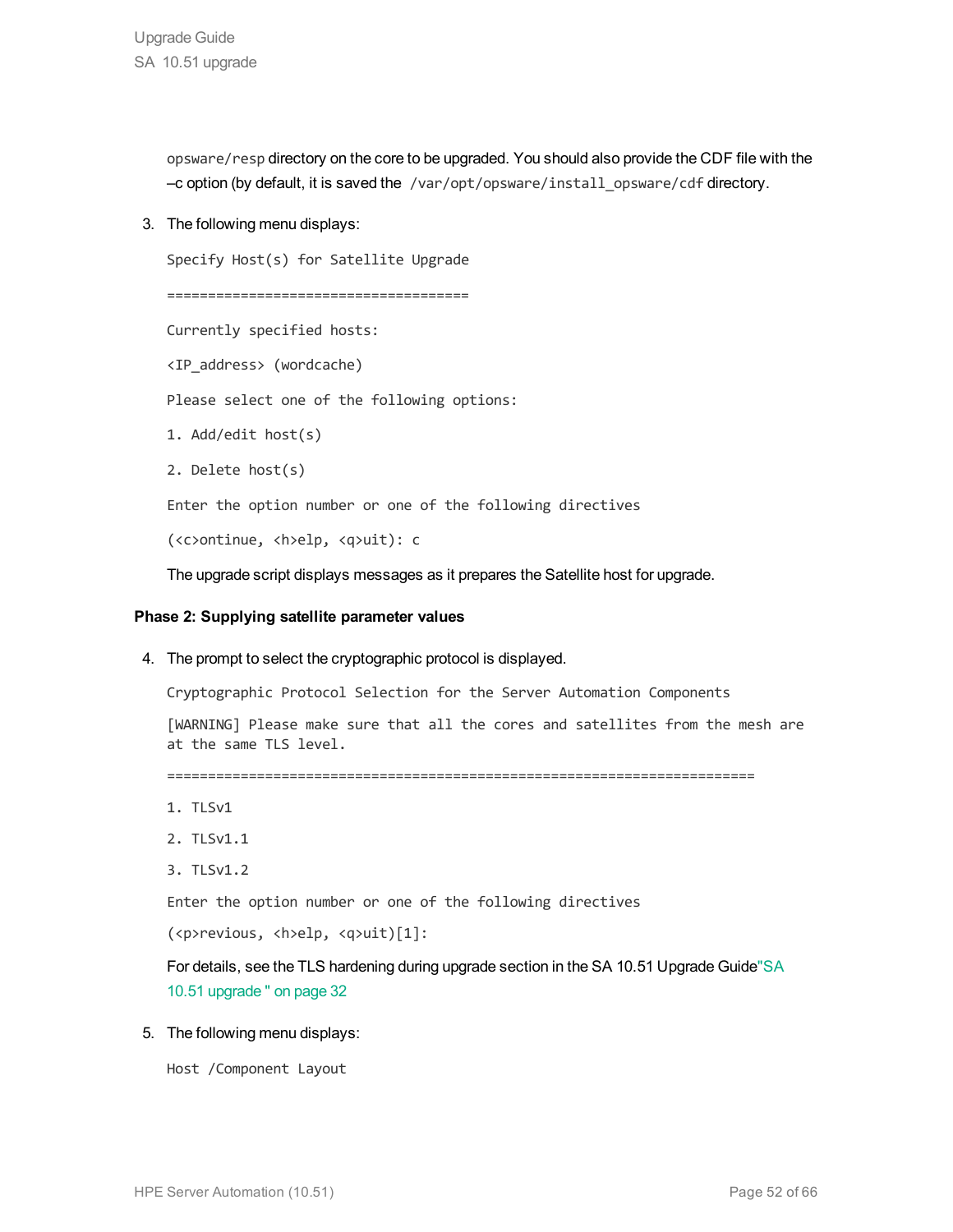opsware/resp directory on the core to be upgraded. You should also provide the CDF file with the –c option (by default, it is saved the /var/opt/opsware/install_opsware/cdf directory.

3. The following menu displays:

   ```
   Specify Host(s) for Satellite Upgrade

   =====================================

   Currently specified hosts:

   <IP_address> (wordcache)

   Please select one of the following options:

   1. Add/edit host(s)

   2. Delete host(s)

   Enter the option number or one of the following directives

   (<c>ontinue, <h>elp, <q>uit): c
   ```

   The upgrade script displays messages as it prepares the Satellite host for upgrade.

**Phase 2: Supplying satellite parameter values**

4. The prompt to select the cryptographic protocol is displayed.

   ```
   Cryptographic Protocol Selection for the Server Automation Components

   [WARNING] Please make sure that all the cores and satellites from the mesh are at the same TLS level.

   =======================================================================

   1. TLSv1

   2. TLSv1.1

   3. TLSv1.2

   Enter the option number or one of the following directives

   (<p>revious, <h>elp, <q>uit)[1]:
   ```

   For details, see the TLS hardening during upgrade section in the SA 10.51 Upgrade Guide"SA 10.51 upgrade " on page 32

5. The following menu displays:

   ```
   Host /Component Layout
   ```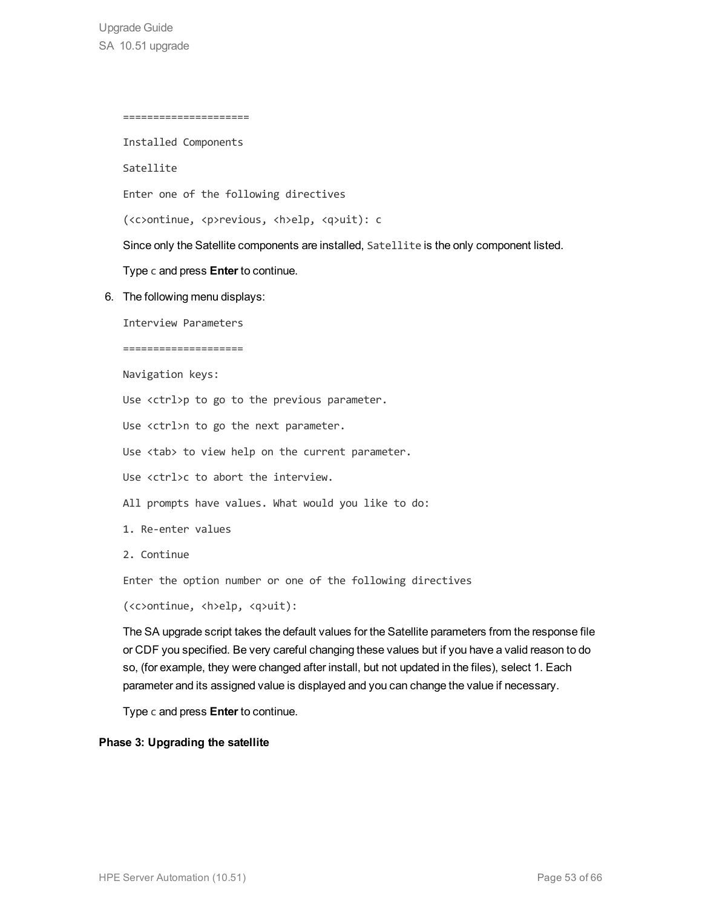```
====================

Installed Components

Satellite

Enter one of the following directives

(<c>ontinue, <p>revious, <h>elp, <q>uit): c
```

Since only the Satellite components are installed, `Satellite` is the only component listed.

Type `c` and press **Enter** to continue.

6. The following menu displays:

```
Interview Parameters

====================

Navigation keys:

Use <ctrl>p to go to the previous parameter.

Use <ctrl>n to go the next parameter.

Use <tab> to view help on the current parameter.

Use <ctrl>c to abort the interview.

All prompts have values. What would you like to do:

1. Re-enter values

2. Continue

Enter the option number or one of the following directives

(<c>ontinue, <h>elp, <q>uit):
```

The SA upgrade script takes the default values for the Satellite parameters from the response file or CDF you specified. Be very careful changing these values but if you have a valid reason to do so, (for example, they were changed after install, but not updated in the files), select 1. Each parameter and its assigned value is displayed and you can change the value if necessary.

Type `c` and press **Enter** to continue.

**Phase 3: Upgrading the satellite**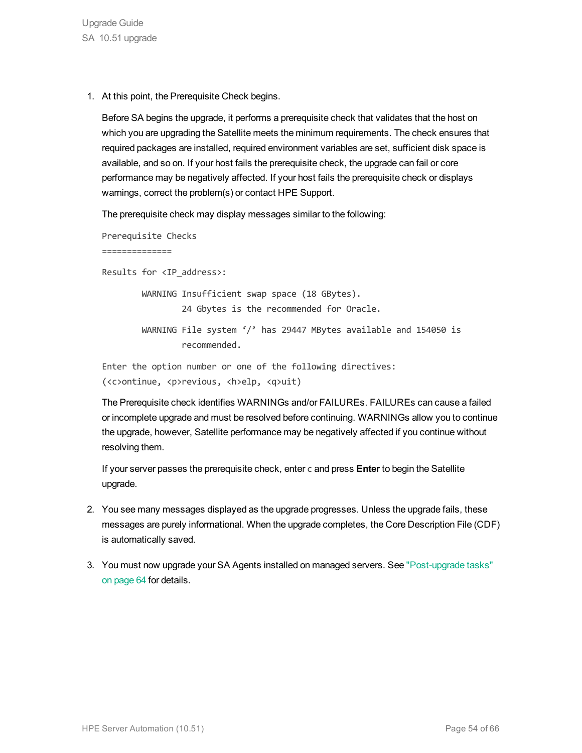1. At this point, the Prerequisite Check begins.

   Before SA begins the upgrade, it performs a prerequisite check that validates that the host on which you are upgrading the Satellite meets the minimum requirements. The check ensures that required packages are installed, required environment variables are set, sufficient disk space is available, and so on. If your host fails the prerequisite check, the upgrade can fail or core performance may be negatively affected. If your host fails the prerequisite check or displays warnings, correct the problem(s) or contact HPE Support.

   The prerequisite check may display messages similar to the following:

   ```
   Prerequisite Checks
   ==============
   Results for <IP_address>:
           WARNING Insufficient swap space (18 GBytes).
                   24 Gbytes is the recommended for Oracle.
           WARNING File system '/' has 29447 MBytes available and 154050 is
                   recommended.
   Enter the option number or one of the following directives:
   (<c>ontinue, <p>revious, <h>elp, <q>uit)
   ```

   The Prerequisite check identifies WARNINGs and/or FAILUREs. FAILUREs can cause a failed or incomplete upgrade and must be resolved before continuing. WARNINGs allow you to continue the upgrade, however, Satellite performance may be negatively affected if you continue without resolving them.

   If your server passes the prerequisite check, enter `c` and press **Enter** to begin the Satellite upgrade.

2. You see many messages displayed as the upgrade progresses. Unless the upgrade fails, these messages are purely informational. When the upgrade completes, the Core Description File (CDF) is automatically saved.

3. You must now upgrade your SA Agents installed on managed servers. See "Post-upgrade tasks" on page 64 for details.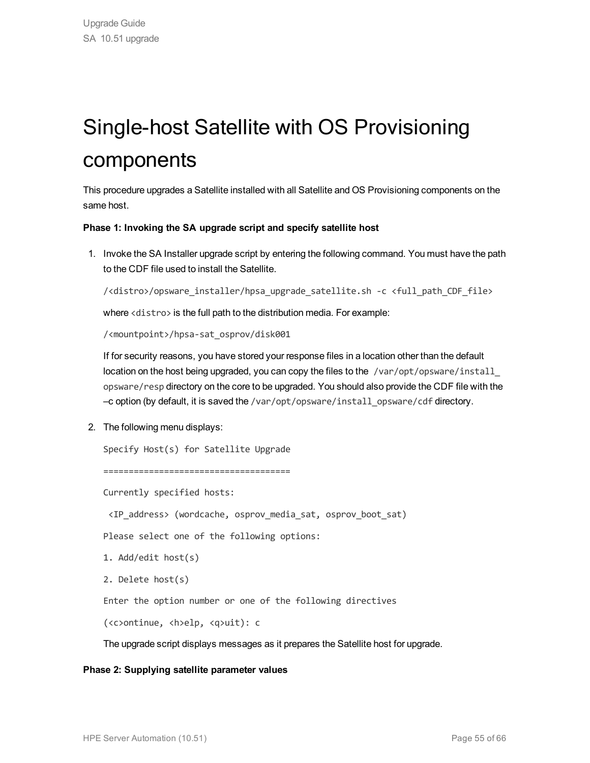# Single-host Satellite with OS Provisioning components

This procedure upgrades a Satellite installed with all Satellite and OS Provisioning components on the same host.

**Phase 1: Invoking the SA upgrade script and specify satellite host**

1. Invoke the SA Installer upgrade script by entering the following command. You must have the path to the CDF file used to install the Satellite.

   ```
   /<distro>/opsware_installer/hpsa_upgrade_satellite.sh -c <full_path_CDF_file>
   ```

   where `<distro>` is the full path to the distribution media. For example:

   ```
   /<mountpoint>/hpsa-sat_osprov/disk001
   ```

   If for security reasons, you have stored your response files in a location other than the default location on the host being upgraded, you can copy the files to the `/var/opt/opsware/install_opsware/resp` directory on the core to be upgraded. You should also provide the CDF file with the –c option (by default, it is saved the `/var/opt/opsware/install_opsware/cdf` directory.

2. The following menu displays:

   ```
   Specify Host(s) for Satellite Upgrade

   =====================================

   Currently specified hosts:

    <IP_address> (wordcache, osprov_media_sat, osprov_boot_sat)

   Please select one of the following options:

   1. Add/edit host(s)

   2. Delete host(s)

   Enter the option number or one of the following directives

   (<c>ontinue, <h>elp, <q>uit): c
   ```

   The upgrade script displays messages as it prepares the Satellite host for upgrade.

**Phase 2: Supplying satellite parameter values**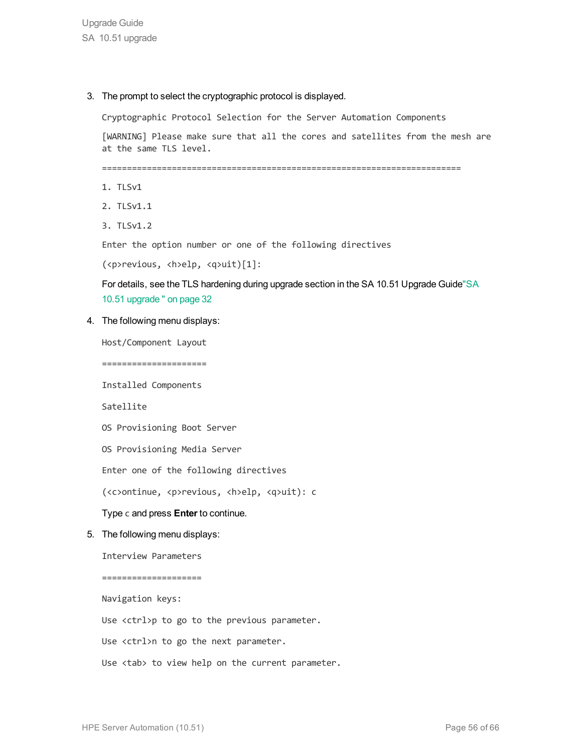3. The prompt to select the cryptographic protocol is displayed.

   ```
   Cryptographic Protocol Selection for the Server Automation Components

   [WARNING] Please make sure that all the cores and satellites from the mesh are at the same TLS level.

   ========================================================================

   1. TLSv1

   2. TLSv1.1

   3. TLSv1.2

   Enter the option number or one of the following directives

   (<p>revious, <h>elp, <q>uit)[1]:
   ```

   For details, see the TLS hardening during upgrade section in the SA 10.51 Upgrade Guide"SA 10.51 upgrade " on page 32

4. The following menu displays:

   ```
   Host/Component Layout

   =====================

   Installed Components

   Satellite

   OS Provisioning Boot Server

   OS Provisioning Media Server

   Enter one of the following directives

   (<c>ontinue, <p>revious, <h>elp, <q>uit): c
   ```

   Type `c` and press **Enter** to continue.

5. The following menu displays:

   ```
   Interview Parameters

   ====================

   Navigation keys:

   Use <ctrl>p to go to the previous parameter.

   Use <ctrl>n to go the next parameter.

   Use <tab> to view help on the current parameter.
   ```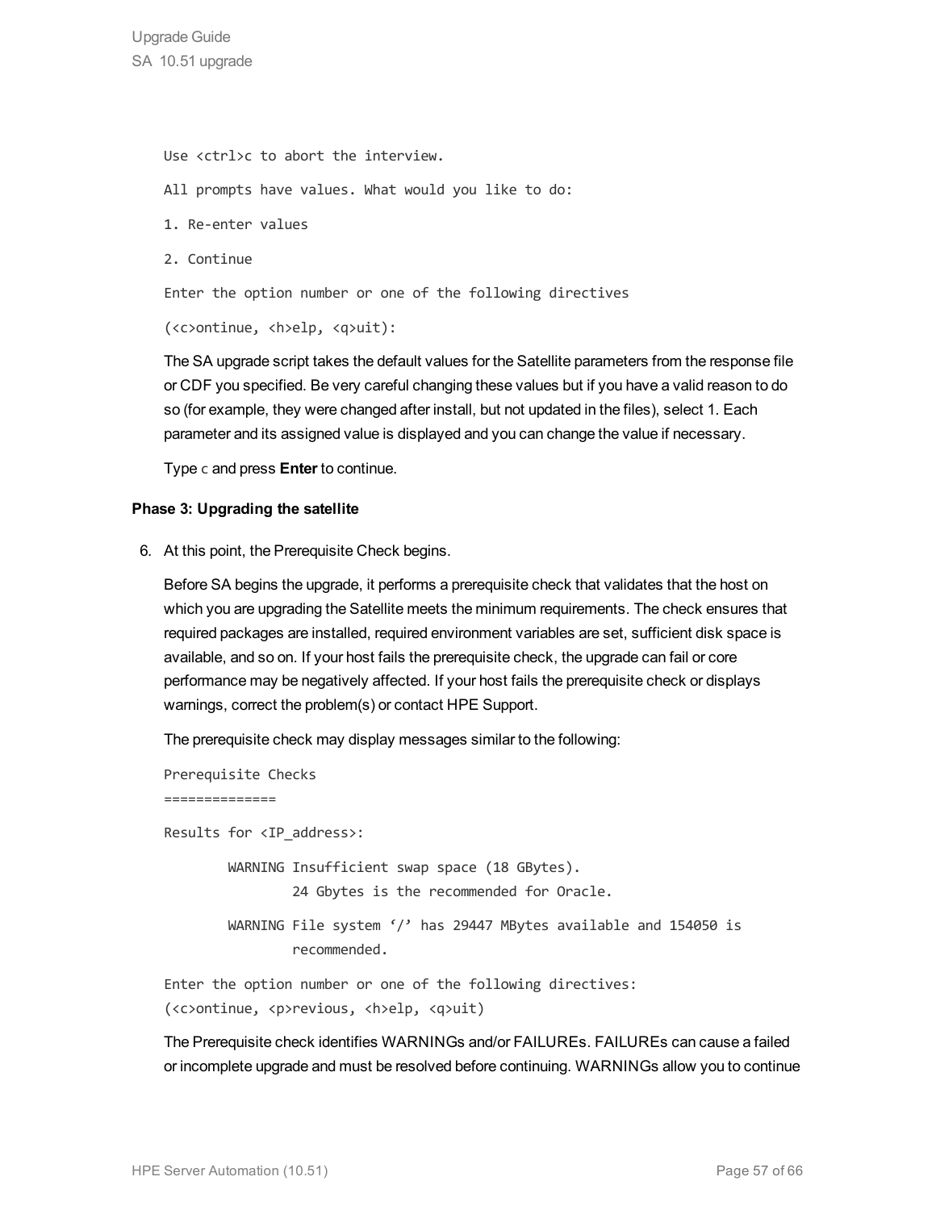```
Use <ctrl>c to abort the interview.

All prompts have values. What would you like to do:

1. Re-enter values

2. Continue

Enter the option number or one of the following directives

(<c>ontinue, <h>elp, <q>uit):
```

The SA upgrade script takes the default values for the Satellite parameters from the response file or CDF you specified. Be very careful changing these values but if you have a valid reason to do so (for example, they were changed after install, but not updated in the files), select 1. Each parameter and its assigned value is displayed and you can change the value if necessary.

Type `c` and press **Enter** to continue.

**Phase 3: Upgrading the satellite**

6. At this point, the Prerequisite Check begins.

   Before SA begins the upgrade, it performs a prerequisite check that validates that the host on which you are upgrading the Satellite meets the minimum requirements. The check ensures that required packages are installed, required environment variables are set, sufficient disk space is available, and so on. If your host fails the prerequisite check, the upgrade can fail or core performance may be negatively affected. If your host fails the prerequisite check or displays warnings, correct the problem(s) or contact HPE Support.

   The prerequisite check may display messages similar to the following:

   ```
   Prerequisite Checks
   ==============

   Results for <IP_address>:

           WARNING Insufficient swap space (18 GBytes).
                   24 Gbytes is the recommended for Oracle.

           WARNING File system '/' has 29447 MBytes available and 154050 is
                   recommended.

   Enter the option number or one of the following directives:
   (<c>ontinue, <p>revious, <h>elp, <q>uit)
   ```

   The Prerequisite check identifies WARNINGs and/or FAILUREs. FAILUREs can cause a failed or incomplete upgrade and must be resolved before continuing. WARNINGs allow you to continue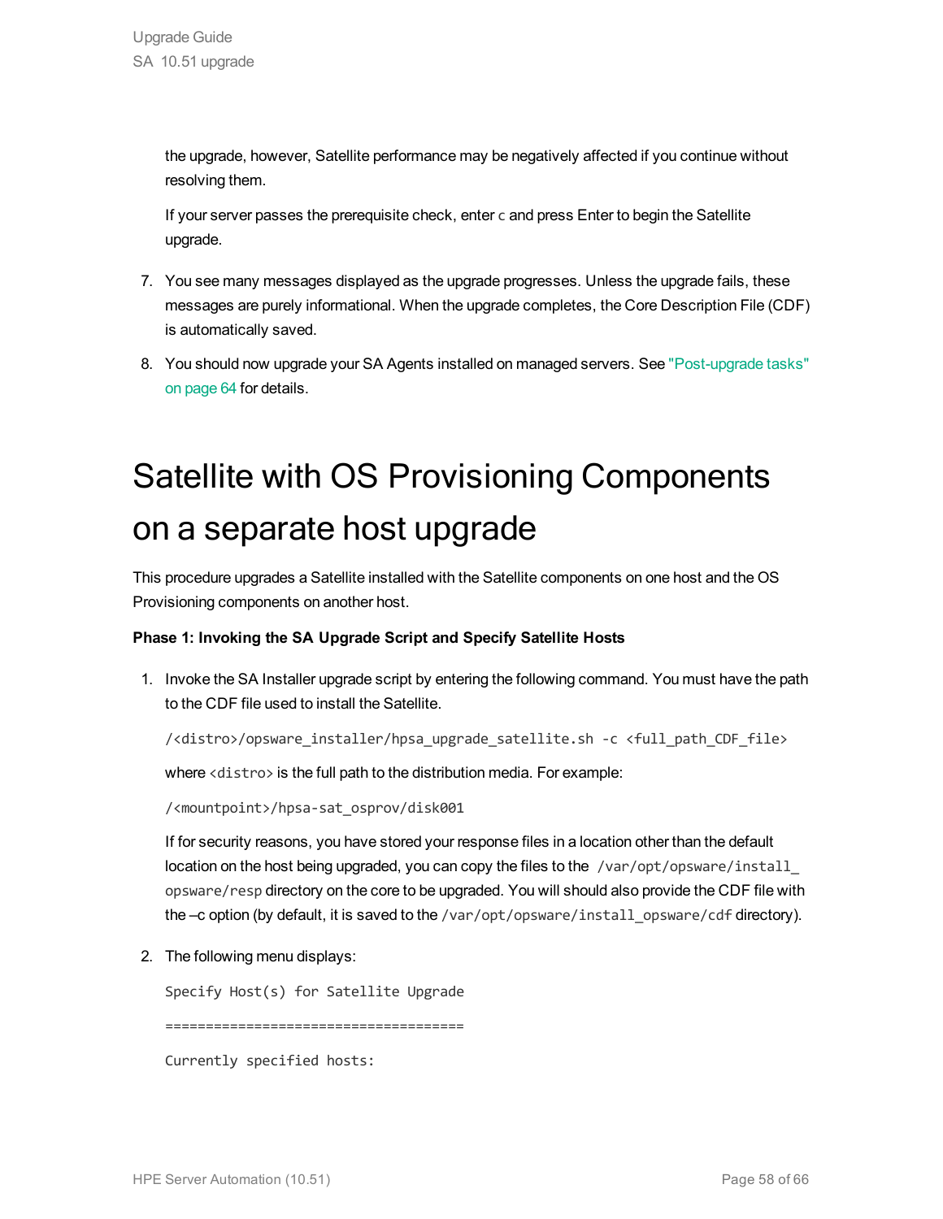the upgrade, however, Satellite performance may be negatively affected if you continue without resolving them.

If your server passes the prerequisite check, enter `c` and press Enter to begin the Satellite upgrade.

7. You see many messages displayed as the upgrade progresses. Unless the upgrade fails, these messages are purely informational. When the upgrade completes, the Core Description File (CDF) is automatically saved.

8. You should now upgrade your SA Agents installed on managed servers. See "Post-upgrade tasks" on page 64 for details.

# Satellite with OS Provisioning Components on a separate host upgrade

This procedure upgrades a Satellite installed with the Satellite components on one host and the OS Provisioning components on another host.

**Phase 1: Invoking the SA Upgrade Script and Specify Satellite Hosts**

1. Invoke the SA Installer upgrade script by entering the following command. You must have the path to the CDF file used to install the Satellite.

   ```
   /<distro>/opsware_installer/hpsa_upgrade_satellite.sh -c <full_path_CDF_file>
   ```

   where `<distro>` is the full path to the distribution media. For example:

   ```
   /<mountpoint>/hpsa-sat_osprov/disk001
   ```

   If for security reasons, you have stored your response files in a location other than the default location on the host being upgraded, you can copy the files to the `/var/opt/opsware/install_opsware/resp` directory on the core to be upgraded. You will should also provide the CDF file with the –c option (by default, it is saved to the `/var/opt/opsware/install_opsware/cdf` directory).

2. The following menu displays:

   ```
   Specify Host(s) for Satellite Upgrade
   =====================================
   Currently specified hosts:
   ```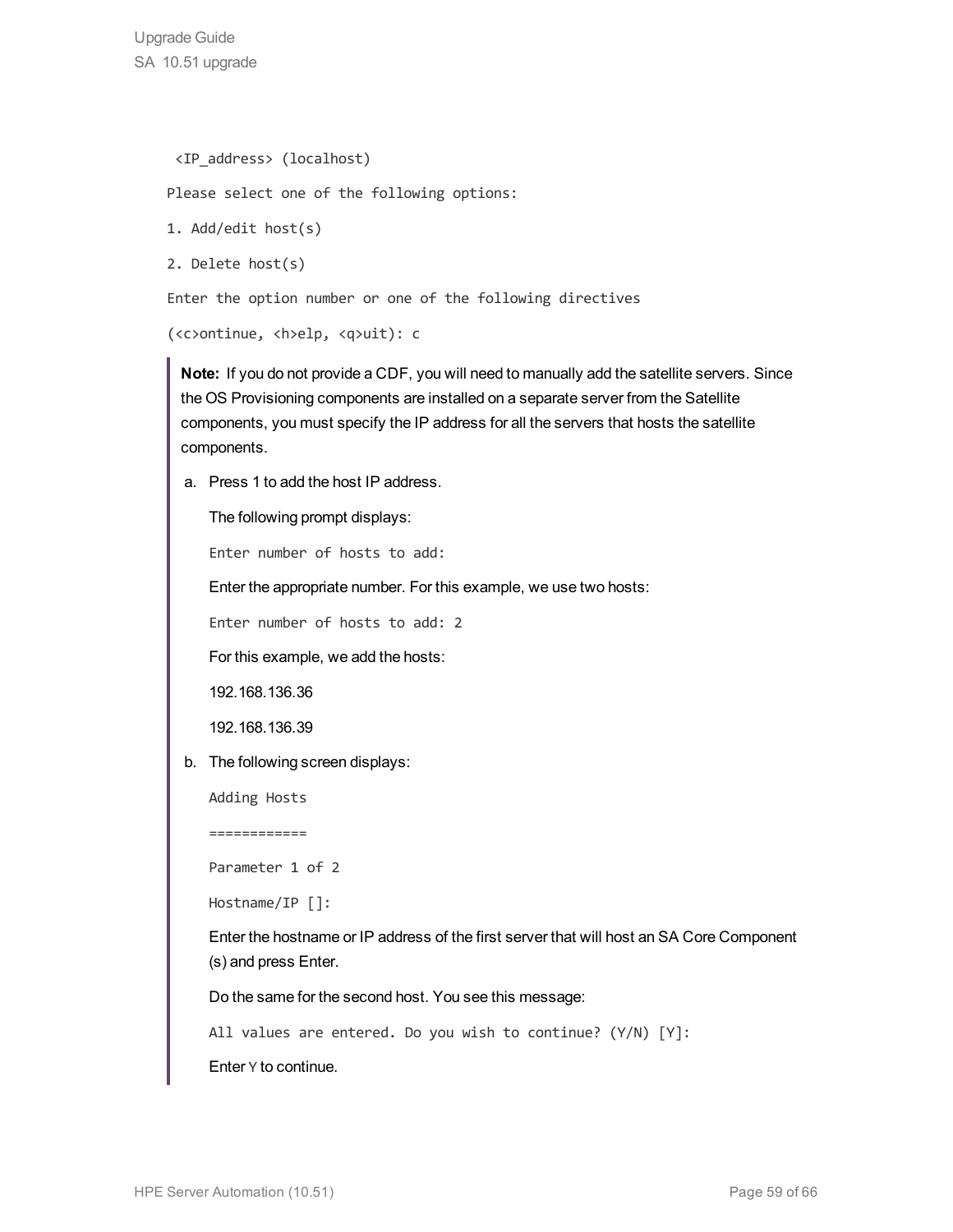```
<IP_address> (localhost)

Please select one of the following options:

1. Add/edit host(s)

2. Delete host(s)

Enter the option number or one of the following directives

(<c>ontinue, <h>elp, <q>uit): c
```

> **Note:** If you do not provide a CDF, you will need to manually add the satellite servers. Since the OS Provisioning components are installed on a separate server from the Satellite components, you must specify the IP address for all the servers that hosts the satellite components.
>
> a. Press 1 to add the host IP address.
>
>    The following prompt displays:
>
>    ```
>    Enter number of hosts to add:
>    ```
>
>    Enter the appropriate number. For this example, we use two hosts:
>
>    ```
>    Enter number of hosts to add: 2
>    ```
>
>    For this example, we add the hosts:
>
>    192.168.136.36
>
>    192.168.136.39
>
> b. The following screen displays:
>
>    ```
>    Adding Hosts
>
>    ============
>
>    Parameter 1 of 2
>
>    Hostname/IP []:
>    ```
>
>    Enter the hostname or IP address of the first server that will host an SA Core Component (s) and press Enter.
>
>    Do the same for the second host. You see this message:
>
>    ```
>    All values are entered. Do you wish to continue? (Y/N) [Y]:
>    ```
>
>    Enter `Y` to continue.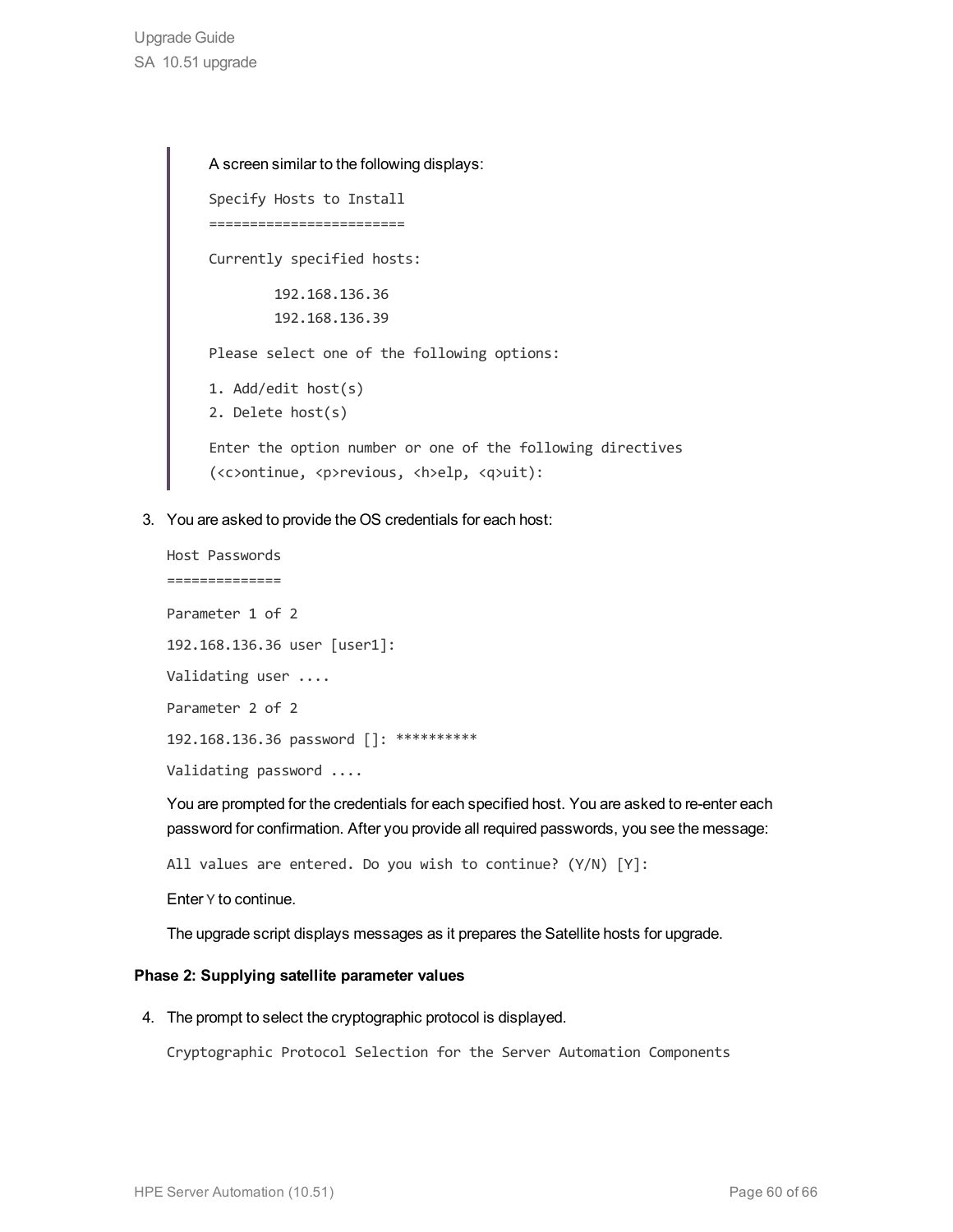> A screen similar to the following displays:
>
> ```
> Specify Hosts to Install
> ========================
>
> Currently specified hosts:
>
>         192.168.136.36
>         192.168.136.39
>
> Please select one of the following options:
>
> 1. Add/edit host(s)
> 2. Delete host(s)
>
> Enter the option number or one of the following directives
> (<c>ontinue, <p>revious, <h>elp, <q>uit):
> ```

3. You are asked to provide the OS credentials for each host:

   ```
   Host Passwords
   ==============

   Parameter 1 of 2

   192.168.136.36 user [user1]:

   Validating user ....

   Parameter 2 of 2

   192.168.136.36 password []: **********

   Validating password ....
   ```

   You are prompted for the credentials for each specified host. You are asked to re-enter each password for confirmation. After you provide all required passwords, you see the message:

   ```
   All values are entered. Do you wish to continue? (Y/N) [Y]:
   ```

   Enter `Y` to continue.

   The upgrade script displays messages as it prepares the Satellite hosts for upgrade.

**Phase 2: Supplying satellite parameter values**

4. The prompt to select the cryptographic protocol is displayed.

   ```
   Cryptographic Protocol Selection for the Server Automation Components
   ```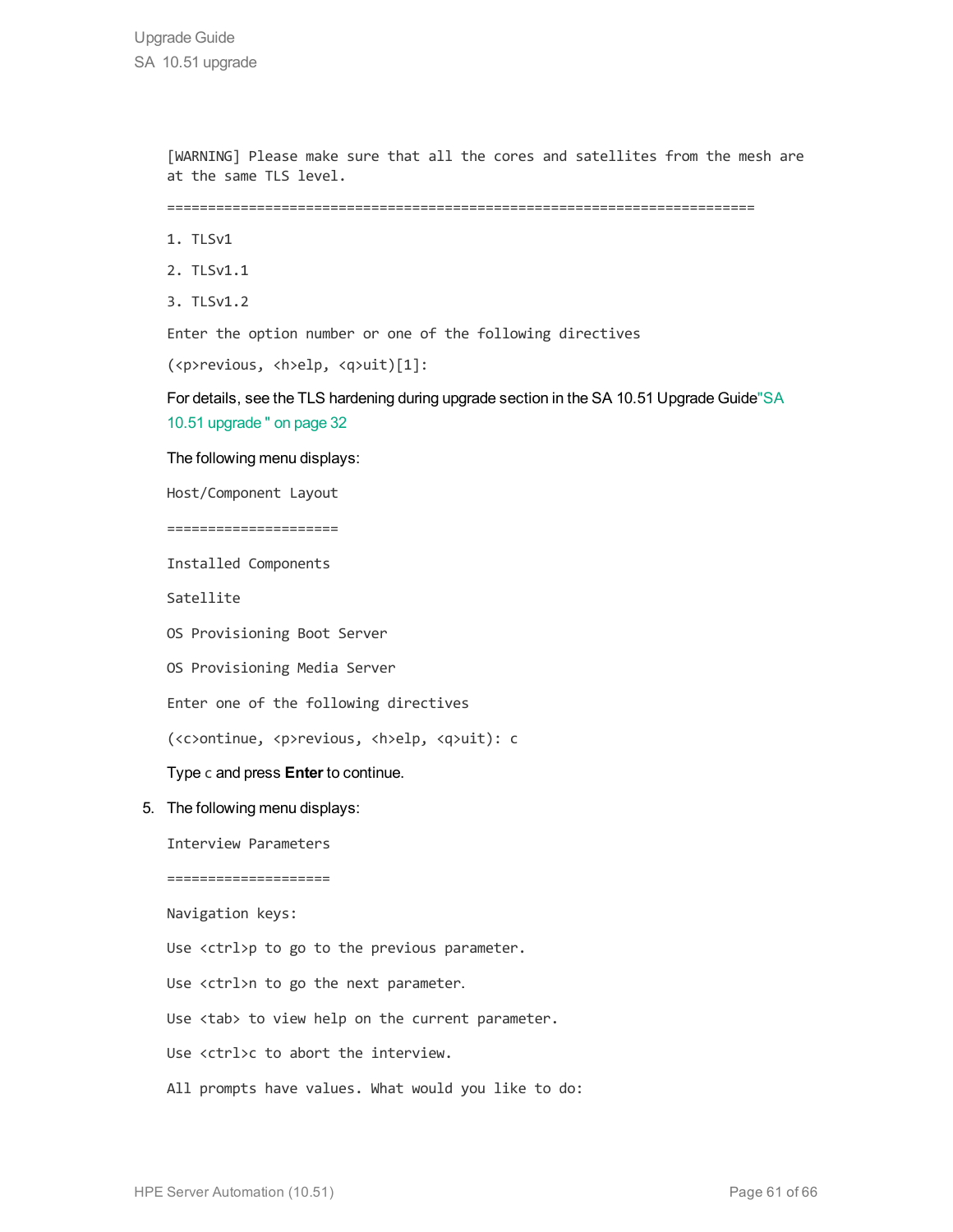```
[WARNING] Please make sure that all the cores and satellites from the mesh are at the same TLS level.

========================================================================

1. TLSv1

2. TLSv1.1

3. TLSv1.2

Enter the option number or one of the following directives

(<p>revious, <h>elp, <q>uit)[1]:
```

For details, see the TLS hardening during upgrade section in the SA 10.51 Upgrade Guide"SA 10.51 upgrade " on page 32

The following menu displays:

```
Host/Component Layout

=====================

Installed Components

Satellite

OS Provisioning Boot Server

OS Provisioning Media Server

Enter one of the following directives

(<c>ontinue, <p>revious, <h>elp, <q>uit): c
```

Type `c` and press **Enter** to continue.

5. The following menu displays:

```
Interview Parameters

====================

Navigation keys:

Use <ctrl>p to go to the previous parameter.

Use <ctrl>n to go the next parameter.

Use <tab> to view help on the current parameter.

Use <ctrl>c to abort the interview.

All prompts have values. What would you like to do:
```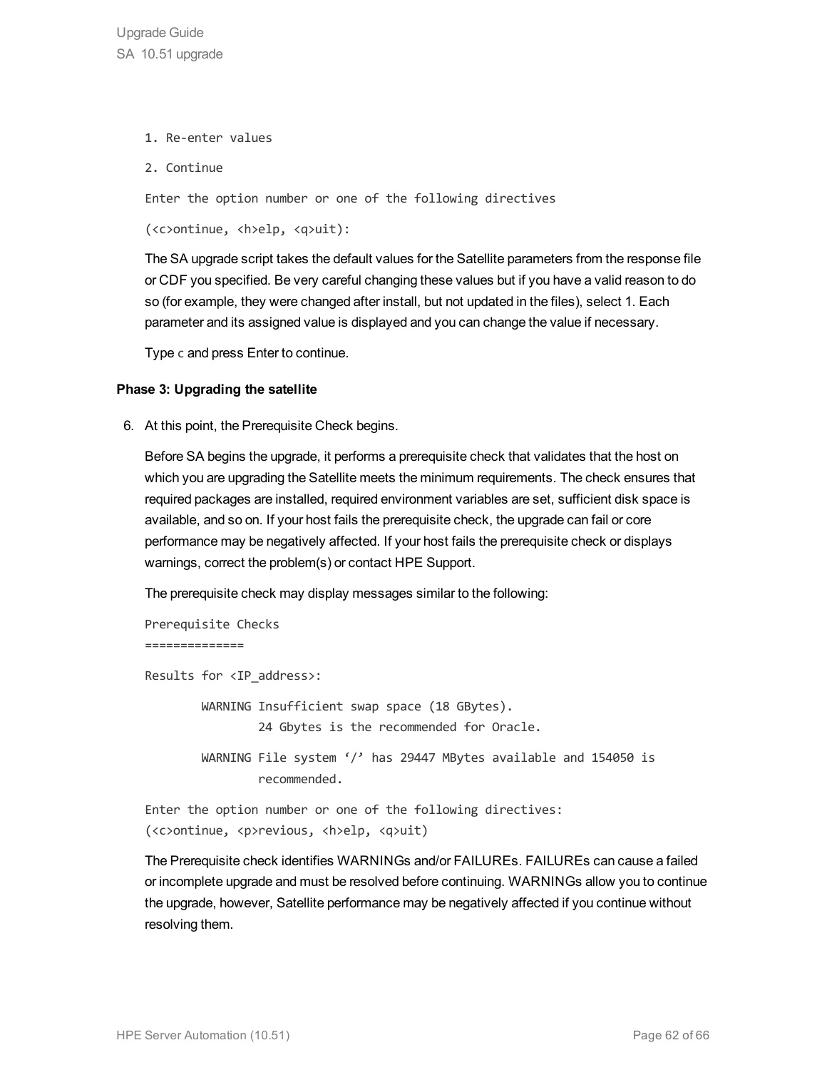```
1. Re-enter values

2. Continue

Enter the option number or one of the following directives

(<c>ontinue, <h>elp, <q>uit):
```

The SA upgrade script takes the default values for the Satellite parameters from the response file or CDF you specified. Be very careful changing these values but if you have a valid reason to do so (for example, they were changed after install, but not updated in the files), select 1. Each parameter and its assigned value is displayed and you can change the value if necessary.

Type `c` and press Enter to continue.

**Phase 3: Upgrading the satellite**

6. At this point, the Prerequisite Check begins.

   Before SA begins the upgrade, it performs a prerequisite check that validates that the host on which you are upgrading the Satellite meets the minimum requirements. The check ensures that required packages are installed, required environment variables are set, sufficient disk space is available, and so on. If your host fails the prerequisite check, the upgrade can fail or core performance may be negatively affected. If your host fails the prerequisite check or displays warnings, correct the problem(s) or contact HPE Support.

   The prerequisite check may display messages similar to the following:

   ```
   Prerequisite Checks
   ==============

   Results for <IP_address>:

           WARNING Insufficient swap space (18 GBytes).
                   24 Gbytes is the recommended for Oracle.

           WARNING File system '/' has 29447 MBytes available and 154050 is
                   recommended.

   Enter the option number or one of the following directives:
   (<c>ontinue, <p>revious, <h>elp, <q>uit)
   ```

   The Prerequisite check identifies WARNINGs and/or FAILUREs. FAILUREs can cause a failed or incomplete upgrade and must be resolved before continuing. WARNINGs allow you to continue the upgrade, however, Satellite performance may be negatively affected if you continue without resolving them.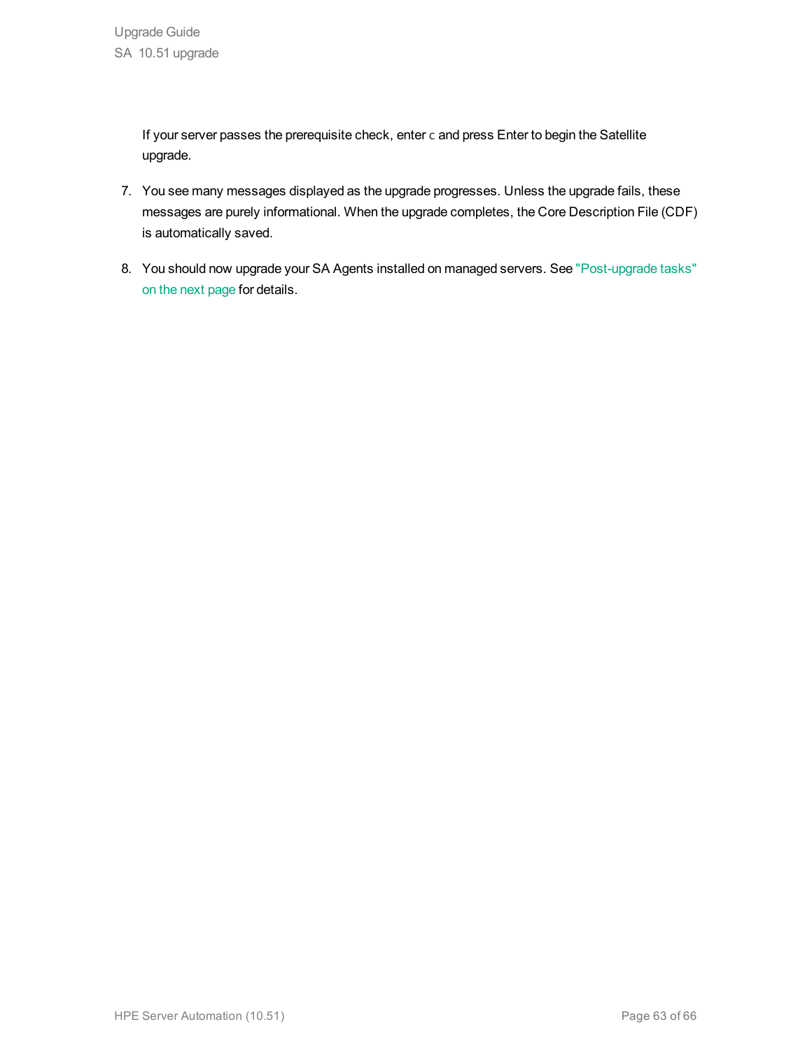If your server passes the prerequisite check, enter `c` and press Enter to begin the Satellite upgrade.

7. You see many messages displayed as the upgrade progresses. Unless the upgrade fails, these messages are purely informational. When the upgrade completes, the Core Description File (CDF) is automatically saved.

8. You should now upgrade your SA Agents installed on managed servers. See "Post-upgrade tasks" on the next page for details.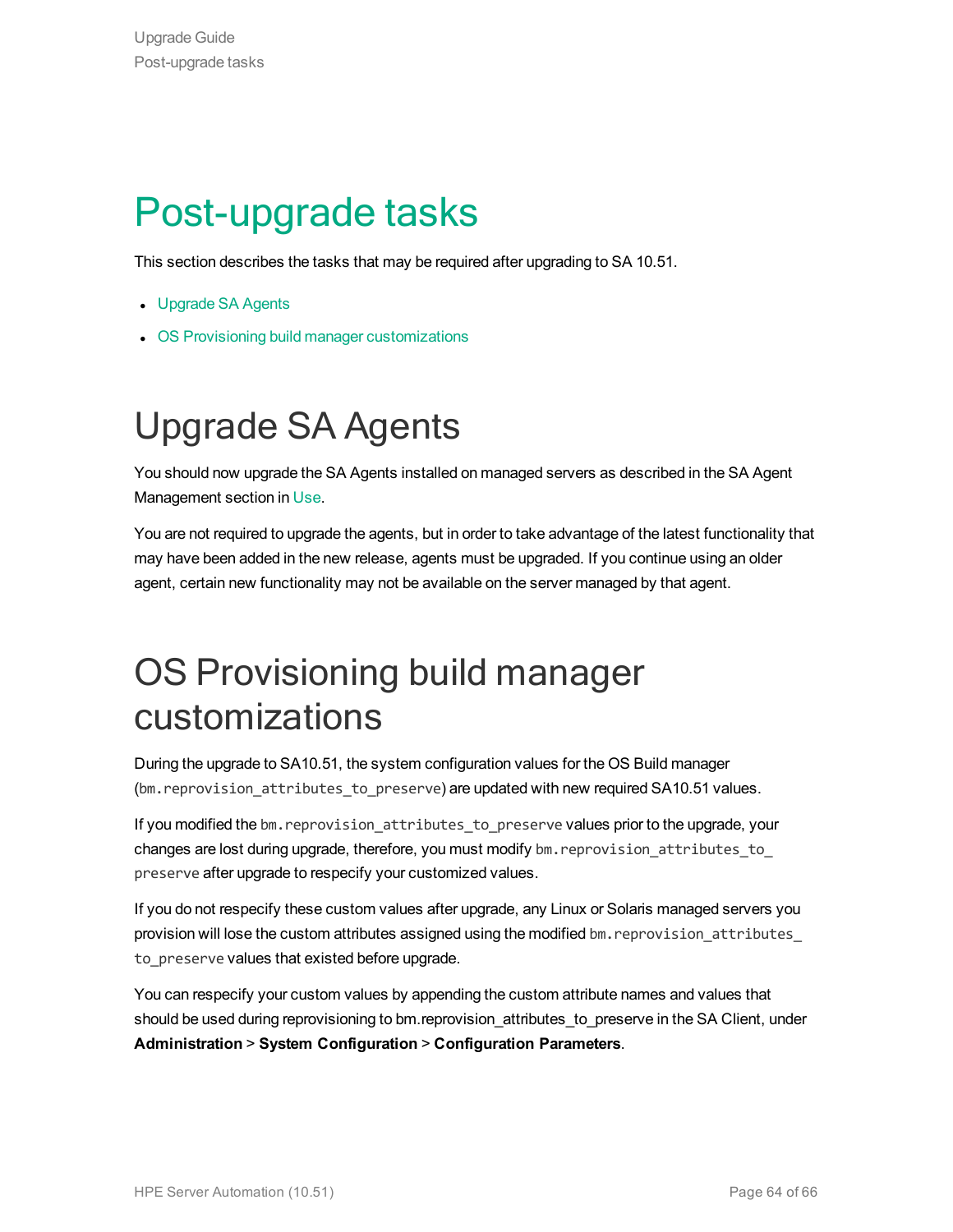# Post-upgrade tasks

This section describes the tasks that may be required after upgrading to SA 10.51.

- Upgrade SA Agents
- OS Provisioning build manager customizations

# Upgrade SA Agents

You should now upgrade the SA Agents installed on managed servers as described in the SA Agent Management section in Use.

You are not required to upgrade the agents, but in order to take advantage of the latest functionality that may have been added in the new release, agents must be upgraded. If you continue using an older agent, certain new functionality may not be available on the server managed by that agent.

# OS Provisioning build manager customizations

During the upgrade to SA10.51, the system configuration values for the OS Build manager (`bm.reprovision_attributes_to_preserve`) are updated with new required SA10.51 values.

If you modified the `bm.reprovision_attributes_to_preserve` values prior to the upgrade, your changes are lost during upgrade, therefore, you must modify `bm.reprovision_attributes_to_preserve` after upgrade to respecify your customized values.

If you do not respecify these custom values after upgrade, any Linux or Solaris managed servers you provision will lose the custom attributes assigned using the modified `bm.reprovision_attributes_to_preserve` values that existed before upgrade.

You can respecify your custom values by appending the custom attribute names and values that should be used during reprovisioning to bm.reprovision_attributes_to_preserve in the SA Client, under **Administration** > **System Configuration** > **Configuration Parameters**.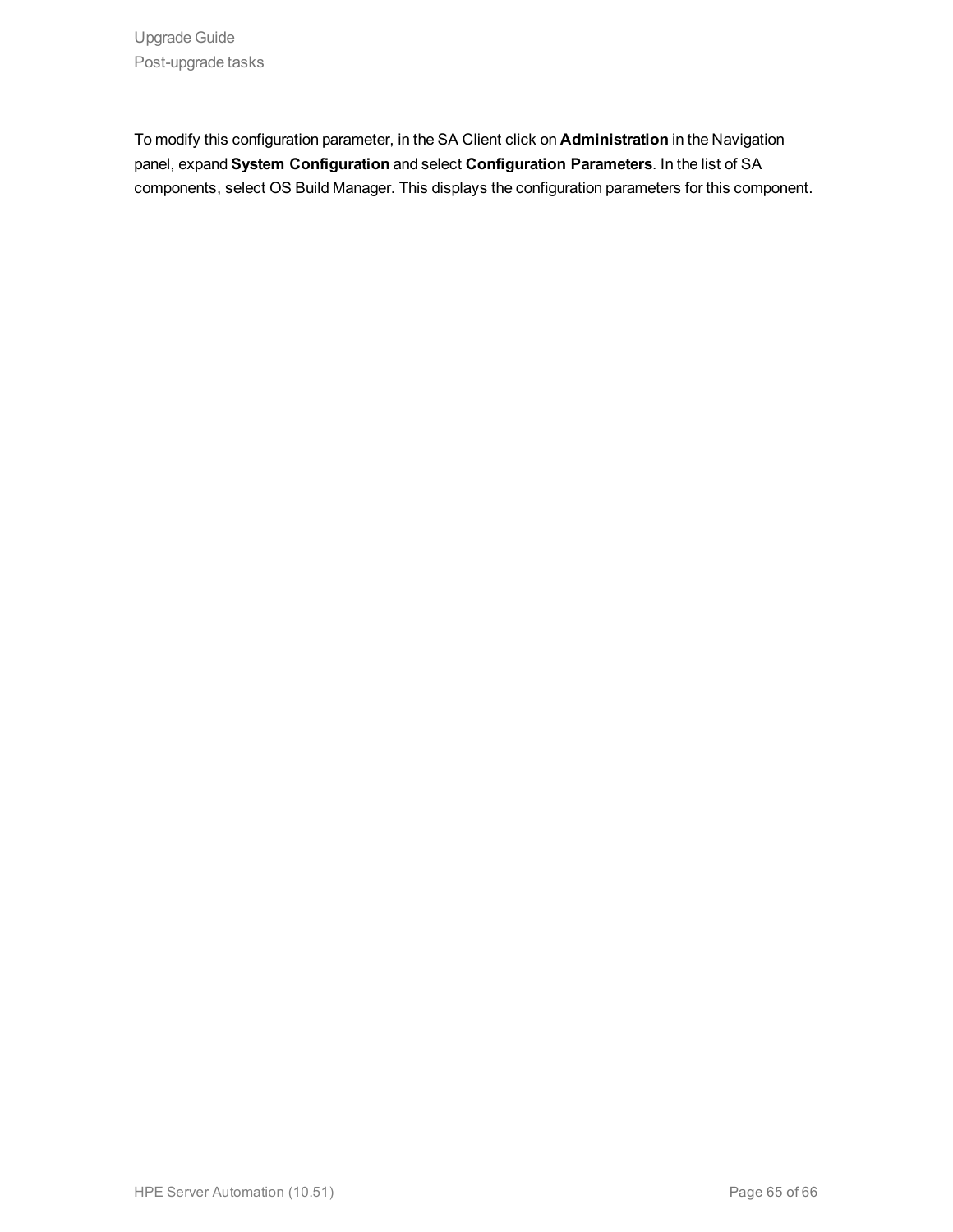To modify this configuration parameter, in the SA Client click on **Administration** in the Navigation panel, expand **System Configuration** and select **Configuration Parameters**. In the list of SA components, select OS Build Manager. This displays the configuration parameters for this component.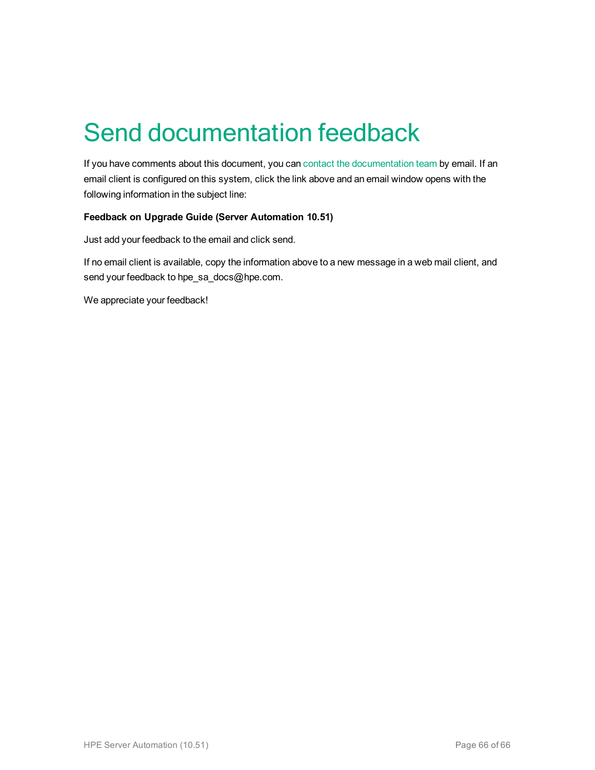# Send documentation feedback

If you have comments about this document, you can contact the documentation team by email. If an email client is configured on this system, click the link above and an email window opens with the following information in the subject line:

**Feedback on Upgrade Guide (Server Automation 10.51)**

Just add your feedback to the email and click send.

If no email client is available, copy the information above to a new message in a web mail client, and send your feedback to hpe_sa_docs@hpe.com.

We appreciate your feedback!